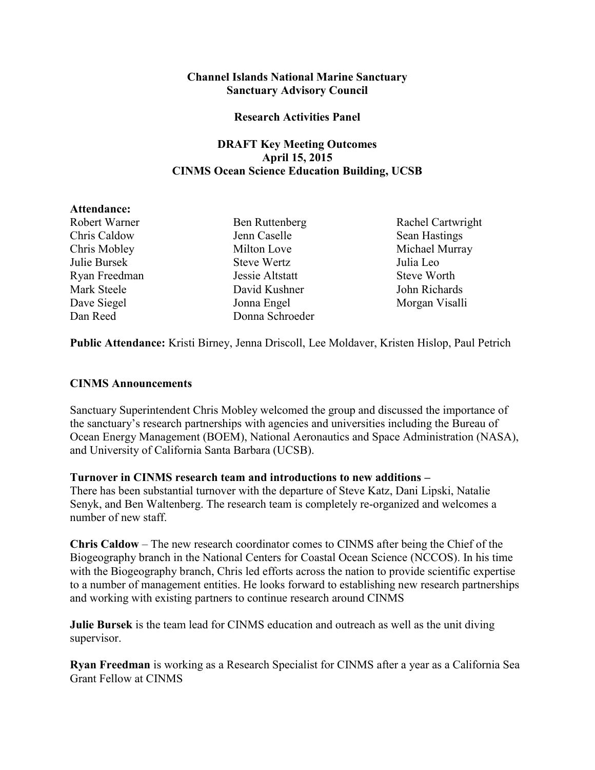**Channel Islands National Marine Sanctuary**
**Sanctuary Advisory Council**

**Research Activities Panel**

**DRAFT Key Meeting Outcomes**
**April 15, 2015**
**CINMS Ocean Science Education Building, UCSB**

**Attendance:**

Robert Warner
Chris Caldow
Chris Mobley
Julie Bursek
Ryan Freedman
Mark Steele
Dave Siegel
Dan Reed
Ben Ruttenberg
Jenn Caselle
Milton Love
Steve Wertz
Jessie Altstatt
David Kushner
Jonna Engel
Donna Schroeder
Rachel Cartwright
Sean Hastings
Michael Murray
Julia Leo
Steve Worth
John Richards
Morgan Visalli

**Public Attendance:** Kristi Birney, Jenna Driscoll, Lee Moldaver, Kristen Hislop, Paul Petrich

**CINMS Announcements**

Sanctuary Superintendent Chris Mobley welcomed the group and discussed the importance of the sanctuary's research partnerships with agencies and universities including the Bureau of Ocean Energy Management (BOEM), National Aeronautics and Space Administration (NASA), and University of California Santa Barbara (UCSB).

**Turnover in CINMS research team and introductions to new additions –**
There has been substantial turnover with the departure of Steve Katz, Dani Lipski, Natalie Senyk, and Ben Waltenberg. The research team is completely re-organized and welcomes a number of new staff.

**Chris Caldow** – The new research coordinator comes to CINMS after being the Chief of the Biogeography branch in the National Centers for Coastal Ocean Science (NCCOS). In his time with the Biogeography branch, Chris led efforts across the nation to provide scientific expertise to a number of management entities. He looks forward to establishing new research partnerships and working with existing partners to continue research around CINMS

**Julie Bursek** is the team lead for CINMS education and outreach as well as the unit diving supervisor.

**Ryan Freedman** is working as a Research Specialist for CINMS after a year as a California Sea Grant Fellow at CINMS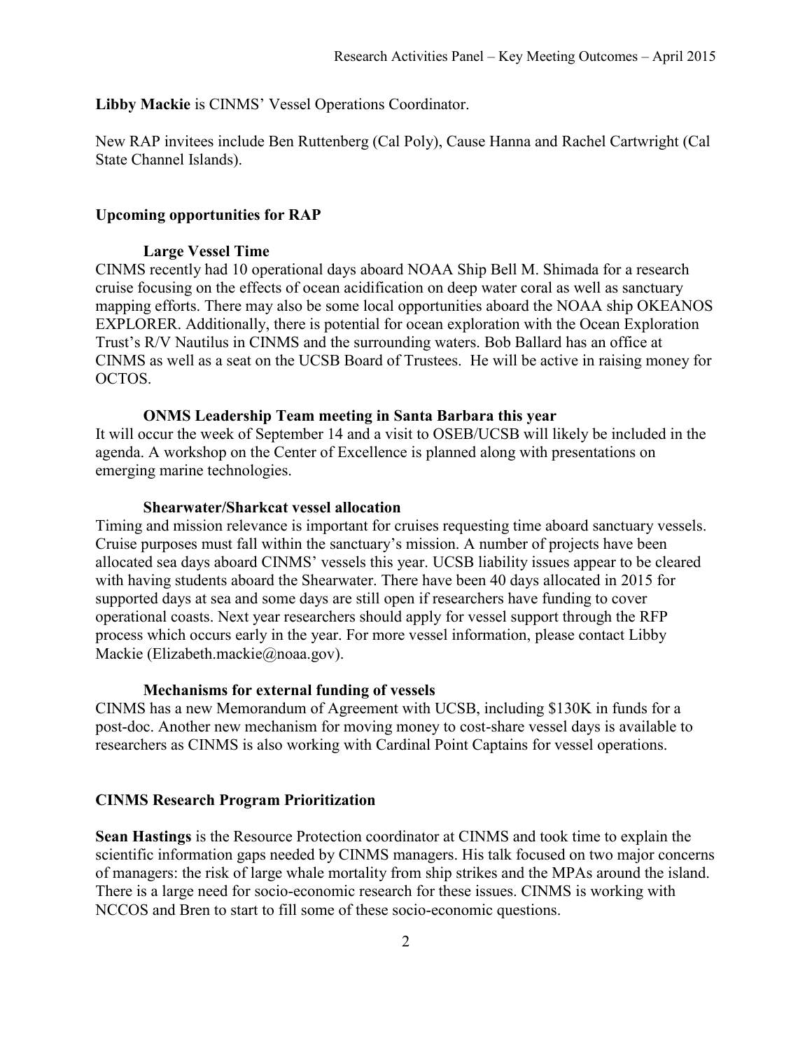**Libby Mackie** is CINMS' Vessel Operations Coordinator.

New RAP invitees include Ben Ruttenberg (Cal Poly), Cause Hanna and Rachel Cartwright (Cal State Channel Islands).

## Upcoming opportunities for RAP

### Large Vessel Time

CINMS recently had 10 operational days aboard NOAA Ship Bell M. Shimada for a research cruise focusing on the effects of ocean acidification on deep water coral as well as sanctuary mapping efforts. There may also be some local opportunities aboard the NOAA ship OKEANOS EXPLORER. Additionally, there is potential for ocean exploration with the Ocean Exploration Trust's R/V Nautilus in CINMS and the surrounding waters. Bob Ballard has an office at CINMS as well as a seat on the UCSB Board of Trustees. He will be active in raising money for OCTOS.

### ONMS Leadership Team meeting in Santa Barbara this year

It will occur the week of September 14 and a visit to OSEB/UCSB will likely be included in the agenda. A workshop on the Center of Excellence is planned along with presentations on emerging marine technologies.

### Shearwater/Sharkcat vessel allocation

Timing and mission relevance is important for cruises requesting time aboard sanctuary vessels. Cruise purposes must fall within the sanctuary's mission. A number of projects have been allocated sea days aboard CINMS' vessels this year. UCSB liability issues appear to be cleared with having students aboard the Shearwater. There have been 40 days allocated in 2015 for supported days at sea and some days are still open if researchers have funding to cover operational coasts. Next year researchers should apply for vessel support through the RFP process which occurs early in the year. For more vessel information, please contact Libby Mackie (Elizabeth.mackie@noaa.gov).

### Mechanisms for external funding of vessels

CINMS has a new Memorandum of Agreement with UCSB, including $130K in funds for a post-doc. Another new mechanism for moving money to cost-share vessel days is available to researchers as CINMS is also working with Cardinal Point Captains for vessel operations.

## CINMS Research Program Prioritization

**Sean Hastings** is the Resource Protection coordinator at CINMS and took time to explain the scientific information gaps needed by CINMS managers. His talk focused on two major concerns of managers: the risk of large whale mortality from ship strikes and the MPAs around the island. There is a large need for socio-economic research for these issues. CINMS is working with NCCOS and Bren to start to fill some of these socio-economic questions.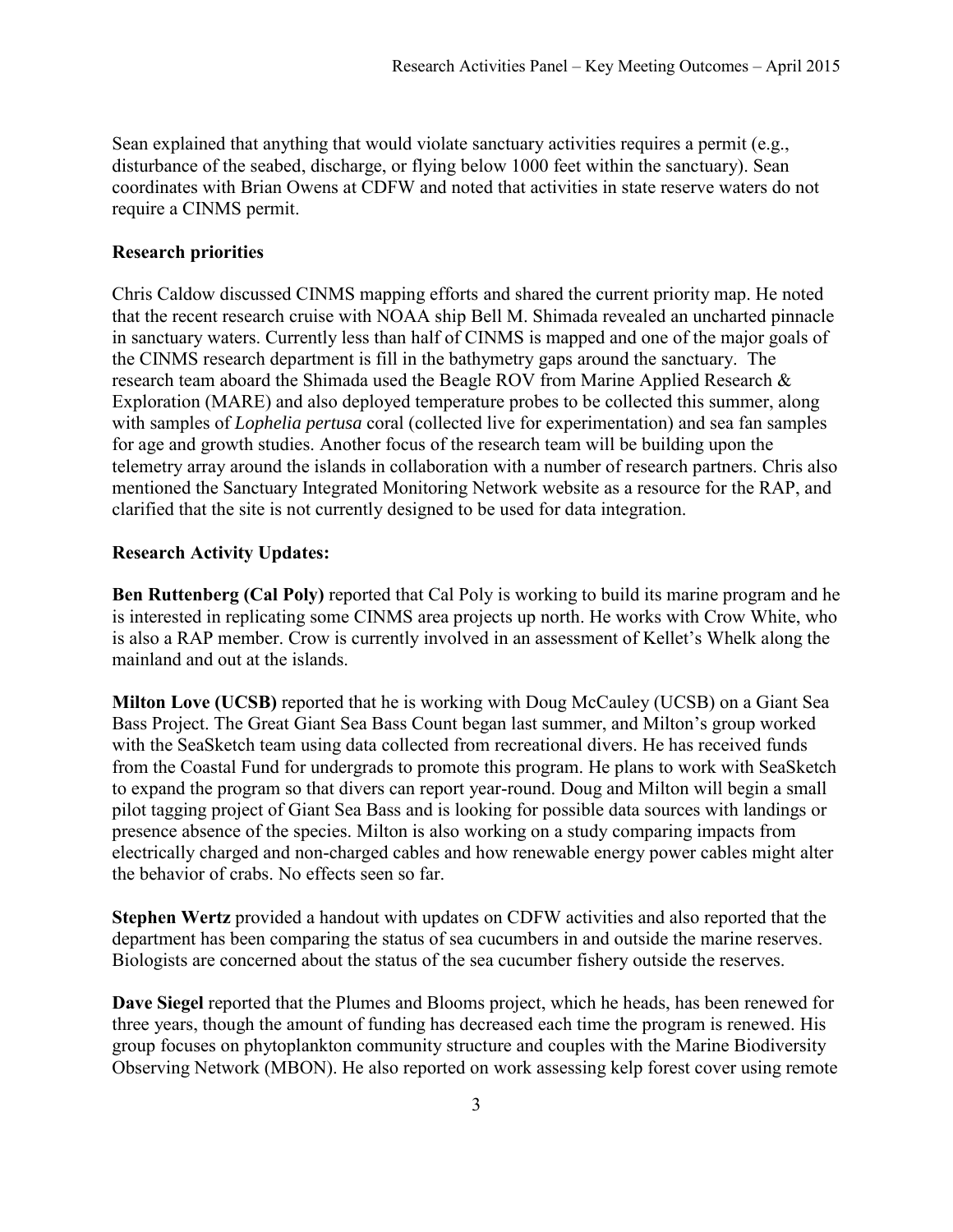Sean explained that anything that would violate sanctuary activities requires a permit (e.g., disturbance of the seabed, discharge, or flying below 1000 feet within the sanctuary). Sean coordinates with Brian Owens at CDFW and noted that activities in state reserve waters do not require a CINMS permit.

**Research priorities**

Chris Caldow discussed CINMS mapping efforts and shared the current priority map. He noted that the recent research cruise with NOAA ship Bell M. Shimada revealed an uncharted pinnacle in sanctuary waters. Currently less than half of CINMS is mapped and one of the major goals of the CINMS research department is fill in the bathymetry gaps around the sanctuary. The research team aboard the Shimada used the Beagle ROV from Marine Applied Research & Exploration (MARE) and also deployed temperature probes to be collected this summer, along with samples of *Lophelia pertusa* coral (collected live for experimentation) and sea fan samples for age and growth studies. Another focus of the research team will be building upon the telemetry array around the islands in collaboration with a number of research partners. Chris also mentioned the Sanctuary Integrated Monitoring Network website as a resource for the RAP, and clarified that the site is not currently designed to be used for data integration.

**Research Activity Updates:**

**Ben Ruttenberg (Cal Poly)** reported that Cal Poly is working to build its marine program and he is interested in replicating some CINMS area projects up north. He works with Crow White, who is also a RAP member. Crow is currently involved in an assessment of Kellet's Whelk along the mainland and out at the islands.

**Milton Love (UCSB)** reported that he is working with Doug McCauley (UCSB) on a Giant Sea Bass Project. The Great Giant Sea Bass Count began last summer, and Milton's group worked with the SeaSketch team using data collected from recreational divers. He has received funds from the Coastal Fund for undergrads to promote this program. He plans to work with SeaSketch to expand the program so that divers can report year-round. Doug and Milton will begin a small pilot tagging project of Giant Sea Bass and is looking for possible data sources with landings or presence absence of the species. Milton is also working on a study comparing impacts from electrically charged and non-charged cables and how renewable energy power cables might alter the behavior of crabs. No effects seen so far.

**Stephen Wertz** provided a handout with updates on CDFW activities and also reported that the department has been comparing the status of sea cucumbers in and outside the marine reserves. Biologists are concerned about the status of the sea cucumber fishery outside the reserves.

**Dave Siegel** reported that the Plumes and Blooms project, which he heads, has been renewed for three years, though the amount of funding has decreased each time the program is renewed. His group focuses on phytoplankton community structure and couples with the Marine Biodiversity Observing Network (MBON). He also reported on work assessing kelp forest cover using remote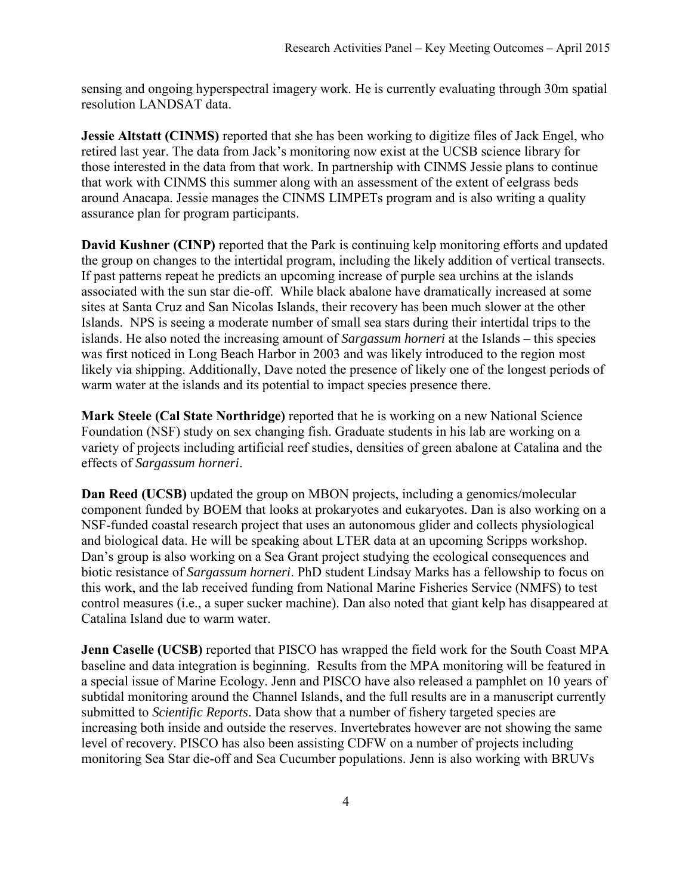sensing and ongoing hyperspectral imagery work. He is currently evaluating through 30m spatial resolution LANDSAT data.

**Jessie Altstatt (CINMS)** reported that she has been working to digitize files of Jack Engel, who retired last year. The data from Jack's monitoring now exist at the UCSB science library for those interested in the data from that work. In partnership with CINMS Jessie plans to continue that work with CINMS this summer along with an assessment of the extent of eelgrass beds around Anacapa. Jessie manages the CINMS LIMPETs program and is also writing a quality assurance plan for program participants.

**David Kushner (CINP)** reported that the Park is continuing kelp monitoring efforts and updated the group on changes to the intertidal program, including the likely addition of vertical transects. If past patterns repeat he predicts an upcoming increase of purple sea urchins at the islands associated with the sun star die-off. While black abalone have dramatically increased at some sites at Santa Cruz and San Nicolas Islands, their recovery has been much slower at the other Islands. NPS is seeing a moderate number of small sea stars during their intertidal trips to the islands. He also noted the increasing amount of *Sargassum horneri* at the Islands – this species was first noticed in Long Beach Harbor in 2003 and was likely introduced to the region most likely via shipping. Additionally, Dave noted the presence of likely one of the longest periods of warm water at the islands and its potential to impact species presence there.

**Mark Steele (Cal State Northridge)** reported that he is working on a new National Science Foundation (NSF) study on sex changing fish. Graduate students in his lab are working on a variety of projects including artificial reef studies, densities of green abalone at Catalina and the effects of *Sargassum horneri*.

**Dan Reed (UCSB)** updated the group on MBON projects, including a genomics/molecular component funded by BOEM that looks at prokaryotes and eukaryotes. Dan is also working on a NSF-funded coastal research project that uses an autonomous glider and collects physiological and biological data. He will be speaking about LTER data at an upcoming Scripps workshop. Dan's group is also working on a Sea Grant project studying the ecological consequences and biotic resistance of *Sargassum horneri*. PhD student Lindsay Marks has a fellowship to focus on this work, and the lab received funding from National Marine Fisheries Service (NMFS) to test control measures (i.e., a super sucker machine). Dan also noted that giant kelp has disappeared at Catalina Island due to warm water.

**Jenn Caselle (UCSB)** reported that PISCO has wrapped the field work for the South Coast MPA baseline and data integration is beginning. Results from the MPA monitoring will be featured in a special issue of Marine Ecology. Jenn and PISCO have also released a pamphlet on 10 years of subtidal monitoring around the Channel Islands, and the full results are in a manuscript currently submitted to *Scientific Reports*. Data show that a number of fishery targeted species are increasing both inside and outside the reserves. Invertebrates however are not showing the same level of recovery. PISCO has also been assisting CDFW on a number of projects including monitoring Sea Star die-off and Sea Cucumber populations. Jenn is also working with BRUVs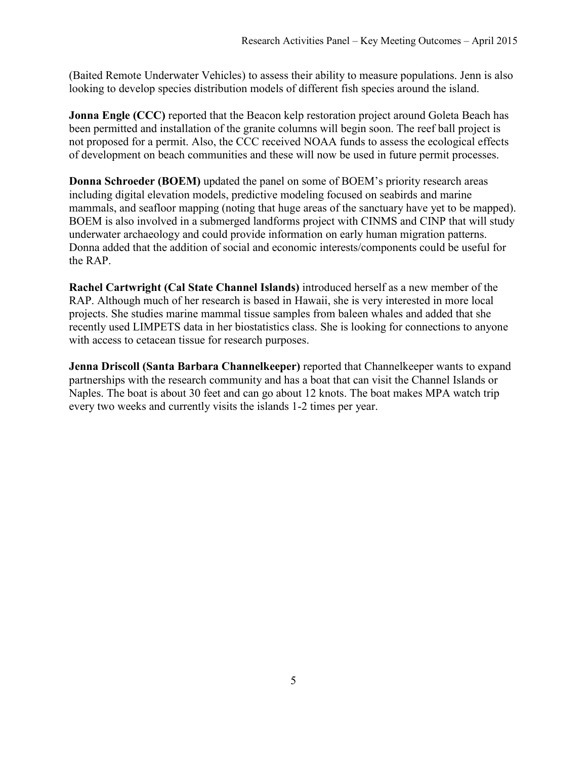(Baited Remote Underwater Vehicles) to assess their ability to measure populations. Jenn is also looking to develop species distribution models of different fish species around the island.

**Jonna Engle (CCC)** reported that the Beacon kelp restoration project around Goleta Beach has been permitted and installation of the granite columns will begin soon. The reef ball project is not proposed for a permit. Also, the CCC received NOAA funds to assess the ecological effects of development on beach communities and these will now be used in future permit processes.

**Donna Schroeder (BOEM)** updated the panel on some of BOEM's priority research areas including digital elevation models, predictive modeling focused on seabirds and marine mammals, and seafloor mapping (noting that huge areas of the sanctuary have yet to be mapped). BOEM is also involved in a submerged landforms project with CINMS and CINP that will study underwater archaeology and could provide information on early human migration patterns. Donna added that the addition of social and economic interests/components could be useful for the RAP.

**Rachel Cartwright (Cal State Channel Islands)** introduced herself as a new member of the RAP. Although much of her research is based in Hawaii, she is very interested in more local projects. She studies marine mammal tissue samples from baleen whales and added that she recently used LIMPETS data in her biostatistics class. She is looking for connections to anyone with access to cetacean tissue for research purposes.

**Jenna Driscoll (Santa Barbara Channelkeeper)** reported that Channelkeeper wants to expand partnerships with the research community and has a boat that can visit the Channel Islands or Naples. The boat is about 30 feet and can go about 12 knots. The boat makes MPA watch trip every two weeks and currently visits the islands 1-2 times per year.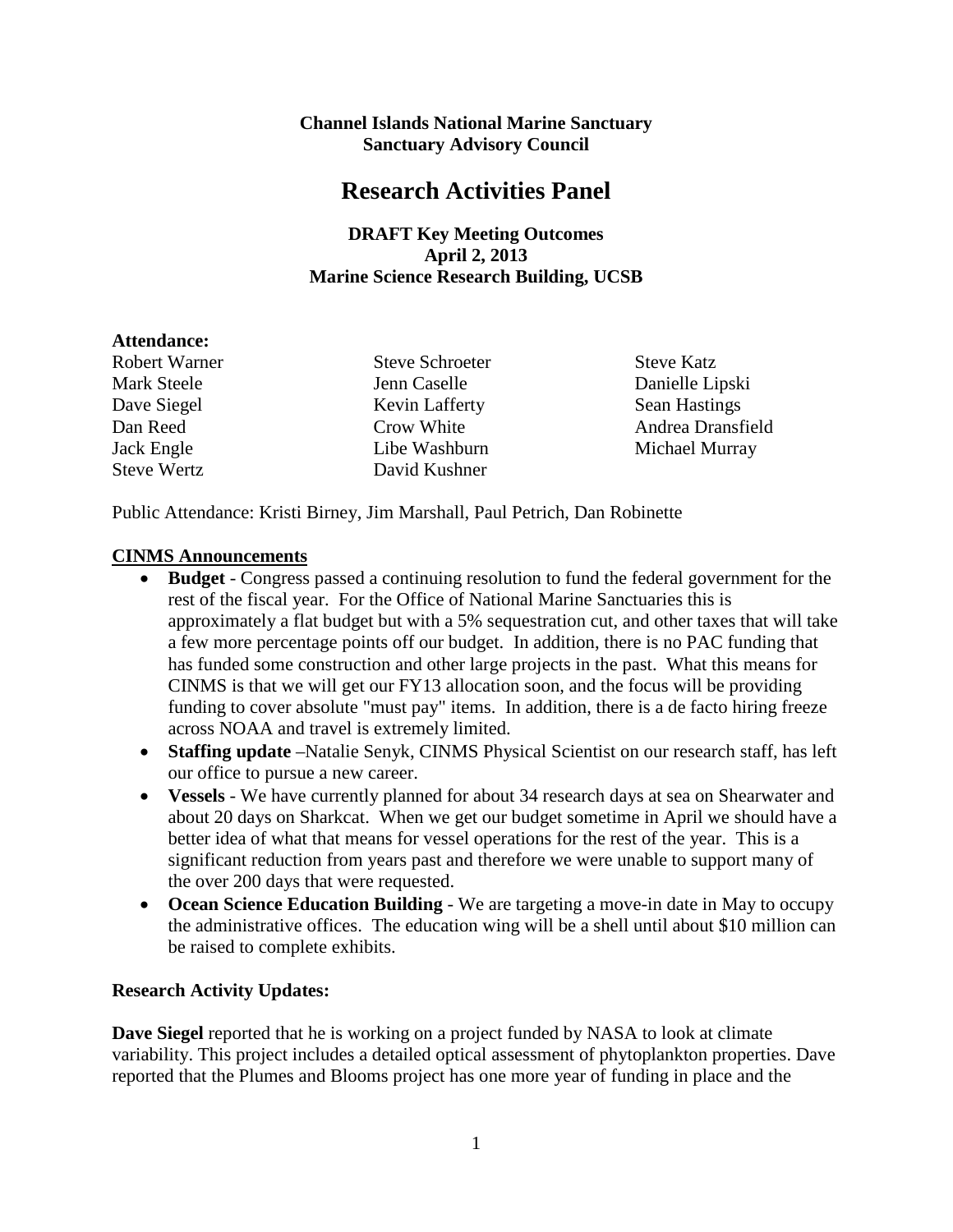**Channel Islands National Marine Sanctuary**
**Sanctuary Advisory Council**

# Research Activities Panel

**DRAFT Key Meeting Outcomes**
**April 2, 2013**
**Marine Science Research Building, UCSB**

**Attendance:**

| | | |
|---|---|---|
| Robert Warner | Steve Schroeter | Steve Katz |
| Mark Steele | Jenn Caselle | Danielle Lipski |
| Dave Siegel | Kevin Lafferty | Sean Hastings |
| Dan Reed | Crow White | Andrea Dransfield |
| Jack Engle | Libe Washburn | Michael Murray |
| Steve Wertz | David Kushner | |

Public Attendance: Kristi Birney, Jim Marshall, Paul Petrich, Dan Robinette

**CINMS Announcements**

- **Budget** - Congress passed a continuing resolution to fund the federal government for the rest of the fiscal year. For the Office of National Marine Sanctuaries this is approximately a flat budget but with a 5% sequestration cut, and other taxes that will take a few more percentage points off our budget. In addition, there is no PAC funding that has funded some construction and other large projects in the past. What this means for CINMS is that we will get our FY13 allocation soon, and the focus will be providing funding to cover absolute "must pay" items. In addition, there is a de facto hiring freeze across NOAA and travel is extremely limited.
- **Staffing update** –Natalie Senyk, CINMS Physical Scientist on our research staff, has left our office to pursue a new career.
- **Vessels** - We have currently planned for about 34 research days at sea on Shearwater and about 20 days on Sharkcat. When we get our budget sometime in April we should have a better idea of what that means for vessel operations for the rest of the year. This is a significant reduction from years past and therefore we were unable to support many of the over 200 days that were requested.
- **Ocean Science Education Building** - We are targeting a move-in date in May to occupy the administrative offices. The education wing will be a shell until about $10 million can be raised to complete exhibits.

**Research Activity Updates:**

**Dave Siegel** reported that he is working on a project funded by NASA to look at climate variability. This project includes a detailed optical assessment of phytoplankton properties. Dave reported that the Plumes and Blooms project has one more year of funding in place and the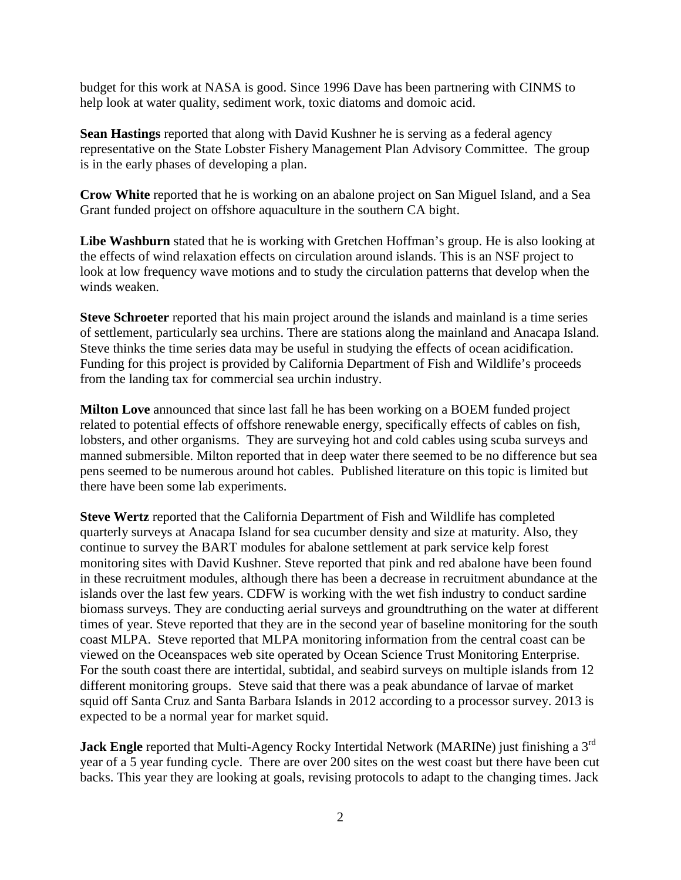budget for this work at NASA is good. Since 1996 Dave has been partnering with CINMS to help look at water quality, sediment work, toxic diatoms and domoic acid.

**Sean Hastings** reported that along with David Kushner he is serving as a federal agency representative on the State Lobster Fishery Management Plan Advisory Committee. The group is in the early phases of developing a plan.

**Crow White** reported that he is working on an abalone project on San Miguel Island, and a Sea Grant funded project on offshore aquaculture in the southern CA bight.

**Libe Washburn** stated that he is working with Gretchen Hoffman's group. He is also looking at the effects of wind relaxation effects on circulation around islands. This is an NSF project to look at low frequency wave motions and to study the circulation patterns that develop when the winds weaken.

**Steve Schroeter** reported that his main project around the islands and mainland is a time series of settlement, particularly sea urchins. There are stations along the mainland and Anacapa Island. Steve thinks the time series data may be useful in studying the effects of ocean acidification. Funding for this project is provided by California Department of Fish and Wildlife's proceeds from the landing tax for commercial sea urchin industry.

**Milton Love** announced that since last fall he has been working on a BOEM funded project related to potential effects of offshore renewable energy, specifically effects of cables on fish, lobsters, and other organisms. They are surveying hot and cold cables using scuba surveys and manned submersible. Milton reported that in deep water there seemed to be no difference but sea pens seemed to be numerous around hot cables. Published literature on this topic is limited but there have been some lab experiments.

**Steve Wertz** reported that the California Department of Fish and Wildlife has completed quarterly surveys at Anacapa Island for sea cucumber density and size at maturity. Also, they continue to survey the BART modules for abalone settlement at park service kelp forest monitoring sites with David Kushner. Steve reported that pink and red abalone have been found in these recruitment modules, although there has been a decrease in recruitment abundance at the islands over the last few years. CDFW is working with the wet fish industry to conduct sardine biomass surveys. They are conducting aerial surveys and groundtruthing on the water at different times of year. Steve reported that they are in the second year of baseline monitoring for the south coast MLPA. Steve reported that MLPA monitoring information from the central coast can be viewed on the Oceanspaces web site operated by Ocean Science Trust Monitoring Enterprise. For the south coast there are intertidal, subtidal, and seabird surveys on multiple islands from 12 different monitoring groups. Steve said that there was a peak abundance of larvae of market squid off Santa Cruz and Santa Barbara Islands in 2012 according to a processor survey. 2013 is expected to be a normal year for market squid.

**Jack Engle** reported that Multi-Agency Rocky Intertidal Network (MARINe) just finishing a 3rd year of a 5 year funding cycle. There are over 200 sites on the west coast but there have been cut backs. This year they are looking at goals, revising protocols to adapt to the changing times. Jack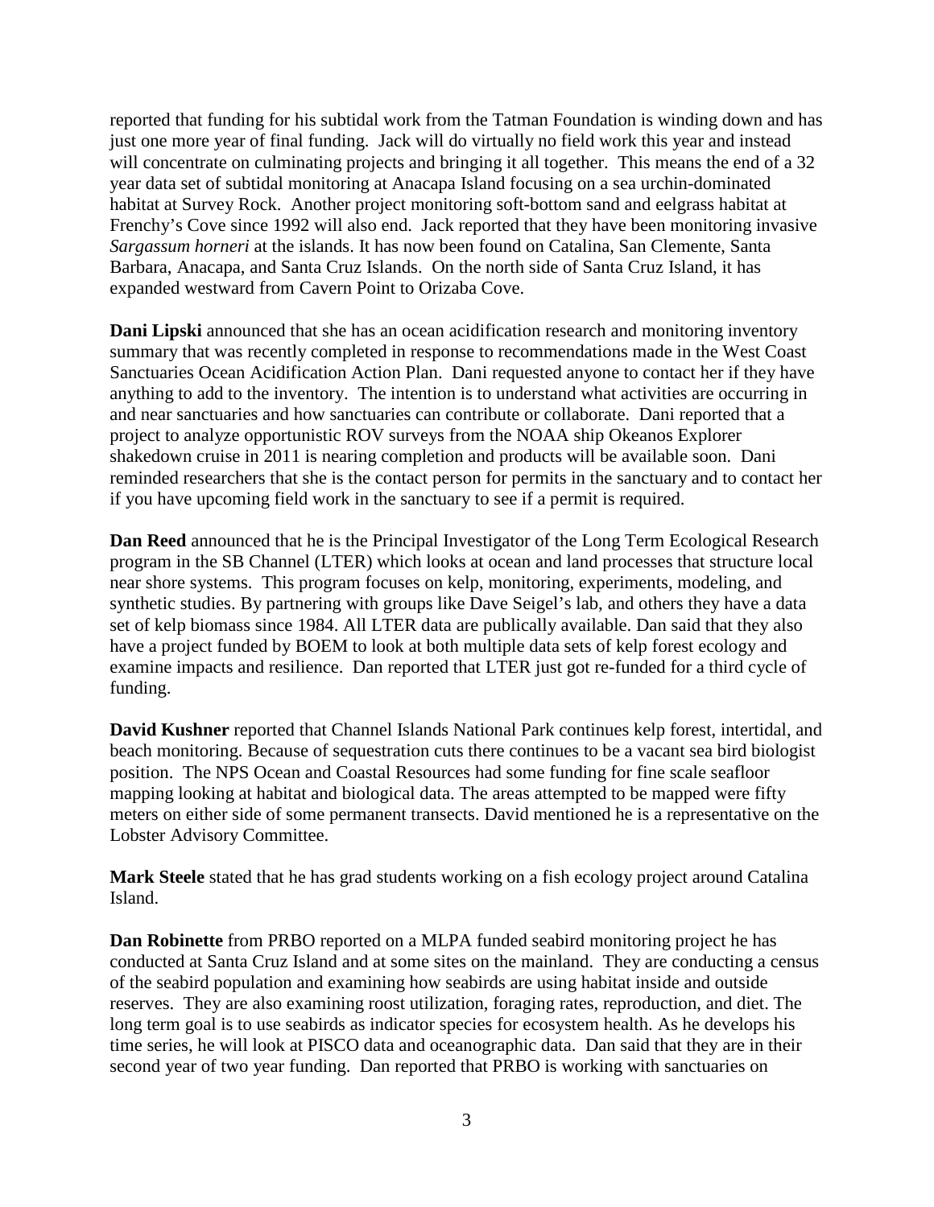reported that funding for his subtidal work from the Tatman Foundation is winding down and has just one more year of final funding. Jack will do virtually no field work this year and instead will concentrate on culminating projects and bringing it all together. This means the end of a 32 year data set of subtidal monitoring at Anacapa Island focusing on a sea urchin-dominated habitat at Survey Rock. Another project monitoring soft-bottom sand and eelgrass habitat at Frenchy's Cove since 1992 will also end. Jack reported that they have been monitoring invasive *Sargassum horneri* at the islands. It has now been found on Catalina, San Clemente, Santa Barbara, Anacapa, and Santa Cruz Islands. On the north side of Santa Cruz Island, it has expanded westward from Cavern Point to Orizaba Cove.

**Dani Lipski** announced that she has an ocean acidification research and monitoring inventory summary that was recently completed in response to recommendations made in the West Coast Sanctuaries Ocean Acidification Action Plan. Dani requested anyone to contact her if they have anything to add to the inventory. The intention is to understand what activities are occurring in and near sanctuaries and how sanctuaries can contribute or collaborate. Dani reported that a project to analyze opportunistic ROV surveys from the NOAA ship Okeanos Explorer shakedown cruise in 2011 is nearing completion and products will be available soon. Dani reminded researchers that she is the contact person for permits in the sanctuary and to contact her if you have upcoming field work in the sanctuary to see if a permit is required.

**Dan Reed** announced that he is the Principal Investigator of the Long Term Ecological Research program in the SB Channel (LTER) which looks at ocean and land processes that structure local near shore systems. This program focuses on kelp, monitoring, experiments, modeling, and synthetic studies. By partnering with groups like Dave Seigel's lab, and others they have a data set of kelp biomass since 1984. All LTER data are publically available. Dan said that they also have a project funded by BOEM to look at both multiple data sets of kelp forest ecology and examine impacts and resilience. Dan reported that LTER just got re-funded for a third cycle of funding.

**David Kushner** reported that Channel Islands National Park continues kelp forest, intertidal, and beach monitoring. Because of sequestration cuts there continues to be a vacant sea bird biologist position. The NPS Ocean and Coastal Resources had some funding for fine scale seafloor mapping looking at habitat and biological data. The areas attempted to be mapped were fifty meters on either side of some permanent transects. David mentioned he is a representative on the Lobster Advisory Committee.

**Mark Steele** stated that he has grad students working on a fish ecology project around Catalina Island.

**Dan Robinette** from PRBO reported on a MLPA funded seabird monitoring project he has conducted at Santa Cruz Island and at some sites on the mainland. They are conducting a census of the seabird population and examining how seabirds are using habitat inside and outside reserves. They are also examining roost utilization, foraging rates, reproduction, and diet. The long term goal is to use seabirds as indicator species for ecosystem health. As he develops his time series, he will look at PISCO data and oceanographic data. Dan said that they are in their second year of two year funding. Dan reported that PRBO is working with sanctuaries on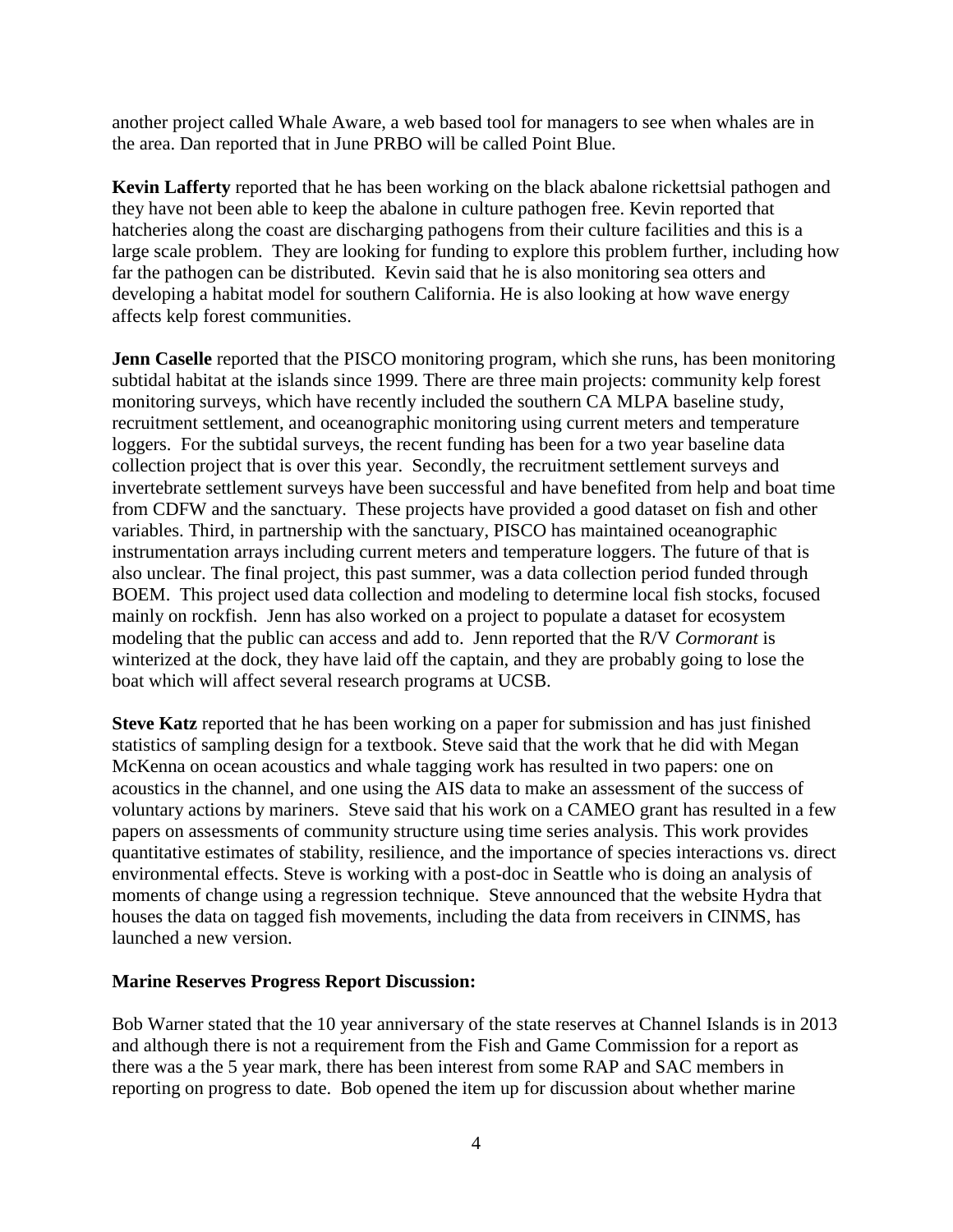another project called Whale Aware, a web based tool for managers to see when whales are in the area. Dan reported that in June PRBO will be called Point Blue.

**Kevin Lafferty** reported that he has been working on the black abalone rickettsial pathogen and they have not been able to keep the abalone in culture pathogen free. Kevin reported that hatcheries along the coast are discharging pathogens from their culture facilities and this is a large scale problem. They are looking for funding to explore this problem further, including how far the pathogen can be distributed. Kevin said that he is also monitoring sea otters and developing a habitat model for southern California. He is also looking at how wave energy affects kelp forest communities.

**Jenn Caselle** reported that the PISCO monitoring program, which she runs, has been monitoring subtidal habitat at the islands since 1999. There are three main projects: community kelp forest monitoring surveys, which have recently included the southern CA MLPA baseline study, recruitment settlement, and oceanographic monitoring using current meters and temperature loggers. For the subtidal surveys, the recent funding has been for a two year baseline data collection project that is over this year. Secondly, the recruitment settlement surveys and invertebrate settlement surveys have been successful and have benefited from help and boat time from CDFW and the sanctuary. These projects have provided a good dataset on fish and other variables. Third, in partnership with the sanctuary, PISCO has maintained oceanographic instrumentation arrays including current meters and temperature loggers. The future of that is also unclear. The final project, this past summer, was a data collection period funded through BOEM. This project used data collection and modeling to determine local fish stocks, focused mainly on rockfish. Jenn has also worked on a project to populate a dataset for ecosystem modeling that the public can access and add to. Jenn reported that the R/V *Cormorant* is winterized at the dock, they have laid off the captain, and they are probably going to lose the boat which will affect several research programs at UCSB.

**Steve Katz** reported that he has been working on a paper for submission and has just finished statistics of sampling design for a textbook. Steve said that the work that he did with Megan McKenna on ocean acoustics and whale tagging work has resulted in two papers: one on acoustics in the channel, and one using the AIS data to make an assessment of the success of voluntary actions by mariners. Steve said that his work on a CAMEO grant has resulted in a few papers on assessments of community structure using time series analysis. This work provides quantitative estimates of stability, resilience, and the importance of species interactions vs. direct environmental effects. Steve is working with a post-doc in Seattle who is doing an analysis of moments of change using a regression technique. Steve announced that the website Hydra that houses the data on tagged fish movements, including the data from receivers in CINMS, has launched a new version.

**Marine Reserves Progress Report Discussion:**

Bob Warner stated that the 10 year anniversary of the state reserves at Channel Islands is in 2013 and although there is not a requirement from the Fish and Game Commission for a report as there was a the 5 year mark, there has been interest from some RAP and SAC members in reporting on progress to date. Bob opened the item up for discussion about whether marine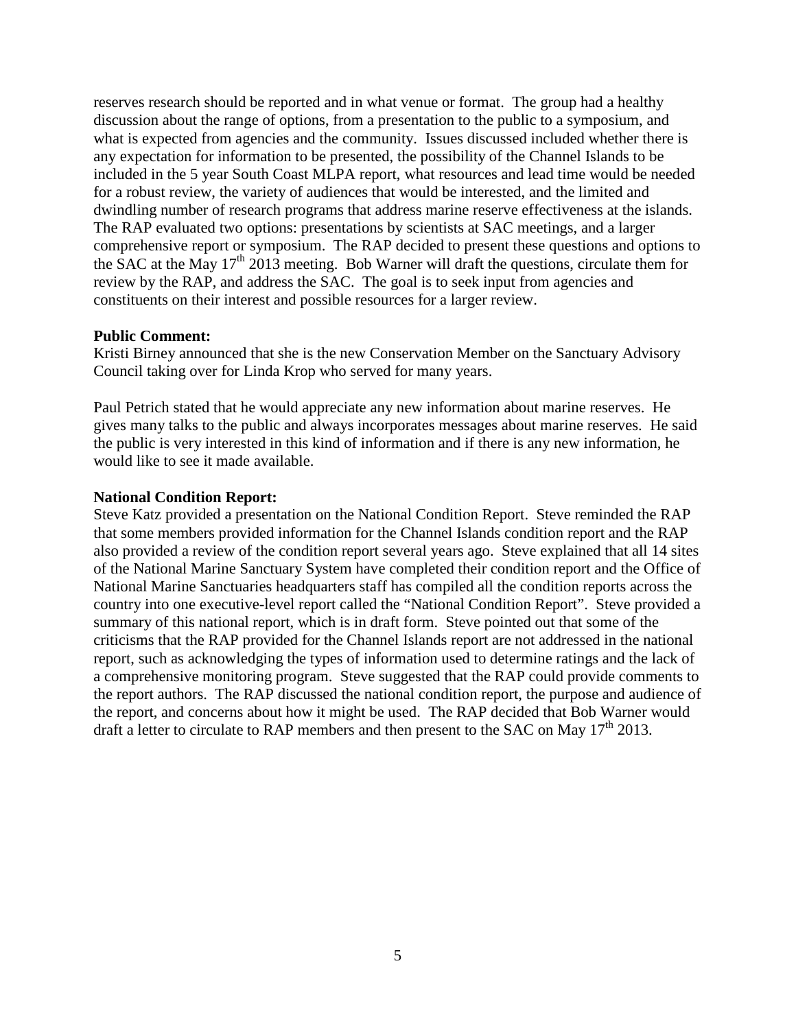reserves research should be reported and in what venue or format. The group had a healthy discussion about the range of options, from a presentation to the public to a symposium, and what is expected from agencies and the community. Issues discussed included whether there is any expectation for information to be presented, the possibility of the Channel Islands to be included in the 5 year South Coast MLPA report, what resources and lead time would be needed for a robust review, the variety of audiences that would be interested, and the limited and dwindling number of research programs that address marine reserve effectiveness at the islands. The RAP evaluated two options: presentations by scientists at SAC meetings, and a larger comprehensive report or symposium. The RAP decided to present these questions and options to the SAC at the May 17th 2013 meeting. Bob Warner will draft the questions, circulate them for review by the RAP, and address the SAC. The goal is to seek input from agencies and constituents on their interest and possible resources for a larger review.

**Public Comment:**
Kristi Birney announced that she is the new Conservation Member on the Sanctuary Advisory Council taking over for Linda Krop who served for many years.

Paul Petrich stated that he would appreciate any new information about marine reserves. He gives many talks to the public and always incorporates messages about marine reserves. He said the public is very interested in this kind of information and if there is any new information, he would like to see it made available.

**National Condition Report:**
Steve Katz provided a presentation on the National Condition Report. Steve reminded the RAP that some members provided information for the Channel Islands condition report and the RAP also provided a review of the condition report several years ago. Steve explained that all 14 sites of the National Marine Sanctuary System have completed their condition report and the Office of National Marine Sanctuaries headquarters staff has compiled all the condition reports across the country into one executive-level report called the "National Condition Report". Steve provided a summary of this national report, which is in draft form. Steve pointed out that some of the criticisms that the RAP provided for the Channel Islands report are not addressed in the national report, such as acknowledging the types of information used to determine ratings and the lack of a comprehensive monitoring program. Steve suggested that the RAP could provide comments to the report authors. The RAP discussed the national condition report, the purpose and audience of the report, and concerns about how it might be used. The RAP decided that Bob Warner would draft a letter to circulate to RAP members and then present to the SAC on May 17th 2013.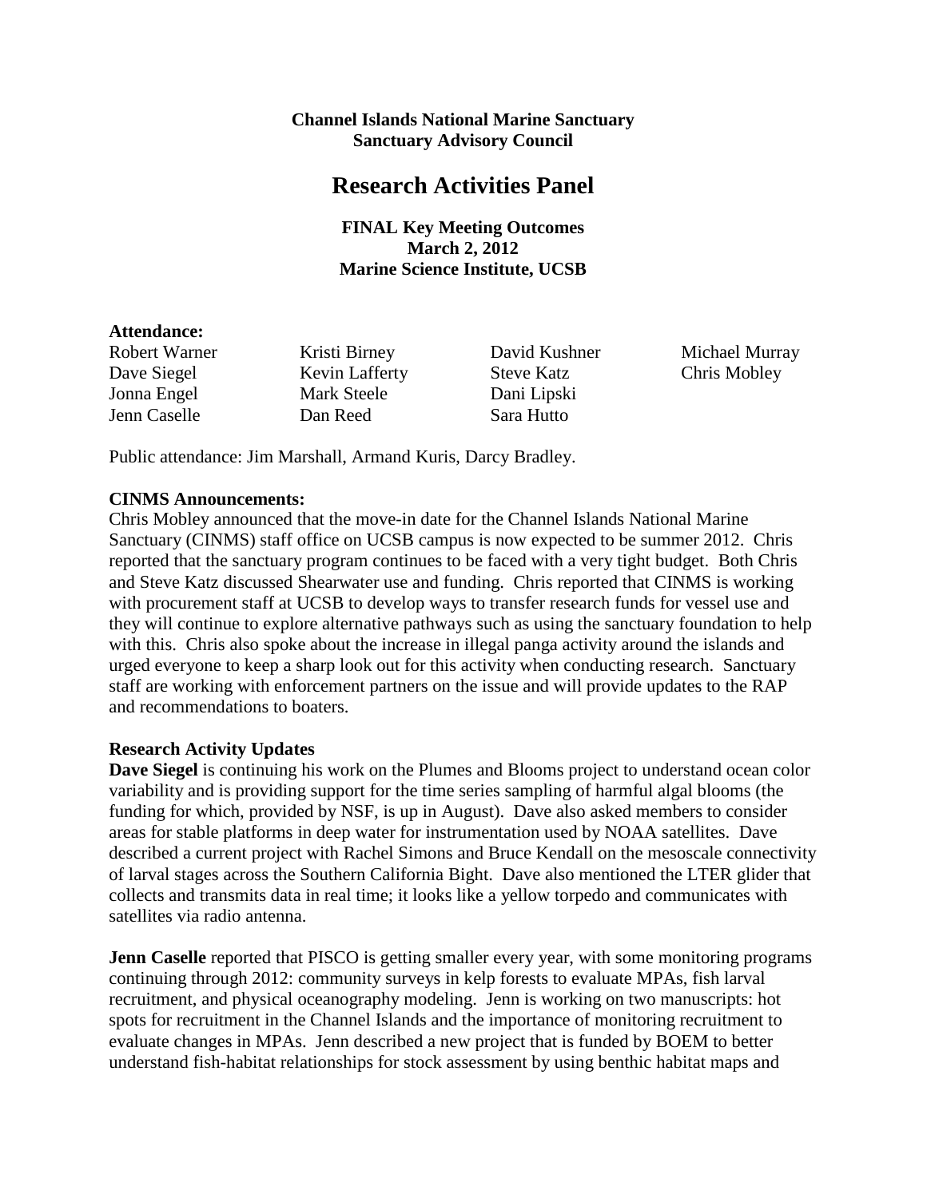**Channel Islands National Marine Sanctuary**
**Sanctuary Advisory Council**

# Research Activities Panel

**FINAL Key Meeting Outcomes**
**March 2, 2012**
**Marine Science Institute, UCSB**

**Attendance:**

| | | | |
|---|---|---|---|
| Robert Warner | Kristi Birney | David Kushner | Michael Murray |
| Dave Siegel | Kevin Lafferty | Steve Katz | Chris Mobley |
| Jonna Engel | Mark Steele | Dani Lipski | |
| Jenn Caselle | Dan Reed | Sara Hutto | |

Public attendance: Jim Marshall, Armand Kuris, Darcy Bradley.

**CINMS Announcements:**

Chris Mobley announced that the move-in date for the Channel Islands National Marine Sanctuary (CINMS) staff office on UCSB campus is now expected to be summer 2012. Chris reported that the sanctuary program continues to be faced with a very tight budget. Both Chris and Steve Katz discussed Shearwater use and funding. Chris reported that CINMS is working with procurement staff at UCSB to develop ways to transfer research funds for vessel use and they will continue to explore alternative pathways such as using the sanctuary foundation to help with this. Chris also spoke about the increase in illegal panga activity around the islands and urged everyone to keep a sharp look out for this activity when conducting research. Sanctuary staff are working with enforcement partners on the issue and will provide updates to the RAP and recommendations to boaters.

**Research Activity Updates**

**Dave Siegel** is continuing his work on the Plumes and Blooms project to understand ocean color variability and is providing support for the time series sampling of harmful algal blooms (the funding for which, provided by NSF, is up in August). Dave also asked members to consider areas for stable platforms in deep water for instrumentation used by NOAA satellites. Dave described a current project with Rachel Simons and Bruce Kendall on the mesoscale connectivity of larval stages across the Southern California Bight. Dave also mentioned the LTER glider that collects and transmits data in real time; it looks like a yellow torpedo and communicates with satellites via radio antenna.

**Jenn Caselle** reported that PISCO is getting smaller every year, with some monitoring programs continuing through 2012: community surveys in kelp forests to evaluate MPAs, fish larval recruitment, and physical oceanography modeling. Jenn is working on two manuscripts: hot spots for recruitment in the Channel Islands and the importance of monitoring recruitment to evaluate changes in MPAs. Jenn described a new project that is funded by BOEM to better understand fish-habitat relationships for stock assessment by using benthic habitat maps and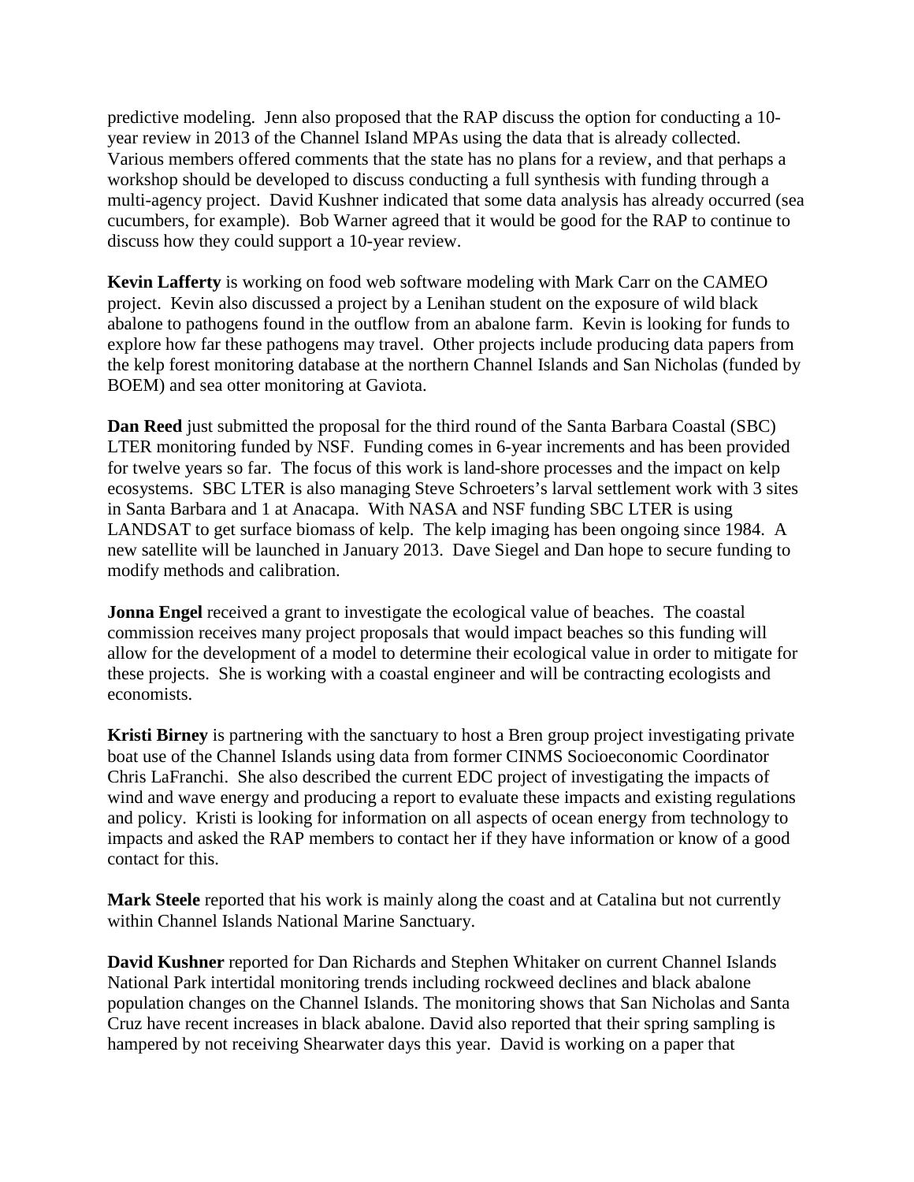predictive modeling. Jenn also proposed that the RAP discuss the option for conducting a 10-year review in 2013 of the Channel Island MPAs using the data that is already collected. Various members offered comments that the state has no plans for a review, and that perhaps a workshop should be developed to discuss conducting a full synthesis with funding through a multi-agency project. David Kushner indicated that some data analysis has already occurred (sea cucumbers, for example). Bob Warner agreed that it would be good for the RAP to continue to discuss how they could support a 10-year review.

**Kevin Lafferty** is working on food web software modeling with Mark Carr on the CAMEO project. Kevin also discussed a project by a Lenihan student on the exposure of wild black abalone to pathogens found in the outflow from an abalone farm. Kevin is looking for funds to explore how far these pathogens may travel. Other projects include producing data papers from the kelp forest monitoring database at the northern Channel Islands and San Nicholas (funded by BOEM) and sea otter monitoring at Gaviota.

**Dan Reed** just submitted the proposal for the third round of the Santa Barbara Coastal (SBC) LTER monitoring funded by NSF. Funding comes in 6-year increments and has been provided for twelve years so far. The focus of this work is land-shore processes and the impact on kelp ecosystems. SBC LTER is also managing Steve Schroeters's larval settlement work with 3 sites in Santa Barbara and 1 at Anacapa. With NASA and NSF funding SBC LTER is using LANDSAT to get surface biomass of kelp. The kelp imaging has been ongoing since 1984. A new satellite will be launched in January 2013. Dave Siegel and Dan hope to secure funding to modify methods and calibration.

**Jonna Engel** received a grant to investigate the ecological value of beaches. The coastal commission receives many project proposals that would impact beaches so this funding will allow for the development of a model to determine their ecological value in order to mitigate for these projects. She is working with a coastal engineer and will be contracting ecologists and economists.

**Kristi Birney** is partnering with the sanctuary to host a Bren group project investigating private boat use of the Channel Islands using data from former CINMS Socioeconomic Coordinator Chris LaFranchi. She also described the current EDC project of investigating the impacts of wind and wave energy and producing a report to evaluate these impacts and existing regulations and policy. Kristi is looking for information on all aspects of ocean energy from technology to impacts and asked the RAP members to contact her if they have information or know of a good contact for this.

**Mark Steele** reported that his work is mainly along the coast and at Catalina but not currently within Channel Islands National Marine Sanctuary.

**David Kushner** reported for Dan Richards and Stephen Whitaker on current Channel Islands National Park intertidal monitoring trends including rockweed declines and black abalone population changes on the Channel Islands. The monitoring shows that San Nicholas and Santa Cruz have recent increases in black abalone. David also reported that their spring sampling is hampered by not receiving Shearwater days this year. David is working on a paper that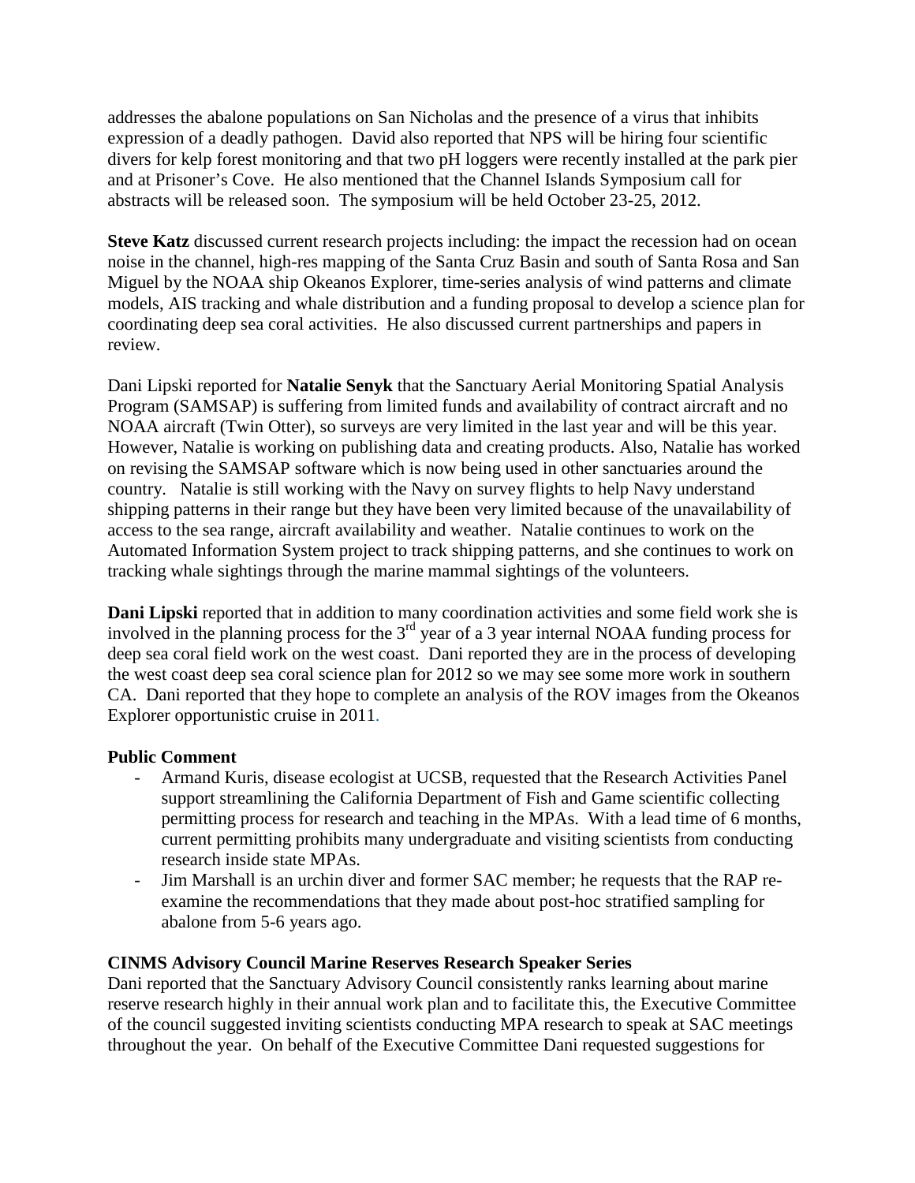addresses the abalone populations on San Nicholas and the presence of a virus that inhibits expression of a deadly pathogen. David also reported that NPS will be hiring four scientific divers for kelp forest monitoring and that two pH loggers were recently installed at the park pier and at Prisoner's Cove. He also mentioned that the Channel Islands Symposium call for abstracts will be released soon. The symposium will be held October 23-25, 2012.

**Steve Katz** discussed current research projects including: the impact the recession had on ocean noise in the channel, high-res mapping of the Santa Cruz Basin and south of Santa Rosa and San Miguel by the NOAA ship Okeanos Explorer, time-series analysis of wind patterns and climate models, AIS tracking and whale distribution and a funding proposal to develop a science plan for coordinating deep sea coral activities. He also discussed current partnerships and papers in review.

Dani Lipski reported for **Natalie Senyk** that the Sanctuary Aerial Monitoring Spatial Analysis Program (SAMSAP) is suffering from limited funds and availability of contract aircraft and no NOAA aircraft (Twin Otter), so surveys are very limited in the last year and will be this year. However, Natalie is working on publishing data and creating products. Also, Natalie has worked on revising the SAMSAP software which is now being used in other sanctuaries around the country. Natalie is still working with the Navy on survey flights to help Navy understand shipping patterns in their range but they have been very limited because of the unavailability of access to the sea range, aircraft availability and weather. Natalie continues to work on the Automated Information System project to track shipping patterns, and she continues to work on tracking whale sightings through the marine mammal sightings of the volunteers.

**Dani Lipski** reported that in addition to many coordination activities and some field work she is involved in the planning process for the 3rd year of a 3 year internal NOAA funding process for deep sea coral field work on the west coast. Dani reported they are in the process of developing the west coast deep sea coral science plan for 2012 so we may see some more work in southern CA. Dani reported that they hope to complete an analysis of the ROV images from the Okeanos Explorer opportunistic cruise in 2011.

**Public Comment**

- Armand Kuris, disease ecologist at UCSB, requested that the Research Activities Panel support streamlining the California Department of Fish and Game scientific collecting permitting process for research and teaching in the MPAs. With a lead time of 6 months, current permitting prohibits many undergraduate and visiting scientists from conducting research inside state MPAs.
- Jim Marshall is an urchin diver and former SAC member; he requests that the RAP re-examine the recommendations that they made about post-hoc stratified sampling for abalone from 5-6 years ago.

**CINMS Advisory Council Marine Reserves Research Speaker Series**

Dani reported that the Sanctuary Advisory Council consistently ranks learning about marine reserve research highly in their annual work plan and to facilitate this, the Executive Committee of the council suggested inviting scientists conducting MPA research to speak at SAC meetings throughout the year. On behalf of the Executive Committee Dani requested suggestions for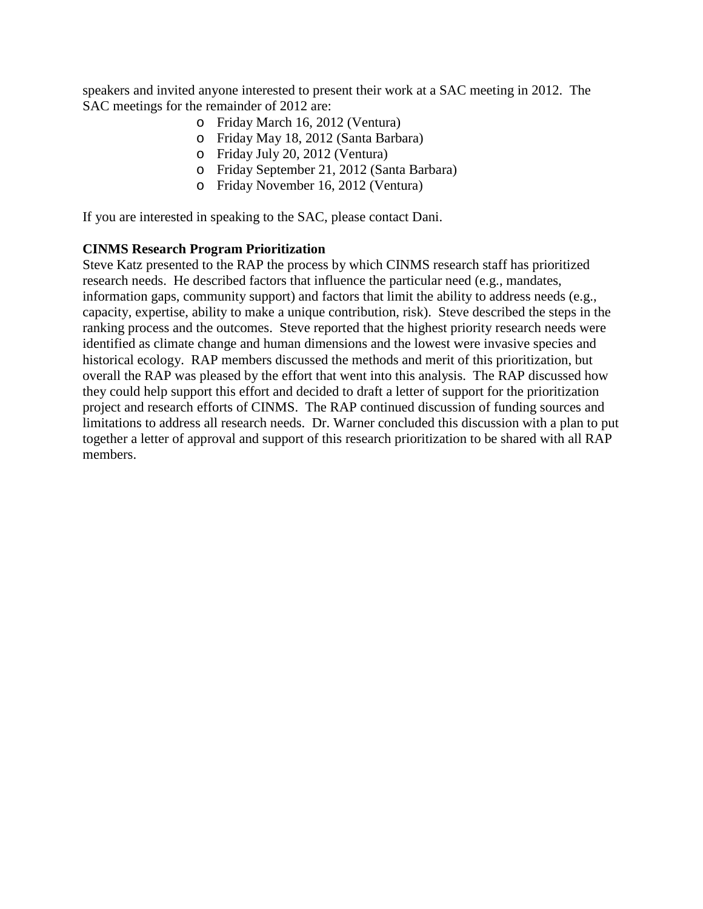speakers and invited anyone interested to present their work at a SAC meeting in 2012. The SAC meetings for the remainder of 2012 are:

- Friday March 16, 2012 (Ventura)
- Friday May 18, 2012 (Santa Barbara)
- Friday July 20, 2012 (Ventura)
- Friday September 21, 2012 (Santa Barbara)
- Friday November 16, 2012 (Ventura)

If you are interested in speaking to the SAC, please contact Dani.

**CINMS Research Program Prioritization**

Steve Katz presented to the RAP the process by which CINMS research staff has prioritized research needs. He described factors that influence the particular need (e.g., mandates, information gaps, community support) and factors that limit the ability to address needs (e.g., capacity, expertise, ability to make a unique contribution, risk). Steve described the steps in the ranking process and the outcomes. Steve reported that the highest priority research needs were identified as climate change and human dimensions and the lowest were invasive species and historical ecology. RAP members discussed the methods and merit of this prioritization, but overall the RAP was pleased by the effort that went into this analysis. The RAP discussed how they could help support this effort and decided to draft a letter of support for the prioritization project and research efforts of CINMS. The RAP continued discussion of funding sources and limitations to address all research needs. Dr. Warner concluded this discussion with a plan to put together a letter of approval and support of this research prioritization to be shared with all RAP members.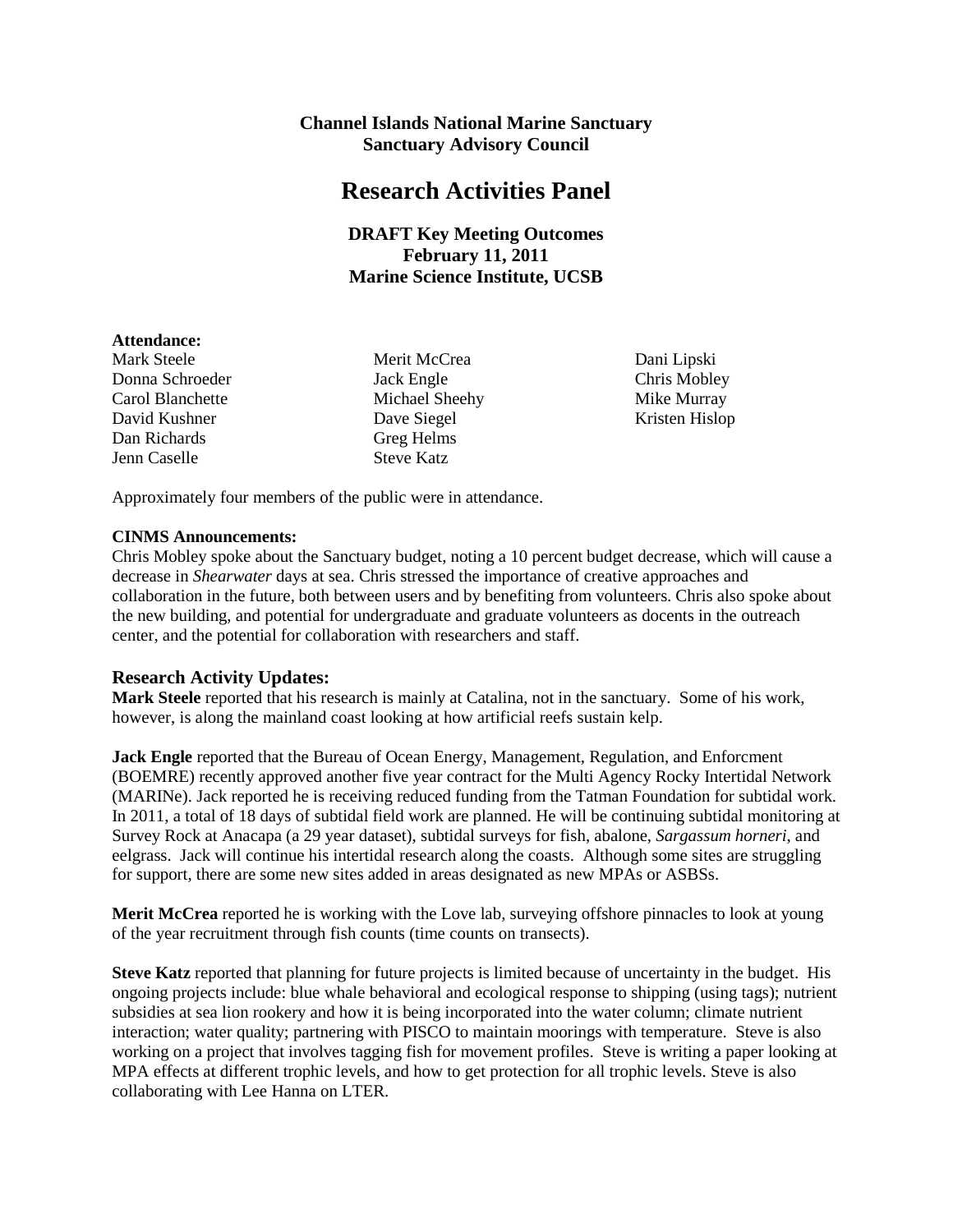**Channel Islands National Marine Sanctuary**
**Sanctuary Advisory Council**

# Research Activities Panel

**DRAFT Key Meeting Outcomes**
**February 11, 2011**
**Marine Science Institute, UCSB**

**Attendance:**

| | | |
|---|---|---|
| Mark Steele | Merit McCrea | Dani Lipski |
| Donna Schroeder | Jack Engle | Chris Mobley |
| Carol Blanchette | Michael Sheehy | Mike Murray |
| David Kushner | Dave Siegel | Kristen Hislop |
| Dan Richards | Greg Helms | |
| Jenn Caselle | Steve Katz | |

Approximately four members of the public were in attendance.

**CINMS Announcements:**

Chris Mobley spoke about the Sanctuary budget, noting a 10 percent budget decrease, which will cause a decrease in *Shearwater* days at sea. Chris stressed the importance of creative approaches and collaboration in the future, both between users and by benefiting from volunteers. Chris also spoke about the new building, and potential for undergraduate and graduate volunteers as docents in the outreach center, and the potential for collaboration with researchers and staff.

## Research Activity Updates:

**Mark Steele** reported that his research is mainly at Catalina, not in the sanctuary. Some of his work, however, is along the mainland coast looking at how artificial reefs sustain kelp.

**Jack Engle** reported that the Bureau of Ocean Energy, Management, Regulation, and Enforcment (BOEMRE) recently approved another five year contract for the Multi Agency Rocky Intertidal Network (MARINe). Jack reported he is receiving reduced funding from the Tatman Foundation for subtidal work. In 2011, a total of 18 days of subtidal field work are planned. He will be continuing subtidal monitoring at Survey Rock at Anacapa (a 29 year dataset), subtidal surveys for fish, abalone, *Sargassum horneri*, and eelgrass. Jack will continue his intertidal research along the coasts. Although some sites are struggling for support, there are some new sites added in areas designated as new MPAs or ASBSs.

**Merit McCrea** reported he is working with the Love lab, surveying offshore pinnacles to look at young of the year recruitment through fish counts (time counts on transects).

**Steve Katz** reported that planning for future projects is limited because of uncertainty in the budget. His ongoing projects include: blue whale behavioral and ecological response to shipping (using tags); nutrient subsidies at sea lion rookery and how it is being incorporated into the water column; climate nutrient interaction; water quality; partnering with PISCO to maintain moorings with temperature. Steve is also working on a project that involves tagging fish for movement profiles. Steve is writing a paper looking at MPA effects at different trophic levels, and how to get protection for all trophic levels. Steve is also collaborating with Lee Hanna on LTER.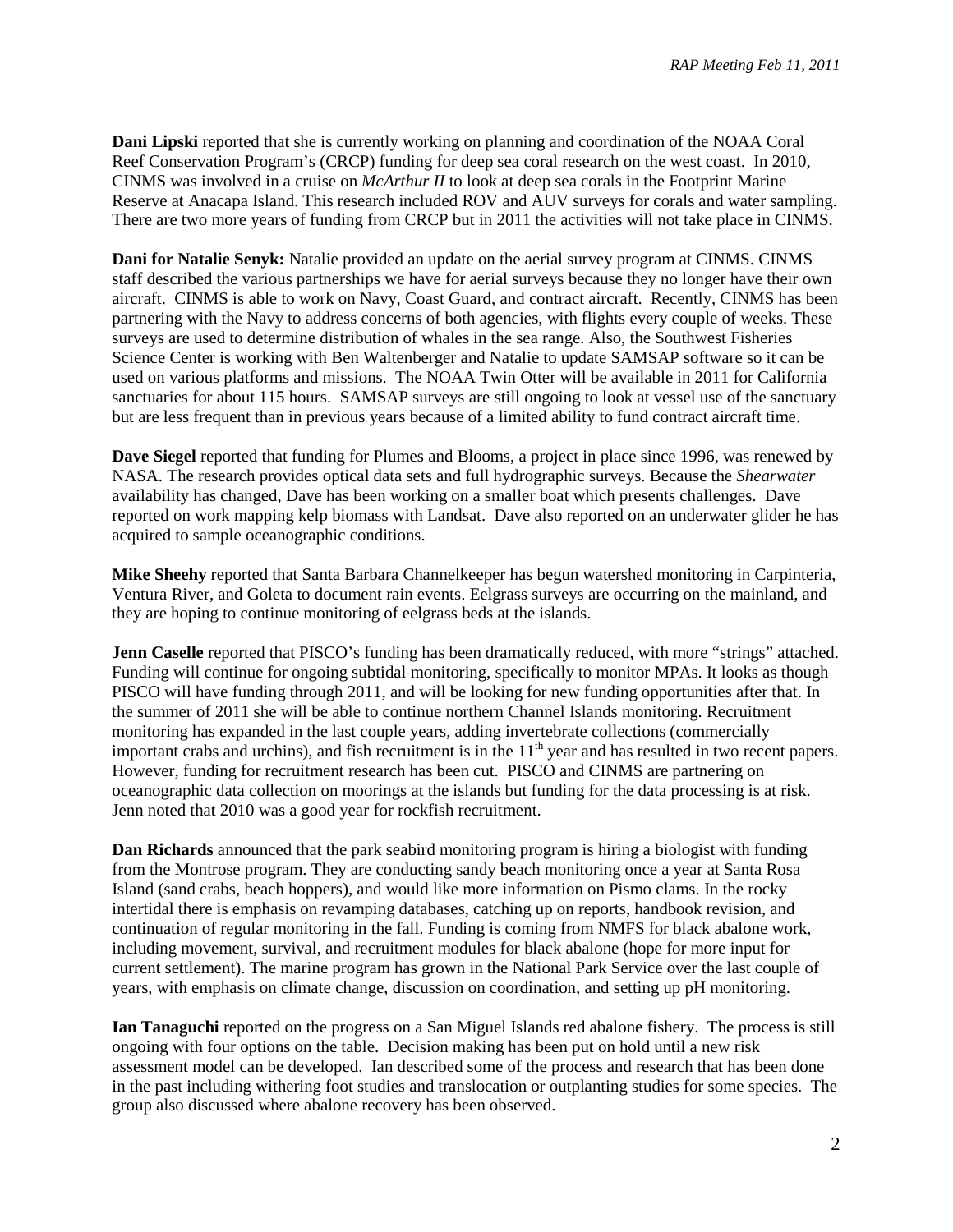**Dani Lipski** reported that she is currently working on planning and coordination of the NOAA Coral Reef Conservation Program's (CRCP) funding for deep sea coral research on the west coast. In 2010, CINMS was involved in a cruise on *McArthur II* to look at deep sea corals in the Footprint Marine Reserve at Anacapa Island. This research included ROV and AUV surveys for corals and water sampling. There are two more years of funding from CRCP but in 2011 the activities will not take place in CINMS.

**Dani for Natalie Senyk:** Natalie provided an update on the aerial survey program at CINMS. CINMS staff described the various partnerships we have for aerial surveys because they no longer have their own aircraft. CINMS is able to work on Navy, Coast Guard, and contract aircraft. Recently, CINMS has been partnering with the Navy to address concerns of both agencies, with flights every couple of weeks. These surveys are used to determine distribution of whales in the sea range. Also, the Southwest Fisheries Science Center is working with Ben Waltenberger and Natalie to update SAMSAP software so it can be used on various platforms and missions. The NOAA Twin Otter will be available in 2011 for California sanctuaries for about 115 hours. SAMSAP surveys are still ongoing to look at vessel use of the sanctuary but are less frequent than in previous years because of a limited ability to fund contract aircraft time.

**Dave Siegel** reported that funding for Plumes and Blooms, a project in place since 1996, was renewed by NASA. The research provides optical data sets and full hydrographic surveys. Because the *Shearwater* availability has changed, Dave has been working on a smaller boat which presents challenges. Dave reported on work mapping kelp biomass with Landsat. Dave also reported on an underwater glider he has acquired to sample oceanographic conditions.

**Mike Sheehy** reported that Santa Barbara Channelkeeper has begun watershed monitoring in Carpinteria, Ventura River, and Goleta to document rain events. Eelgrass surveys are occurring on the mainland, and they are hoping to continue monitoring of eelgrass beds at the islands.

**Jenn Caselle** reported that PISCO's funding has been dramatically reduced, with more "strings" attached. Funding will continue for ongoing subtidal monitoring, specifically to monitor MPAs. It looks as though PISCO will have funding through 2011, and will be looking for new funding opportunities after that. In the summer of 2011 she will be able to continue northern Channel Islands monitoring. Recruitment monitoring has expanded in the last couple years, adding invertebrate collections (commercially important crabs and urchins), and fish recruitment is in the 11th year and has resulted in two recent papers. However, funding for recruitment research has been cut. PISCO and CINMS are partnering on oceanographic data collection on moorings at the islands but funding for the data processing is at risk. Jenn noted that 2010 was a good year for rockfish recruitment.

**Dan Richards** announced that the park seabird monitoring program is hiring a biologist with funding from the Montrose program. They are conducting sandy beach monitoring once a year at Santa Rosa Island (sand crabs, beach hoppers), and would like more information on Pismo clams. In the rocky intertidal there is emphasis on revamping databases, catching up on reports, handbook revision, and continuation of regular monitoring in the fall. Funding is coming from NMFS for black abalone work, including movement, survival, and recruitment modules for black abalone (hope for more input for current settlement). The marine program has grown in the National Park Service over the last couple of years, with emphasis on climate change, discussion on coordination, and setting up pH monitoring.

**Ian Tanaguchi** reported on the progress on a San Miguel Islands red abalone fishery. The process is still ongoing with four options on the table. Decision making has been put on hold until a new risk assessment model can be developed. Ian described some of the process and research that has been done in the past including withering foot studies and translocation or outplanting studies for some species. The group also discussed where abalone recovery has been observed.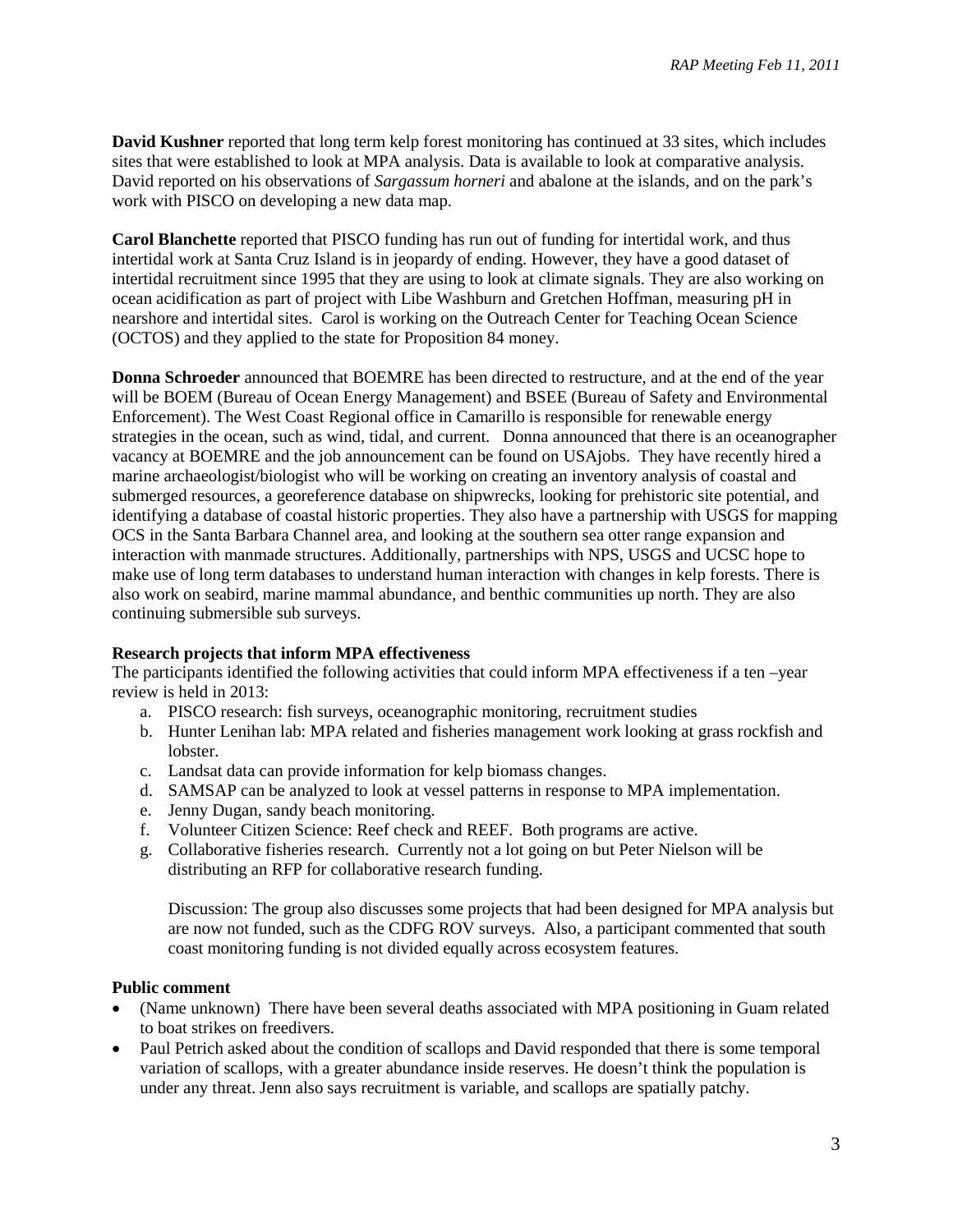**David Kushner** reported that long term kelp forest monitoring has continued at 33 sites, which includes sites that were established to look at MPA analysis. Data is available to look at comparative analysis. David reported on his observations of *Sargassum horneri* and abalone at the islands, and on the park's work with PISCO on developing a new data map.

**Carol Blanchette** reported that PISCO funding has run out of funding for intertidal work, and thus intertidal work at Santa Cruz Island is in jeopardy of ending. However, they have a good dataset of intertidal recruitment since 1995 that they are using to look at climate signals. They are also working on ocean acidification as part of project with Libe Washburn and Gretchen Hoffman, measuring pH in nearshore and intertidal sites. Carol is working on the Outreach Center for Teaching Ocean Science (OCTOS) and they applied to the state for Proposition 84 money.

**Donna Schroeder** announced that BOEMRE has been directed to restructure, and at the end of the year will be BOEM (Bureau of Ocean Energy Management) and BSEE (Bureau of Safety and Environmental Enforcement). The West Coast Regional office in Camarillo is responsible for renewable energy strategies in the ocean, such as wind, tidal, and current. Donna announced that there is an oceanographer vacancy at BOEMRE and the job announcement can be found on USAjobs. They have recently hired a marine archaeologist/biologist who will be working on creating an inventory analysis of coastal and submerged resources, a georeference database on shipwrecks, looking for prehistoric site potential, and identifying a database of coastal historic properties. They also have a partnership with USGS for mapping OCS in the Santa Barbara Channel area, and looking at the southern sea otter range expansion and interaction with manmade structures. Additionally, partnerships with NPS, USGS and UCSC hope to make use of long term databases to understand human interaction with changes in kelp forests. There is also work on seabird, marine mammal abundance, and benthic communities up north. They are also continuing submersible sub surveys.

**Research projects that inform MPA effectiveness**

The participants identified the following activities that could inform MPA effectiveness if a ten –year review is held in 2013:

a. PISCO research: fish surveys, oceanographic monitoring, recruitment studies
b. Hunter Lenihan lab: MPA related and fisheries management work looking at grass rockfish and lobster.
c. Landsat data can provide information for kelp biomass changes.
d. SAMSAP can be analyzed to look at vessel patterns in response to MPA implementation.
e. Jenny Dugan, sandy beach monitoring.
f. Volunteer Citizen Science: Reef check and REEF. Both programs are active.
g. Collaborative fisheries research. Currently not a lot going on but Peter Nielson will be distributing an RFP for collaborative research funding.

   Discussion: The group also discusses some projects that had been designed for MPA analysis but are now not funded, such as the CDFG ROV surveys. Also, a participant commented that south coast monitoring funding is not divided equally across ecosystem features.

**Public comment**

- (Name unknown) There have been several deaths associated with MPA positioning in Guam related to boat strikes on freedivers.
- Paul Petrich asked about the condition of scallops and David responded that there is some temporal variation of scallops, with a greater abundance inside reserves. He doesn't think the population is under any threat. Jenn also says recruitment is variable, and scallops are spatially patchy.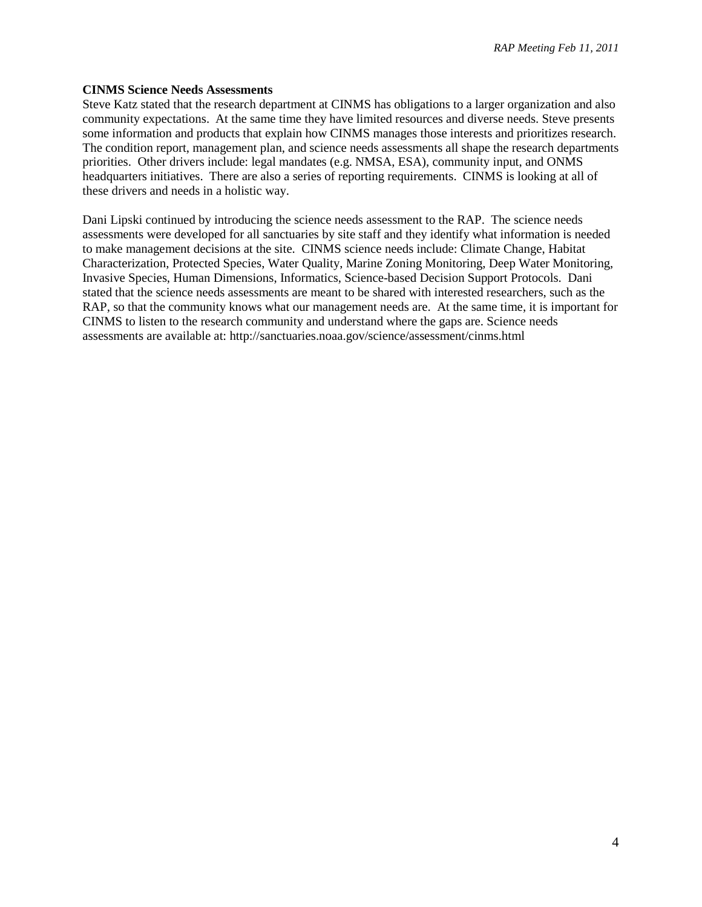**CINMS Science Needs Assessments**

Steve Katz stated that the research department at CINMS has obligations to a larger organization and also community expectations. At the same time they have limited resources and diverse needs. Steve presents some information and products that explain how CINMS manages those interests and prioritizes research. The condition report, management plan, and science needs assessments all shape the research departments priorities. Other drivers include: legal mandates (e.g. NMSA, ESA), community input, and ONMS headquarters initiatives. There are also a series of reporting requirements. CINMS is looking at all of these drivers and needs in a holistic way.

Dani Lipski continued by introducing the science needs assessment to the RAP. The science needs assessments were developed for all sanctuaries by site staff and they identify what information is needed to make management decisions at the site. CINMS science needs include: Climate Change, Habitat Characterization, Protected Species, Water Quality, Marine Zoning Monitoring, Deep Water Monitoring, Invasive Species, Human Dimensions, Informatics, Science-based Decision Support Protocols. Dani stated that the science needs assessments are meant to be shared with interested researchers, such as the RAP, so that the community knows what our management needs are. At the same time, it is important for CINMS to listen to the research community and understand where the gaps are. Science needs assessments are available at: http://sanctuaries.noaa.gov/science/assessment/cinms.html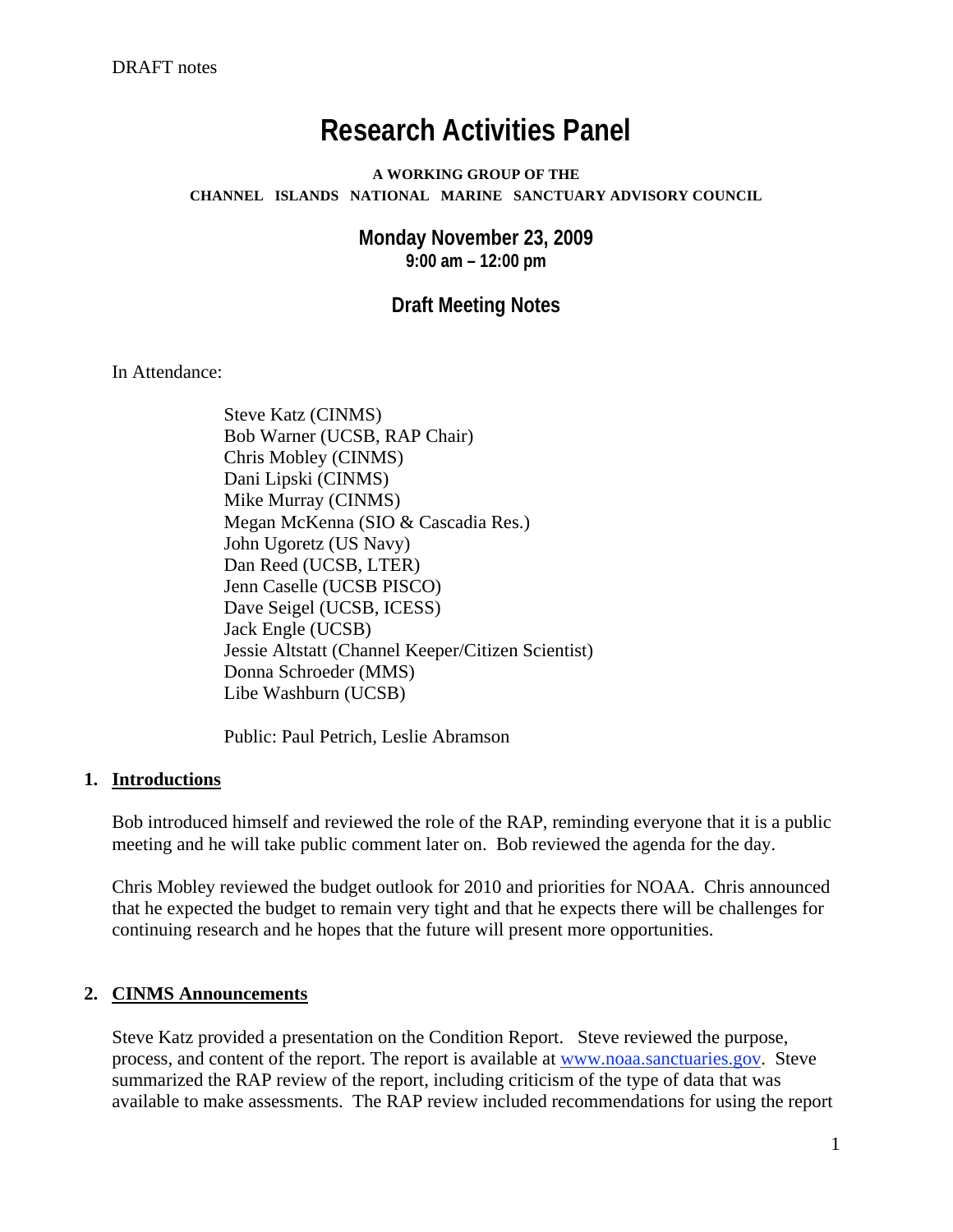DRAFT notes

# Research Activities Panel

**A WORKING GROUP OF THE**
**CHANNEL ISLANDS NATIONAL MARINE SANCTUARY ADVISORY COUNCIL**

## Monday November 23, 2009
**9:00 am – 12:00 pm**

## Draft Meeting Notes

In Attendance:

Steve Katz (CINMS)
Bob Warner (UCSB, RAP Chair)
Chris Mobley (CINMS)
Dani Lipski (CINMS)
Mike Murray (CINMS)
Megan McKenna (SIO & Cascadia Res.)
John Ugoretz (US Navy)
Dan Reed (UCSB, LTER)
Jenn Caselle (UCSB PISCO)
Dave Seigel (UCSB, ICESS)
Jack Engle (UCSB)
Jessie Altstatt (Channel Keeper/Citizen Scientist)
Donna Schroeder (MMS)
Libe Washburn (UCSB)

Public: Paul Petrich, Leslie Abramson

1. **Introductions**

Bob introduced himself and reviewed the role of the RAP, reminding everyone that it is a public meeting and he will take public comment later on. Bob reviewed the agenda for the day.

Chris Mobley reviewed the budget outlook for 2010 and priorities for NOAA. Chris announced that he expected the budget to remain very tight and that he expects there will be challenges for continuing research and he hopes that the future will present more opportunities.

2. **CINMS Announcements**

Steve Katz provided a presentation on the Condition Report. Steve reviewed the purpose, process, and content of the report. The report is available at www.noaa.sanctuaries.gov. Steve summarized the RAP review of the report, including criticism of the type of data that was available to make assessments. The RAP review included recommendations for using the report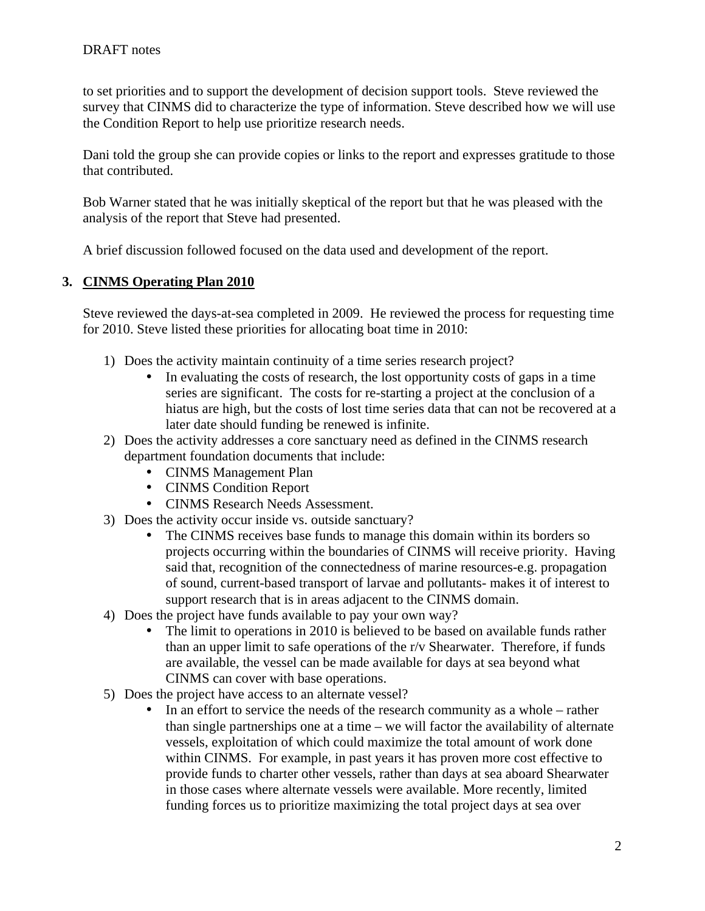to set priorities and to support the development of decision support tools. Steve reviewed the survey that CINMS did to characterize the type of information. Steve described how we will use the Condition Report to help use prioritize research needs.

Dani told the group she can provide copies or links to the report and expresses gratitude to those that contributed.

Bob Warner stated that he was initially skeptical of the report but that he was pleased with the analysis of the report that Steve had presented.

A brief discussion followed focused on the data used and development of the report.

## 3. CINMS Operating Plan 2010

Steve reviewed the days-at-sea completed in 2009. He reviewed the process for requesting time for 2010. Steve listed these priorities for allocating boat time in 2010:

1) Does the activity maintain continuity of a time series research project?
   - In evaluating the costs of research, the lost opportunity costs of gaps in a time series are significant. The costs for re-starting a project at the conclusion of a hiatus are high, but the costs of lost time series data that can not be recovered at a later date should funding be renewed is infinite.
2) Does the activity addresses a core sanctuary need as defined in the CINMS research department foundation documents that include:
   - CINMS Management Plan
   - CINMS Condition Report
   - CINMS Research Needs Assessment.
3) Does the activity occur inside vs. outside sanctuary?
   - The CINMS receives base funds to manage this domain within its borders so projects occurring within the boundaries of CINMS will receive priority. Having said that, recognition of the connectedness of marine resources-e.g. propagation of sound, current-based transport of larvae and pollutants- makes it of interest to support research that is in areas adjacent to the CINMS domain.
4) Does the project have funds available to pay your own way?
   - The limit to operations in 2010 is believed to be based on available funds rather than an upper limit to safe operations of the r/v Shearwater. Therefore, if funds are available, the vessel can be made available for days at sea beyond what CINMS can cover with base operations.
5) Does the project have access to an alternate vessel?
   - In an effort to service the needs of the research community as a whole – rather than single partnerships one at a time – we will factor the availability of alternate vessels, exploitation of which could maximize the total amount of work done within CINMS. For example, in past years it has proven more cost effective to provide funds to charter other vessels, rather than days at sea aboard Shearwater in those cases where alternate vessels were available. More recently, limited funding forces us to prioritize maximizing the total project days at sea over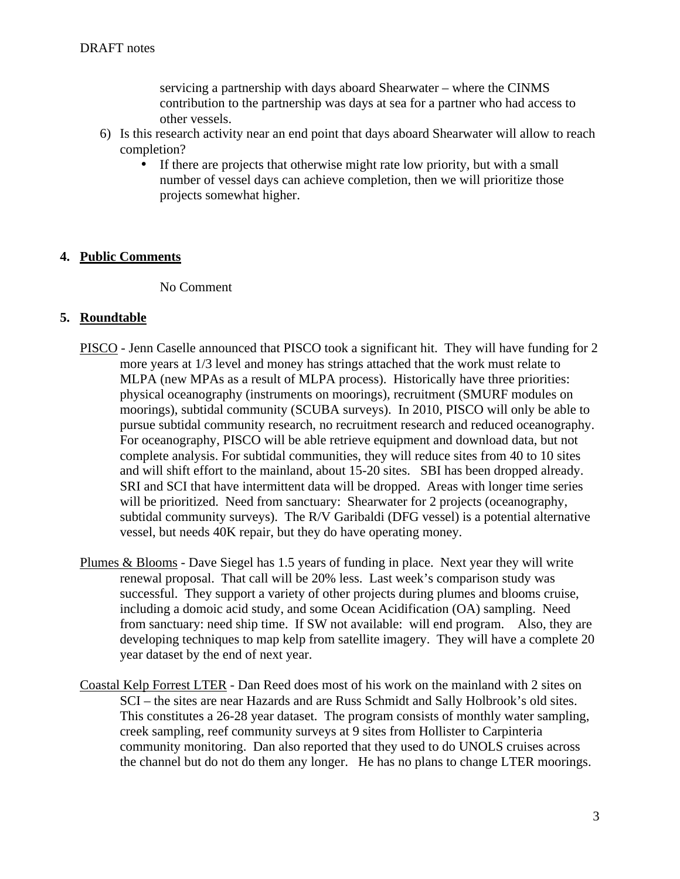servicing a partnership with days aboard Shearwater – where the CINMS contribution to the partnership was days at sea for a partner who had access to other vessels.

6) Is this research activity near an end point that days aboard Shearwater will allow to reach completion?
    - If there are projects that otherwise might rate low priority, but with a small number of vessel days can achieve completion, then we will prioritize those projects somewhat higher.

**4. Public Comments**

No Comment

**5. Roundtable**

PISCO - Jenn Caselle announced that PISCO took a significant hit. They will have funding for 2 more years at 1/3 level and money has strings attached that the work must relate to MLPA (new MPAs as a result of MLPA process). Historically have three priorities: physical oceanography (instruments on moorings), recruitment (SMURF modules on moorings), subtidal community (SCUBA surveys). In 2010, PISCO will only be able to pursue subtidal community research, no recruitment research and reduced oceanography. For oceanography, PISCO will be able retrieve equipment and download data, but not complete analysis. For subtidal communities, they will reduce sites from 40 to 10 sites and will shift effort to the mainland, about 15-20 sites. SBI has been dropped already. SRI and SCI that have intermittent data will be dropped. Areas with longer time series will be prioritized. Need from sanctuary: Shearwater for 2 projects (oceanography, subtidal community surveys). The R/V Garibaldi (DFG vessel) is a potential alternative vessel, but needs 40K repair, but they do have operating money.

Plumes & Blooms - Dave Siegel has 1.5 years of funding in place. Next year they will write renewal proposal. That call will be 20% less. Last week's comparison study was successful. They support a variety of other projects during plumes and blooms cruise, including a domoic acid study, and some Ocean Acidification (OA) sampling. Need from sanctuary: need ship time. If SW not available: will end program. Also, they are developing techniques to map kelp from satellite imagery. They will have a complete 20 year dataset by the end of next year.

Coastal Kelp Forrest LTER - Dan Reed does most of his work on the mainland with 2 sites on SCI – the sites are near Hazards and are Russ Schmidt and Sally Holbrook's old sites. This constitutes a 26-28 year dataset. The program consists of monthly water sampling, creek sampling, reef community surveys at 9 sites from Hollister to Carpinteria community monitoring. Dan also reported that they used to do UNOLS cruises across the channel but do not do them any longer. He has no plans to change LTER moorings.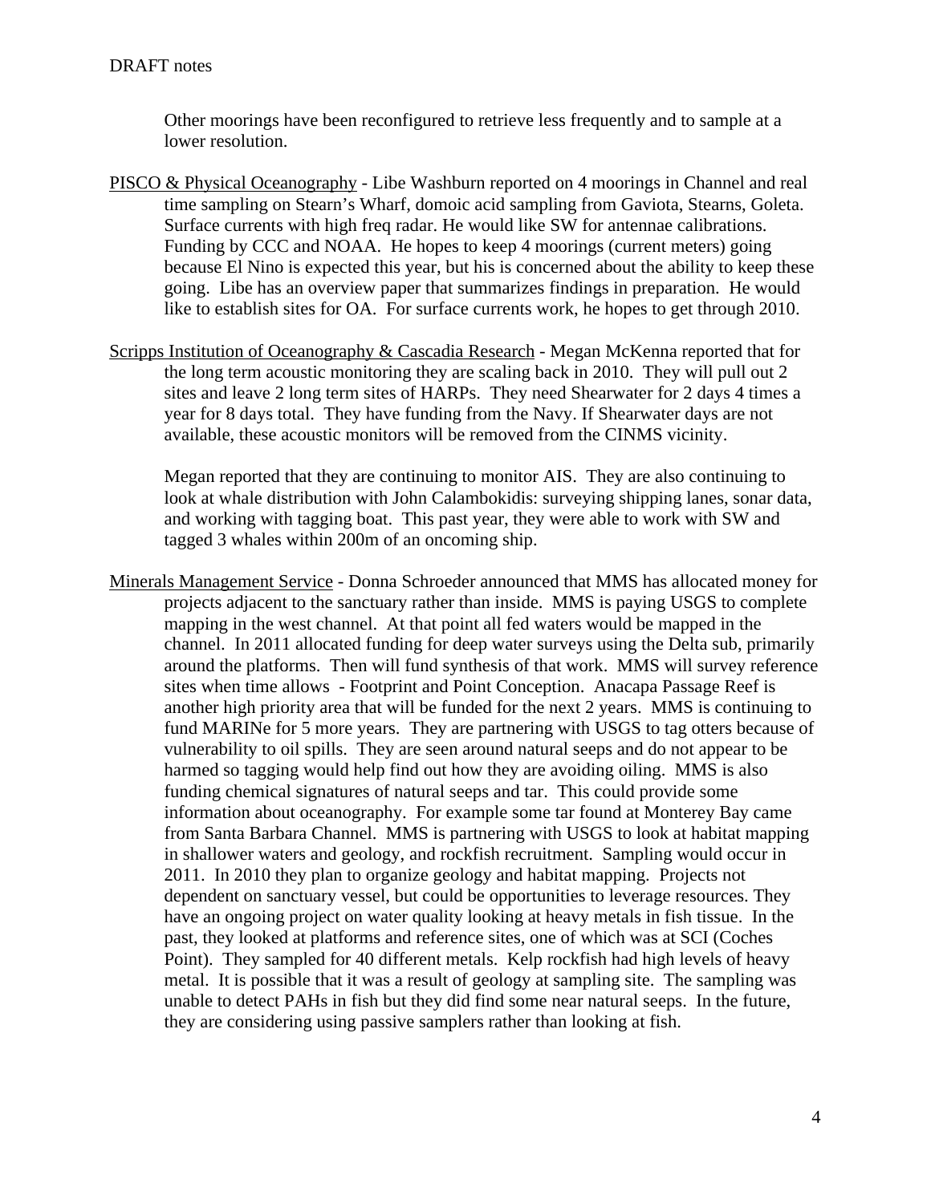Other moorings have been reconfigured to retrieve less frequently and to sample at a lower resolution.

<u>PISCO & Physical Oceanography</u> - Libe Washburn reported on 4 moorings in Channel and real time sampling on Stearn's Wharf, domoic acid sampling from Gaviota, Stearns, Goleta. Surface currents with high freq radar. He would like SW for antennae calibrations. Funding by CCC and NOAA. He hopes to keep 4 moorings (current meters) going because El Nino is expected this year, but his is concerned about the ability to keep these going. Libe has an overview paper that summarizes findings in preparation. He would like to establish sites for OA. For surface currents work, he hopes to get through 2010.

<u>Scripps Institution of Oceanography & Cascadia Research</u> - Megan McKenna reported that for the long term acoustic monitoring they are scaling back in 2010. They will pull out 2 sites and leave 2 long term sites of HARPs. They need Shearwater for 2 days 4 times a year for 8 days total. They have funding from the Navy. If Shearwater days are not available, these acoustic monitors will be removed from the CINMS vicinity.

Megan reported that they are continuing to monitor AIS. They are also continuing to look at whale distribution with John Calambokidis: surveying shipping lanes, sonar data, and working with tagging boat. This past year, they were able to work with SW and tagged 3 whales within 200m of an oncoming ship.

<u>Minerals Management Service</u> - Donna Schroeder announced that MMS has allocated money for projects adjacent to the sanctuary rather than inside. MMS is paying USGS to complete mapping in the west channel. At that point all fed waters would be mapped in the channel. In 2011 allocated funding for deep water surveys using the Delta sub, primarily around the platforms. Then will fund synthesis of that work. MMS will survey reference sites when time allows - Footprint and Point Conception. Anacapa Passage Reef is another high priority area that will be funded for the next 2 years. MMS is continuing to fund MARINe for 5 more years. They are partnering with USGS to tag otters because of vulnerability to oil spills. They are seen around natural seeps and do not appear to be harmed so tagging would help find out how they are avoiding oiling. MMS is also funding chemical signatures of natural seeps and tar. This could provide some information about oceanography. For example some tar found at Monterey Bay came from Santa Barbara Channel. MMS is partnering with USGS to look at habitat mapping in shallower waters and geology, and rockfish recruitment. Sampling would occur in 2011. In 2010 they plan to organize geology and habitat mapping. Projects not dependent on sanctuary vessel, but could be opportunities to leverage resources. They have an ongoing project on water quality looking at heavy metals in fish tissue. In the past, they looked at platforms and reference sites, one of which was at SCI (Coches Point). They sampled for 40 different metals. Kelp rockfish had high levels of heavy metal. It is possible that it was a result of geology at sampling site. The sampling was unable to detect PAHs in fish but they did find some near natural seeps. In the future, they are considering using passive samplers rather than looking at fish.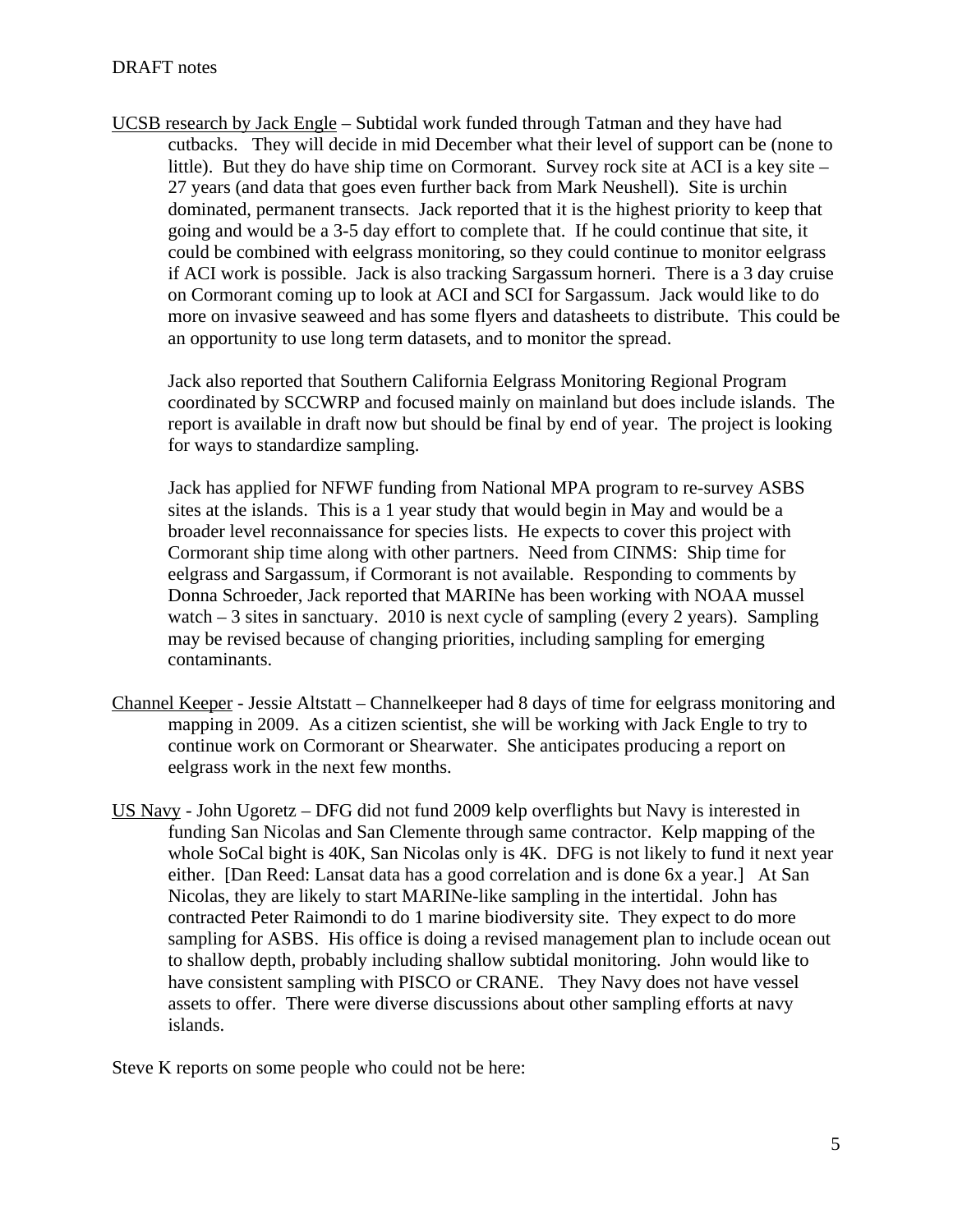DRAFT notes

UCSB research by Jack Engle – Subtidal work funded through Tatman and they have had cutbacks. They will decide in mid December what their level of support can be (none to little). But they do have ship time on Cormorant. Survey rock site at ACI is a key site – 27 years (and data that goes even further back from Mark Neushell). Site is urchin dominated, permanent transects. Jack reported that it is the highest priority to keep that going and would be a 3-5 day effort to complete that. If he could continue that site, it could be combined with eelgrass monitoring, so they could continue to monitor eelgrass if ACI work is possible. Jack is also tracking Sargassum horneri. There is a 3 day cruise on Cormorant coming up to look at ACI and SCI for Sargassum. Jack would like to do more on invasive seaweed and has some flyers and datasheets to distribute. This could be an opportunity to use long term datasets, and to monitor the spread.

Jack also reported that Southern California Eelgrass Monitoring Regional Program coordinated by SCCWRP and focused mainly on mainland but does include islands. The report is available in draft now but should be final by end of year. The project is looking for ways to standardize sampling.

Jack has applied for NFWF funding from National MPA program to re-survey ASBS sites at the islands. This is a 1 year study that would begin in May and would be a broader level reconnaissance for species lists. He expects to cover this project with Cormorant ship time along with other partners. Need from CINMS: Ship time for eelgrass and Sargassum, if Cormorant is not available. Responding to comments by Donna Schroeder, Jack reported that MARINe has been working with NOAA mussel watch – 3 sites in sanctuary. 2010 is next cycle of sampling (every 2 years). Sampling may be revised because of changing priorities, including sampling for emerging contaminants.

Channel Keeper - Jessie Altstatt – Channelkeeper had 8 days of time for eelgrass monitoring and mapping in 2009. As a citizen scientist, she will be working with Jack Engle to try to continue work on Cormorant or Shearwater. She anticipates producing a report on eelgrass work in the next few months.

US Navy - John Ugoretz – DFG did not fund 2009 kelp overflights but Navy is interested in funding San Nicolas and San Clemente through same contractor. Kelp mapping of the whole SoCal bight is 40K, San Nicolas only is 4K. DFG is not likely to fund it next year either. [Dan Reed: Lansat data has a good correlation and is done 6x a year.] At San Nicolas, they are likely to start MARINe-like sampling in the intertidal. John has contracted Peter Raimondi to do 1 marine biodiversity site. They expect to do more sampling for ASBS. His office is doing a revised management plan to include ocean out to shallow depth, probably including shallow subtidal monitoring. John would like to have consistent sampling with PISCO or CRANE. They Navy does not have vessel assets to offer. There were diverse discussions about other sampling efforts at navy islands.

Steve K reports on some people who could not be here: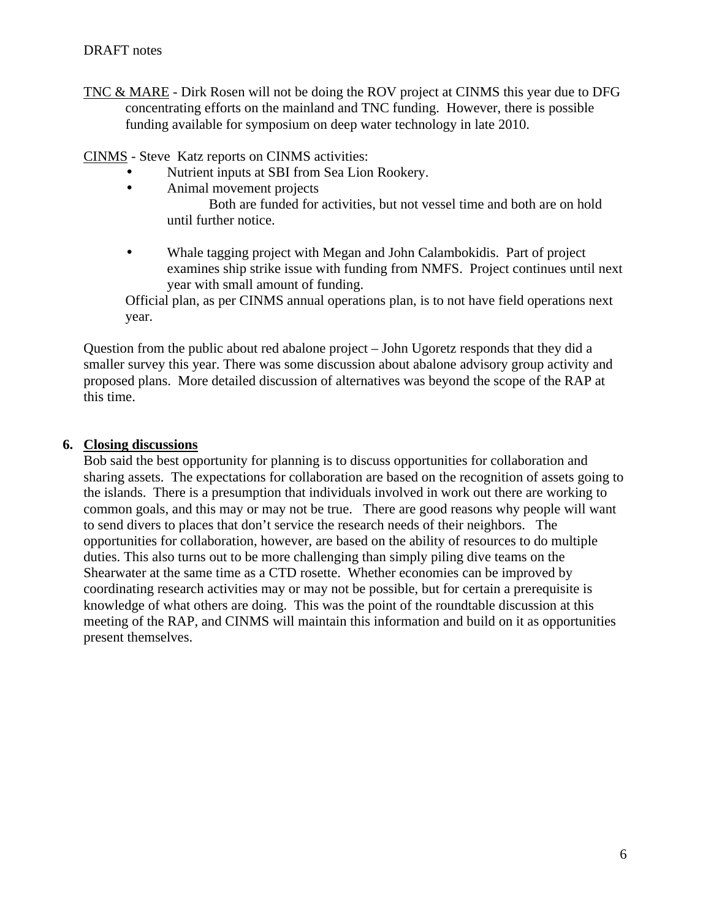DRAFT notes

TNC & MARE - Dirk Rosen will not be doing the ROV project at CINMS this year due to DFG concentrating efforts on the mainland and TNC funding. However, there is possible funding available for symposium on deep water technology in late 2010.

CINMS - Steve Katz reports on CINMS activities:

- Nutrient inputs at SBI from Sea Lion Rookery.
- Animal movement projects
  Both are funded for activities, but not vessel time and both are on hold until further notice.

- Whale tagging project with Megan and John Calambokidis. Part of project examines ship strike issue with funding from NMFS. Project continues until next year with small amount of funding.

Official plan, as per CINMS annual operations plan, is to not have field operations next year.

Question from the public about red abalone project – John Ugoretz responds that they did a smaller survey this year. There was some discussion about abalone advisory group activity and proposed plans. More detailed discussion of alternatives was beyond the scope of the RAP at this time.

## 6. Closing discussions

Bob said the best opportunity for planning is to discuss opportunities for collaboration and sharing assets. The expectations for collaboration are based on the recognition of assets going to the islands. There is a presumption that individuals involved in work out there are working to common goals, and this may or may not be true. There are good reasons why people will want to send divers to places that don't service the research needs of their neighbors. The opportunities for collaboration, however, are based on the ability of resources to do multiple duties. This also turns out to be more challenging than simply piling dive teams on the Shearwater at the same time as a CTD rosette. Whether economies can be improved by coordinating research activities may or may not be possible, but for certain a prerequisite is knowledge of what others are doing. This was the point of the roundtable discussion at this meeting of the RAP, and CINMS will maintain this information and build on it as opportunities present themselves.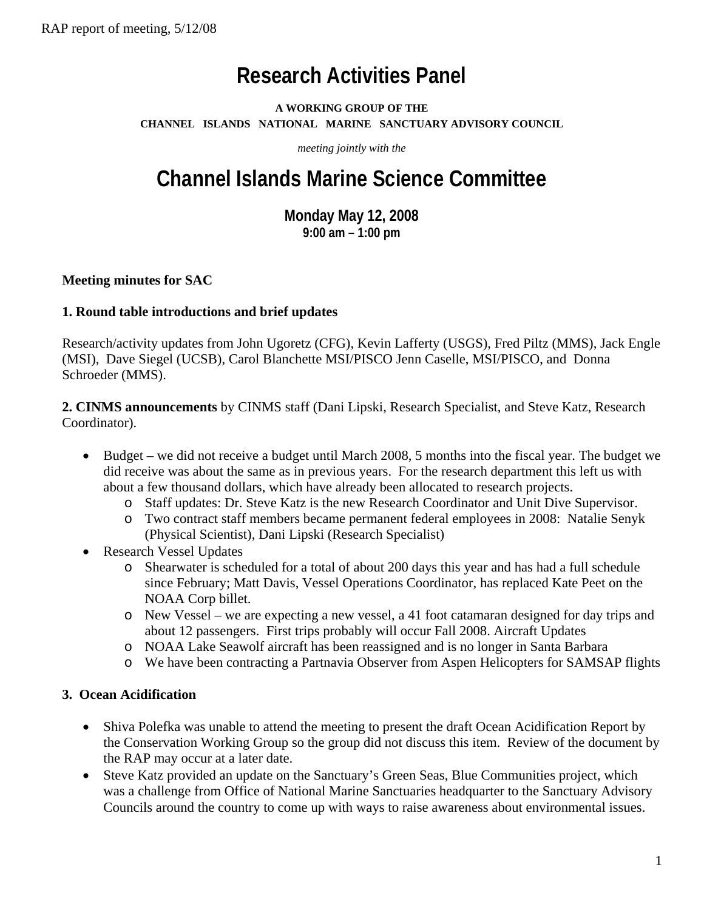# Research Activities Panel

**A WORKING GROUP OF THE**
**CHANNEL ISLANDS NATIONAL MARINE SANCTUARY ADVISORY COUNCIL**

*meeting jointly with the*

# Channel Islands Marine Science Committee

**Monday May 12, 2008**
**9:00 am – 1:00 pm**

**Meeting minutes for SAC**

**1. Round table introductions and brief updates**

Research/activity updates from John Ugoretz (CFG), Kevin Lafferty (USGS), Fred Piltz (MMS), Jack Engle (MSI), Dave Siegel (UCSB), Carol Blanchette MSI/PISCO Jenn Caselle, MSI/PISCO, and Donna Schroeder (MMS).

**2. CINMS announcements** by CINMS staff (Dani Lipski, Research Specialist, and Steve Katz, Research Coordinator).

- Budget – we did not receive a budget until March 2008, 5 months into the fiscal year. The budget we did receive was about the same as in previous years. For the research department this left us with about a few thousand dollars, which have already been allocated to research projects.
  - Staff updates: Dr. Steve Katz is the new Research Coordinator and Unit Dive Supervisor.
  - Two contract staff members became permanent federal employees in 2008: Natalie Senyk (Physical Scientist), Dani Lipski (Research Specialist)
- Research Vessel Updates
  - Shearwater is scheduled for a total of about 200 days this year and has had a full schedule since February; Matt Davis, Vessel Operations Coordinator, has replaced Kate Peet on the NOAA Corp billet.
  - New Vessel – we are expecting a new vessel, a 41 foot catamaran designed for day trips and about 12 passengers. First trips probably will occur Fall 2008. Aircraft Updates
  - NOAA Lake Seawolf aircraft has been reassigned and is no longer in Santa Barbara
  - We have been contracting a Partnavia Observer from Aspen Helicopters for SAMSAP flights

**3. Ocean Acidification**

- Shiva Polefka was unable to attend the meeting to present the draft Ocean Acidification Report by the Conservation Working Group so the group did not discuss this item. Review of the document by the RAP may occur at a later date.
- Steve Katz provided an update on the Sanctuary's Green Seas, Blue Communities project, which was a challenge from Office of National Marine Sanctuaries headquarter to the Sanctuary Advisory Councils around the country to come up with ways to raise awareness about environmental issues.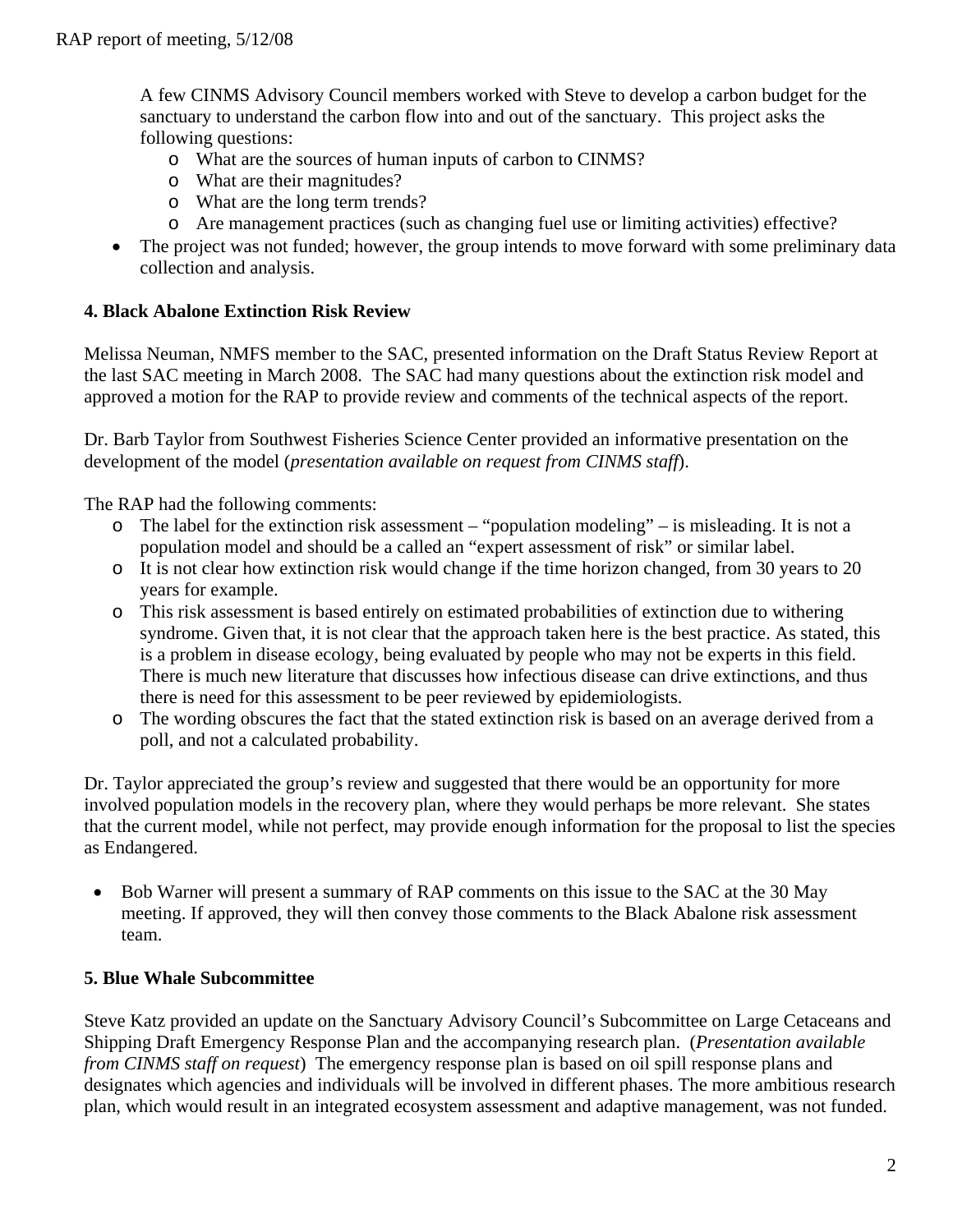A few CINMS Advisory Council members worked with Steve to develop a carbon budget for the sanctuary to understand the carbon flow into and out of the sanctuary. This project asks the following questions:

- What are the sources of human inputs of carbon to CINMS?
- What are their magnitudes?
- What are the long term trends?
- Are management practices (such as changing fuel use or limiting activities) effective?

- The project was not funded; however, the group intends to move forward with some preliminary data collection and analysis.

**4. Black Abalone Extinction Risk Review**

Melissa Neuman, NMFS member to the SAC, presented information on the Draft Status Review Report at the last SAC meeting in March 2008. The SAC had many questions about the extinction risk model and approved a motion for the RAP to provide review and comments of the technical aspects of the report.

Dr. Barb Taylor from Southwest Fisheries Science Center provided an informative presentation on the development of the model (*presentation available on request from CINMS staff*).

The RAP had the following comments:

- The label for the extinction risk assessment – "population modeling" – is misleading. It is not a population model and should be a called an "expert assessment of risk" or similar label.
- It is not clear how extinction risk would change if the time horizon changed, from 30 years to 20 years for example.
- This risk assessment is based entirely on estimated probabilities of extinction due to withering syndrome. Given that, it is not clear that the approach taken here is the best practice. As stated, this is a problem in disease ecology, being evaluated by people who may not be experts in this field. There is much new literature that discusses how infectious disease can drive extinctions, and thus there is need for this assessment to be peer reviewed by epidemiologists.
- The wording obscures the fact that the stated extinction risk is based on an average derived from a poll, and not a calculated probability.

Dr. Taylor appreciated the group's review and suggested that there would be an opportunity for more involved population models in the recovery plan, where they would perhaps be more relevant. She states that the current model, while not perfect, may provide enough information for the proposal to list the species as Endangered.

- Bob Warner will present a summary of RAP comments on this issue to the SAC at the 30 May meeting. If approved, they will then convey those comments to the Black Abalone risk assessment team.

**5. Blue Whale Subcommittee**

Steve Katz provided an update on the Sanctuary Advisory Council's Subcommittee on Large Cetaceans and Shipping Draft Emergency Response Plan and the accompanying research plan. (*Presentation available from CINMS staff on request*) The emergency response plan is based on oil spill response plans and designates which agencies and individuals will be involved in different phases. The more ambitious research plan, which would result in an integrated ecosystem assessment and adaptive management, was not funded.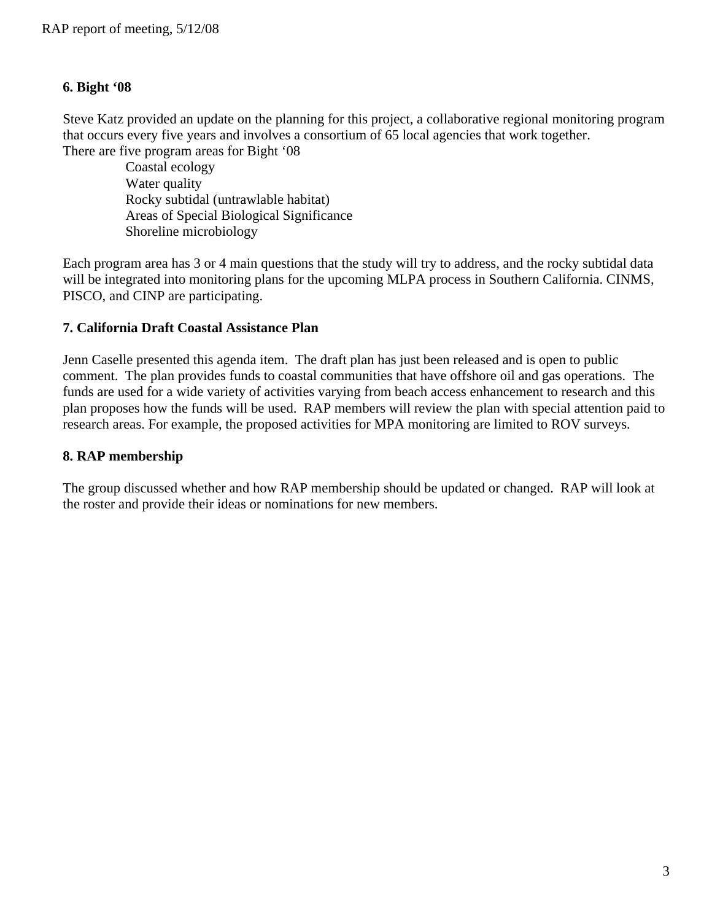### 6. Bight '08

Steve Katz provided an update on the planning for this project, a collaborative regional monitoring program that occurs every five years and involves a consortium of 65 local agencies that work together.
There are five program areas for Bight '08

- Coastal ecology
- Water quality
- Rocky subtidal (untrawlable habitat)
- Areas of Special Biological Significance
- Shoreline microbiology

Each program area has 3 or 4 main questions that the study will try to address, and the rocky subtidal data will be integrated into monitoring plans for the upcoming MLPA process in Southern California. CINMS, PISCO, and CINP are participating.

### 7. California Draft Coastal Assistance Plan

Jenn Caselle presented this agenda item. The draft plan has just been released and is open to public comment. The plan provides funds to coastal communities that have offshore oil and gas operations. The funds are used for a wide variety of activities varying from beach access enhancement to research and this plan proposes how the funds will be used. RAP members will review the plan with special attention paid to research areas. For example, the proposed activities for MPA monitoring are limited to ROV surveys.

### 8. RAP membership

The group discussed whether and how RAP membership should be updated or changed. RAP will look at the roster and provide their ideas or nominations for new members.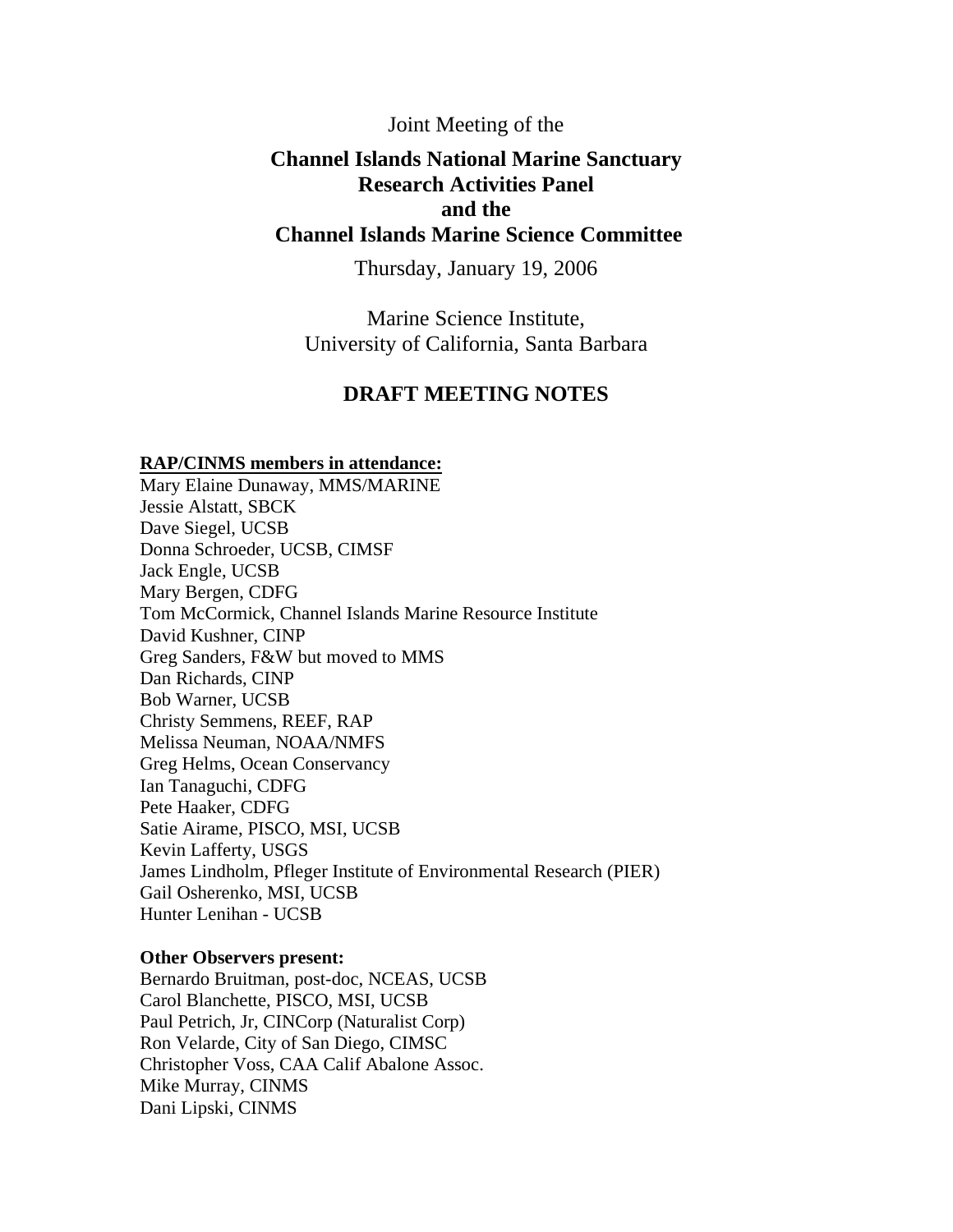Joint Meeting of the

**Channel Islands National Marine Sanctuary**
**Research Activities Panel**
**and the**
**Channel Islands Marine Science Committee**

Thursday, January 19, 2006

Marine Science Institute,
University of California, Santa Barbara

## DRAFT MEETING NOTES

**RAP/CINMS members in attendance:**

Mary Elaine Dunaway, MMS/MARINE
Jessie Alstatt, SBCK
Dave Siegel, UCSB
Donna Schroeder, UCSB, CIMSF
Jack Engle, UCSB
Mary Bergen, CDFG
Tom McCormick, Channel Islands Marine Resource Institute
David Kushner, CINP
Greg Sanders, F&W but moved to MMS
Dan Richards, CINP
Bob Warner, UCSB
Christy Semmens, REEF, RAP
Melissa Neuman, NOAA/NMFS
Greg Helms, Ocean Conservancy
Ian Tanaguchi, CDFG
Pete Haaker, CDFG
Satie Airame, PISCO, MSI, UCSB
Kevin Lafferty, USGS
James Lindholm, Pfleger Institute of Environmental Research (PIER)
Gail Osherenko, MSI, UCSB
Hunter Lenihan - UCSB

**Other Observers present:**

Bernardo Bruitman, post-doc, NCEAS, UCSB
Carol Blanchette, PISCO, MSI, UCSB
Paul Petrich, Jr, CINCorp (Naturalist Corp)
Ron Velarde, City of San Diego, CIMSC
Christopher Voss, CAA Calif Abalone Assoc.
Mike Murray, CINMS
Dani Lipski, CINMS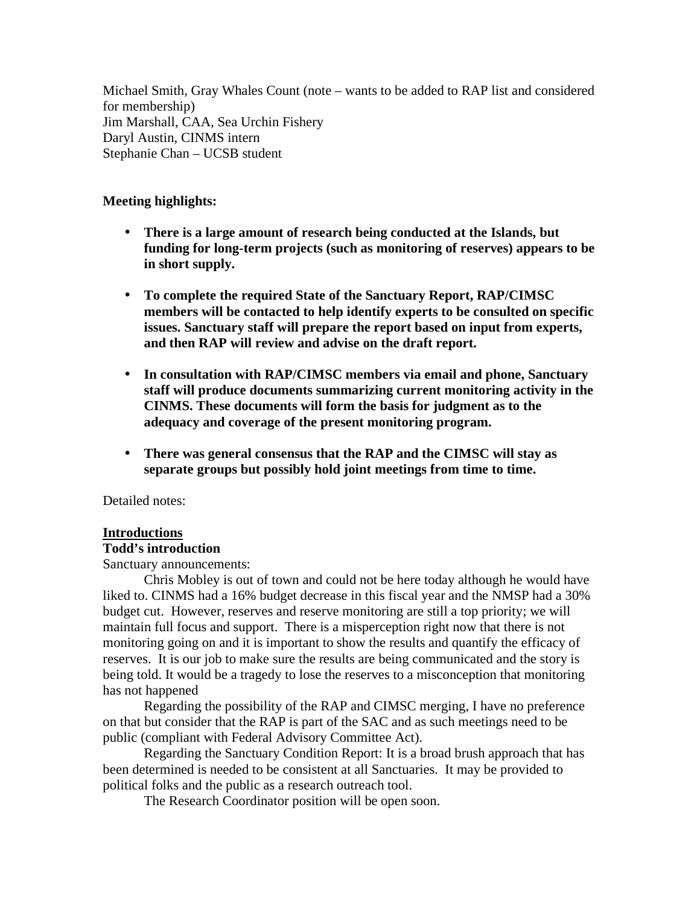Michael Smith, Gray Whales Count (note – wants to be added to RAP list and considered for membership)
Jim Marshall, CAA, Sea Urchin Fishery
Daryl Austin, CINMS intern
Stephanie Chan – UCSB student

**Meeting highlights:**

- **There is a large amount of research being conducted at the Islands, but funding for long-term projects (such as monitoring of reserves) appears to be in short supply.**
- **To complete the required State of the Sanctuary Report, RAP/CIMSC members will be contacted to help identify experts to be consulted on specific issues. Sanctuary staff will prepare the report based on input from experts, and then RAP will review and advise on the draft report.**
- **In consultation with RAP/CIMSC members via email and phone, Sanctuary staff will produce documents summarizing current monitoring activity in the CINMS. These documents will form the basis for judgment as to the adequacy and coverage of the present monitoring program.**
- **There was general consensus that the RAP and the CIMSC will stay as separate groups but possibly hold joint meetings from time to time.**

Detailed notes:

**Introductions**

**Todd's introduction**

Sanctuary announcements:

Chris Mobley is out of town and could not be here today although he would have liked to. CINMS had a 16% budget decrease in this fiscal year and the NMSP had a 30% budget cut. However, reserves and reserve monitoring are still a top priority; we will maintain full focus and support. There is a misperception right now that there is not monitoring going on and it is important to show the results and quantify the efficacy of reserves. It is our job to make sure the results are being communicated and the story is being told. It would be a tragedy to lose the reserves to a misconception that monitoring has not happened

Regarding the possibility of the RAP and CIMSC merging, I have no preference on that but consider that the RAP is part of the SAC and as such meetings need to be public (compliant with Federal Advisory Committee Act).

Regarding the Sanctuary Condition Report: It is a broad brush approach that has been determined is needed to be consistent at all Sanctuaries. It may be provided to political folks and the public as a research outreach tool.

The Research Coordinator position will be open soon.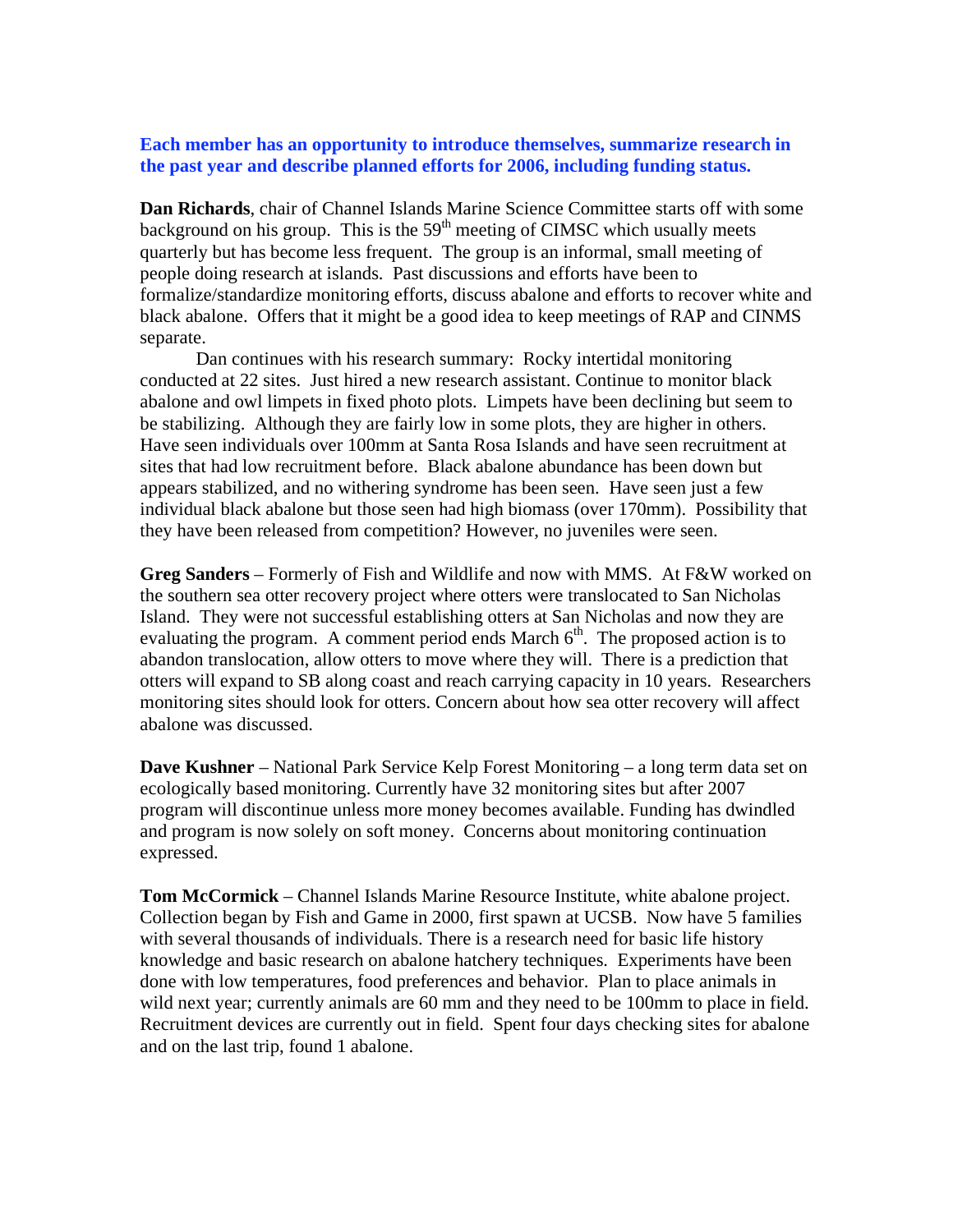**Each member has an opportunity to introduce themselves, summarize research in the past year and describe planned efforts for 2006, including funding status.**

**Dan Richards**, chair of Channel Islands Marine Science Committee starts off with some background on his group. This is the 59th meeting of CIMSC which usually meets quarterly but has become less frequent. The group is an informal, small meeting of people doing research at islands. Past discussions and efforts have been to formalize/standardize monitoring efforts, discuss abalone and efforts to recover white and black abalone. Offers that it might be a good idea to keep meetings of RAP and CINMS separate.

Dan continues with his research summary: Rocky intertidal monitoring conducted at 22 sites. Just hired a new research assistant. Continue to monitor black abalone and owl limpets in fixed photo plots. Limpets have been declining but seem to be stabilizing. Although they are fairly low in some plots, they are higher in others. Have seen individuals over 100mm at Santa Rosa Islands and have seen recruitment at sites that had low recruitment before. Black abalone abundance has been down but appears stabilized, and no withering syndrome has been seen. Have seen just a few individual black abalone but those seen had high biomass (over 170mm). Possibility that they have been released from competition? However, no juveniles were seen.

**Greg Sanders** – Formerly of Fish and Wildlife and now with MMS. At F&W worked on the southern sea otter recovery project where otters were translocated to San Nicholas Island. They were not successful establishing otters at San Nicholas and now they are evaluating the program. A comment period ends March 6th. The proposed action is to abandon translocation, allow otters to move where they will. There is a prediction that otters will expand to SB along coast and reach carrying capacity in 10 years. Researchers monitoring sites should look for otters. Concern about how sea otter recovery will affect abalone was discussed.

**Dave Kushner** – National Park Service Kelp Forest Monitoring – a long term data set on ecologically based monitoring. Currently have 32 monitoring sites but after 2007 program will discontinue unless more money becomes available. Funding has dwindled and program is now solely on soft money. Concerns about monitoring continuation expressed.

**Tom McCormick** – Channel Islands Marine Resource Institute, white abalone project. Collection began by Fish and Game in 2000, first spawn at UCSB. Now have 5 families with several thousands of individuals. There is a research need for basic life history knowledge and basic research on abalone hatchery techniques. Experiments have been done with low temperatures, food preferences and behavior. Plan to place animals in wild next year; currently animals are 60 mm and they need to be 100mm to place in field. Recruitment devices are currently out in field. Spent four days checking sites for abalone and on the last trip, found 1 abalone.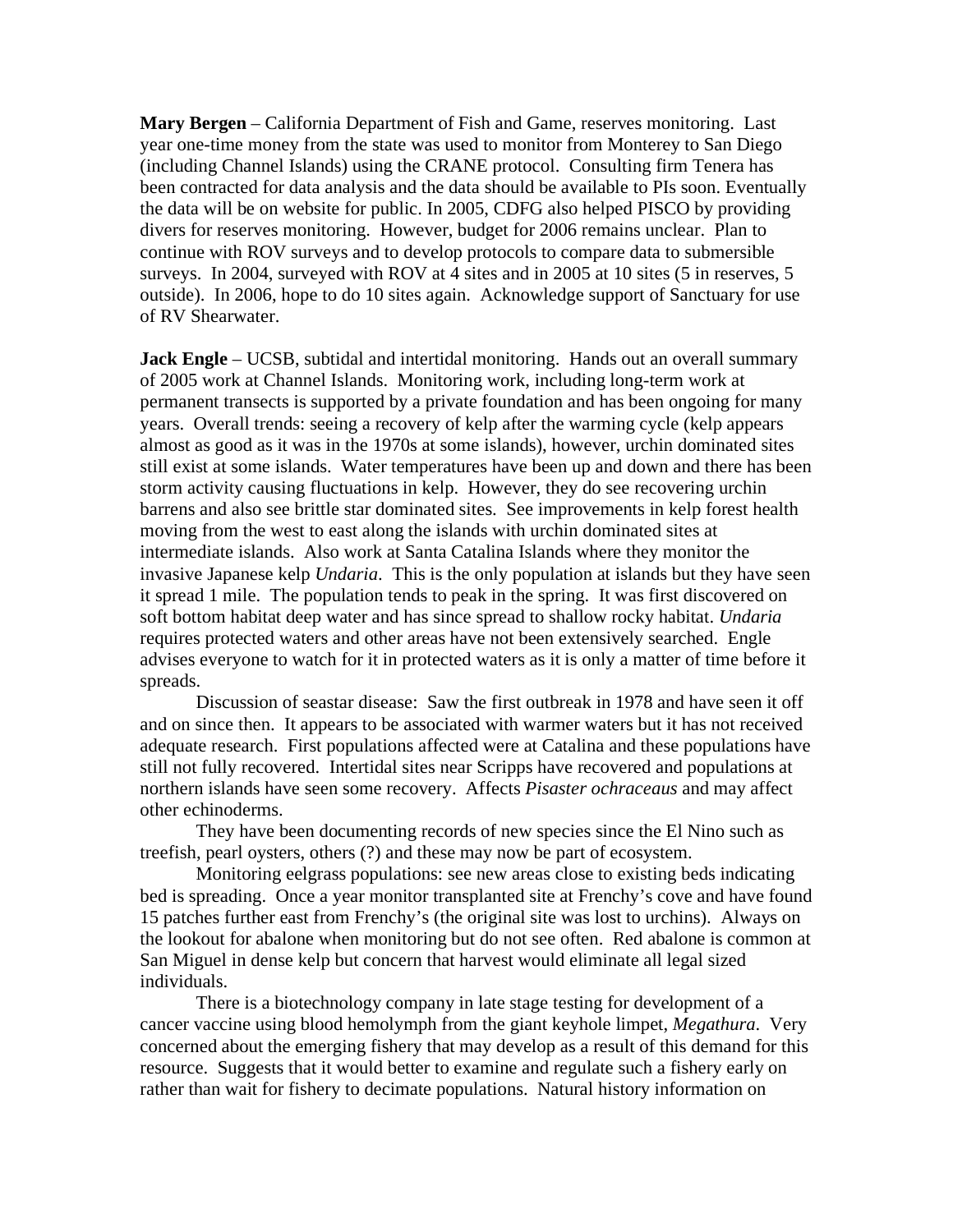**Mary Bergen** – California Department of Fish and Game, reserves monitoring. Last year one-time money from the state was used to monitor from Monterey to San Diego (including Channel Islands) using the CRANE protocol. Consulting firm Tenera has been contracted for data analysis and the data should be available to PIs soon. Eventually the data will be on website for public. In 2005, CDFG also helped PISCO by providing divers for reserves monitoring. However, budget for 2006 remains unclear. Plan to continue with ROV surveys and to develop protocols to compare data to submersible surveys. In 2004, surveyed with ROV at 4 sites and in 2005 at 10 sites (5 in reserves, 5 outside). In 2006, hope to do 10 sites again. Acknowledge support of Sanctuary for use of RV Shearwater.

**Jack Engle** – UCSB, subtidal and intertidal monitoring. Hands out an overall summary of 2005 work at Channel Islands. Monitoring work, including long-term work at permanent transects is supported by a private foundation and has been ongoing for many years. Overall trends: seeing a recovery of kelp after the warming cycle (kelp appears almost as good as it was in the 1970s at some islands), however, urchin dominated sites still exist at some islands. Water temperatures have been up and down and there has been storm activity causing fluctuations in kelp. However, they do see recovering urchin barrens and also see brittle star dominated sites. See improvements in kelp forest health moving from the west to east along the islands with urchin dominated sites at intermediate islands. Also work at Santa Catalina Islands where they monitor the invasive Japanese kelp *Undaria*. This is the only population at islands but they have seen it spread 1 mile. The population tends to peak in the spring. It was first discovered on soft bottom habitat deep water and has since spread to shallow rocky habitat. *Undaria* requires protected waters and other areas have not been extensively searched. Engle advises everyone to watch for it in protected waters as it is only a matter of time before it spreads.

Discussion of seastar disease: Saw the first outbreak in 1978 and have seen it off and on since then. It appears to be associated with warmer waters but it has not received adequate research. First populations affected were at Catalina and these populations have still not fully recovered. Intertidal sites near Scripps have recovered and populations at northern islands have seen some recovery. Affects *Pisaster ochraceaus* and may affect other echinoderms.

They have been documenting records of new species since the El Nino such as treefish, pearl oysters, others (?) and these may now be part of ecosystem.

Monitoring eelgrass populations: see new areas close to existing beds indicating bed is spreading. Once a year monitor transplanted site at Frenchy's cove and have found 15 patches further east from Frenchy's (the original site was lost to urchins). Always on the lookout for abalone when monitoring but do not see often. Red abalone is common at San Miguel in dense kelp but concern that harvest would eliminate all legal sized individuals.

There is a biotechnology company in late stage testing for development of a cancer vaccine using blood hemolymph from the giant keyhole limpet, *Megathura*. Very concerned about the emerging fishery that may develop as a result of this demand for this resource. Suggests that it would better to examine and regulate such a fishery early on rather than wait for fishery to decimate populations. Natural history information on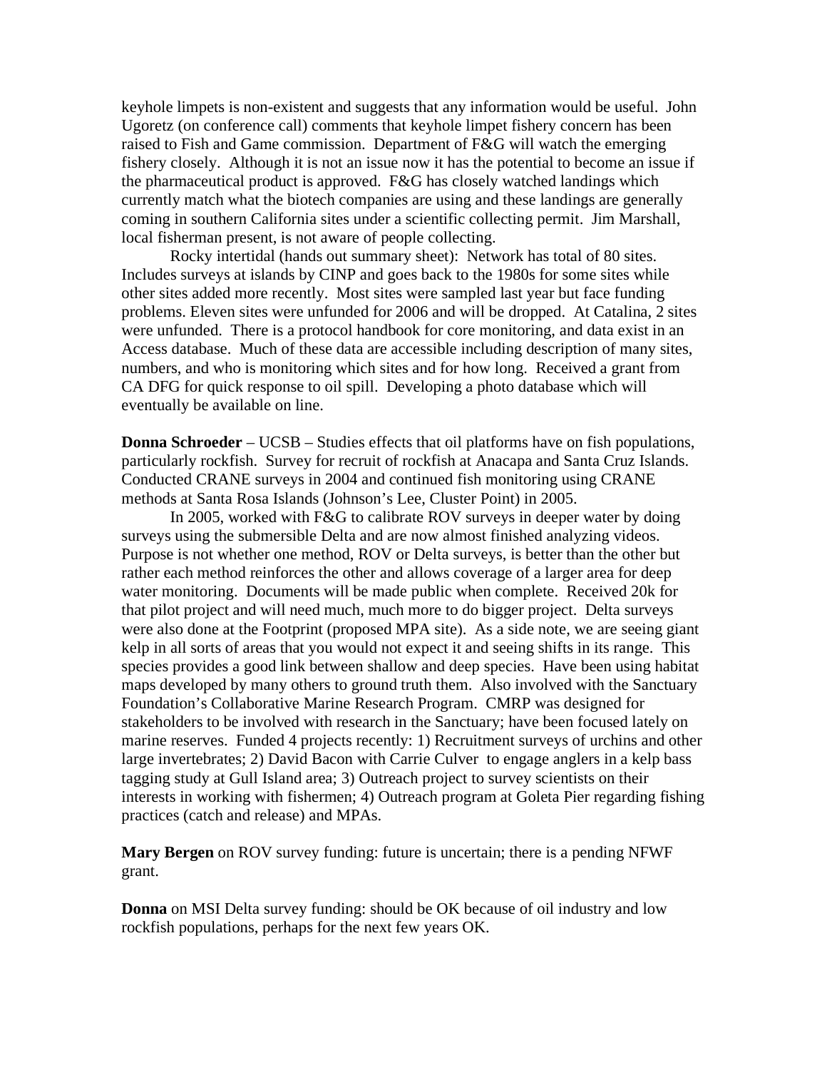keyhole limpets is non-existent and suggests that any information would be useful. John Ugoretz (on conference call) comments that keyhole limpet fishery concern has been raised to Fish and Game commission. Department of F&G will watch the emerging fishery closely. Although it is not an issue now it has the potential to become an issue if the pharmaceutical product is approved. F&G has closely watched landings which currently match what the biotech companies are using and these landings are generally coming in southern California sites under a scientific collecting permit. Jim Marshall, local fisherman present, is not aware of people collecting.

Rocky intertidal (hands out summary sheet): Network has total of 80 sites. Includes surveys at islands by CINP and goes back to the 1980s for some sites while other sites added more recently. Most sites were sampled last year but face funding problems. Eleven sites were unfunded for 2006 and will be dropped. At Catalina, 2 sites were unfunded. There is a protocol handbook for core monitoring, and data exist in an Access database. Much of these data are accessible including description of many sites, numbers, and who is monitoring which sites and for how long. Received a grant from CA DFG for quick response to oil spill. Developing a photo database which will eventually be available on line.

**Donna Schroeder** – UCSB – Studies effects that oil platforms have on fish populations, particularly rockfish. Survey for recruit of rockfish at Anacapa and Santa Cruz Islands. Conducted CRANE surveys in 2004 and continued fish monitoring using CRANE methods at Santa Rosa Islands (Johnson's Lee, Cluster Point) in 2005.

In 2005, worked with F&G to calibrate ROV surveys in deeper water by doing surveys using the submersible Delta and are now almost finished analyzing videos. Purpose is not whether one method, ROV or Delta surveys, is better than the other but rather each method reinforces the other and allows coverage of a larger area for deep water monitoring. Documents will be made public when complete. Received 20k for that pilot project and will need much, much more to do bigger project. Delta surveys were also done at the Footprint (proposed MPA site). As a side note, we are seeing giant kelp in all sorts of areas that you would not expect it and seeing shifts in its range. This species provides a good link between shallow and deep species. Have been using habitat maps developed by many others to ground truth them. Also involved with the Sanctuary Foundation's Collaborative Marine Research Program. CMRP was designed for stakeholders to be involved with research in the Sanctuary; have been focused lately on marine reserves. Funded 4 projects recently: 1) Recruitment surveys of urchins and other large invertebrates; 2) David Bacon with Carrie Culver to engage anglers in a kelp bass tagging study at Gull Island area; 3) Outreach project to survey scientists on their interests in working with fishermen; 4) Outreach program at Goleta Pier regarding fishing practices (catch and release) and MPAs.

**Mary Bergen** on ROV survey funding: future is uncertain; there is a pending NFWF grant.

**Donna** on MSI Delta survey funding: should be OK because of oil industry and low rockfish populations, perhaps for the next few years OK.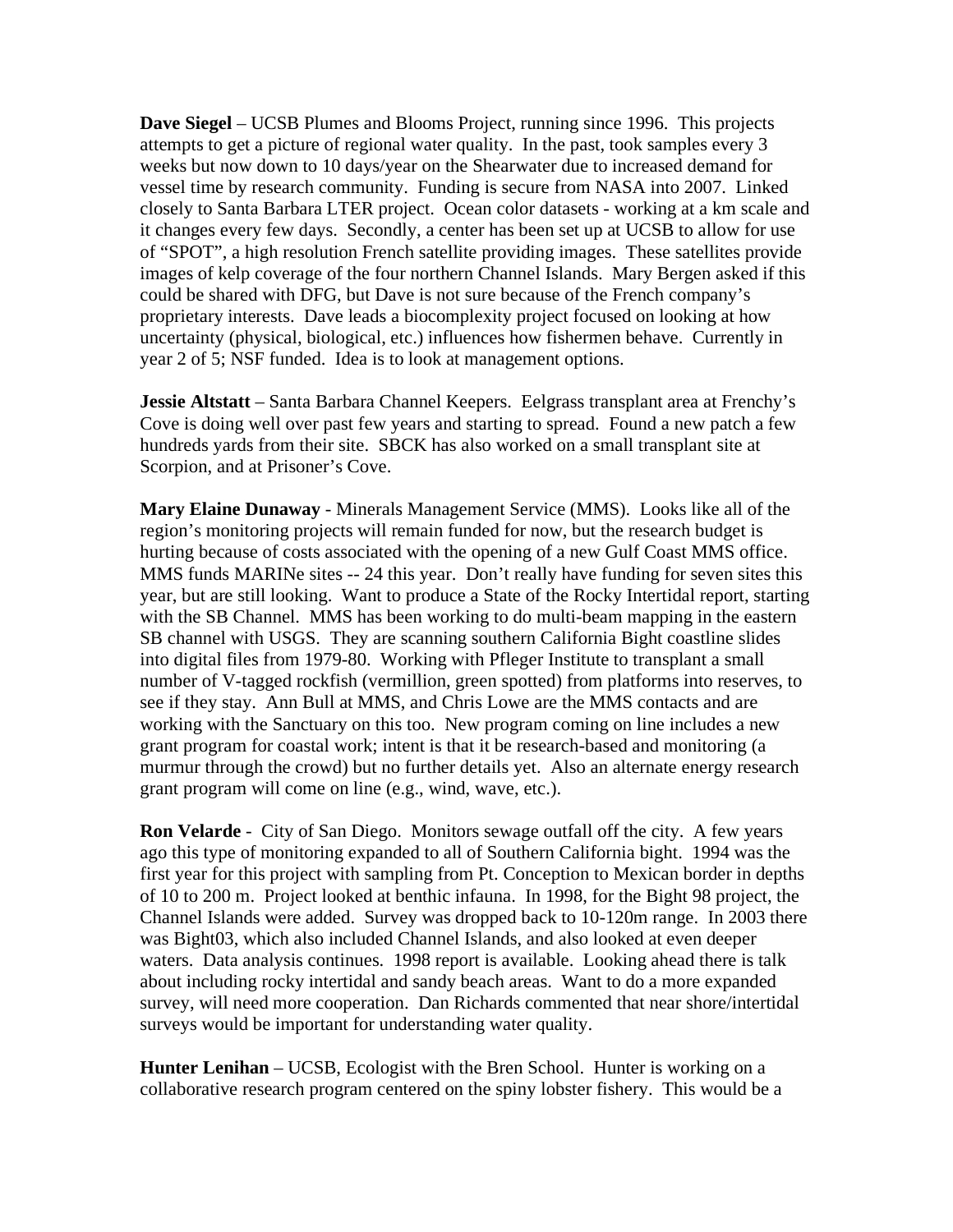**Dave Siegel** – UCSB Plumes and Blooms Project, running since 1996. This projects attempts to get a picture of regional water quality. In the past, took samples every 3 weeks but now down to 10 days/year on the Shearwater due to increased demand for vessel time by research community. Funding is secure from NASA into 2007. Linked closely to Santa Barbara LTER project. Ocean color datasets - working at a km scale and it changes every few days. Secondly, a center has been set up at UCSB to allow for use of "SPOT", a high resolution French satellite providing images. These satellites provide images of kelp coverage of the four northern Channel Islands. Mary Bergen asked if this could be shared with DFG, but Dave is not sure because of the French company's proprietary interests. Dave leads a biocomplexity project focused on looking at how uncertainty (physical, biological, etc.) influences how fishermen behave. Currently in year 2 of 5; NSF funded. Idea is to look at management options.

**Jessie Altstatt** – Santa Barbara Channel Keepers. Eelgrass transplant area at Frenchy's Cove is doing well over past few years and starting to spread. Found a new patch a few hundreds yards from their site. SBCK has also worked on a small transplant site at Scorpion, and at Prisoner's Cove.

**Mary Elaine Dunaway** - Minerals Management Service (MMS). Looks like all of the region's monitoring projects will remain funded for now, but the research budget is hurting because of costs associated with the opening of a new Gulf Coast MMS office. MMS funds MARINe sites -- 24 this year. Don't really have funding for seven sites this year, but are still looking. Want to produce a State of the Rocky Intertidal report, starting with the SB Channel. MMS has been working to do multi-beam mapping in the eastern SB channel with USGS. They are scanning southern California Bight coastline slides into digital files from 1979-80. Working with Pfleger Institute to transplant a small number of V-tagged rockfish (vermillion, green spotted) from platforms into reserves, to see if they stay. Ann Bull at MMS, and Chris Lowe are the MMS contacts and are working with the Sanctuary on this too. New program coming on line includes a new grant program for coastal work; intent is that it be research-based and monitoring (a murmur through the crowd) but no further details yet. Also an alternate energy research grant program will come on line (e.g., wind, wave, etc.).

**Ron Velarde** - City of San Diego. Monitors sewage outfall off the city. A few years ago this type of monitoring expanded to all of Southern California bight. 1994 was the first year for this project with sampling from Pt. Conception to Mexican border in depths of 10 to 200 m. Project looked at benthic infauna. In 1998, for the Bight 98 project, the Channel Islands were added. Survey was dropped back to 10-120m range. In 2003 there was Bight03, which also included Channel Islands, and also looked at even deeper waters. Data analysis continues. 1998 report is available. Looking ahead there is talk about including rocky intertidal and sandy beach areas. Want to do a more expanded survey, will need more cooperation. Dan Richards commented that near shore/intertidal surveys would be important for understanding water quality.

**Hunter Lenihan** – UCSB, Ecologist with the Bren School. Hunter is working on a collaborative research program centered on the spiny lobster fishery. This would be a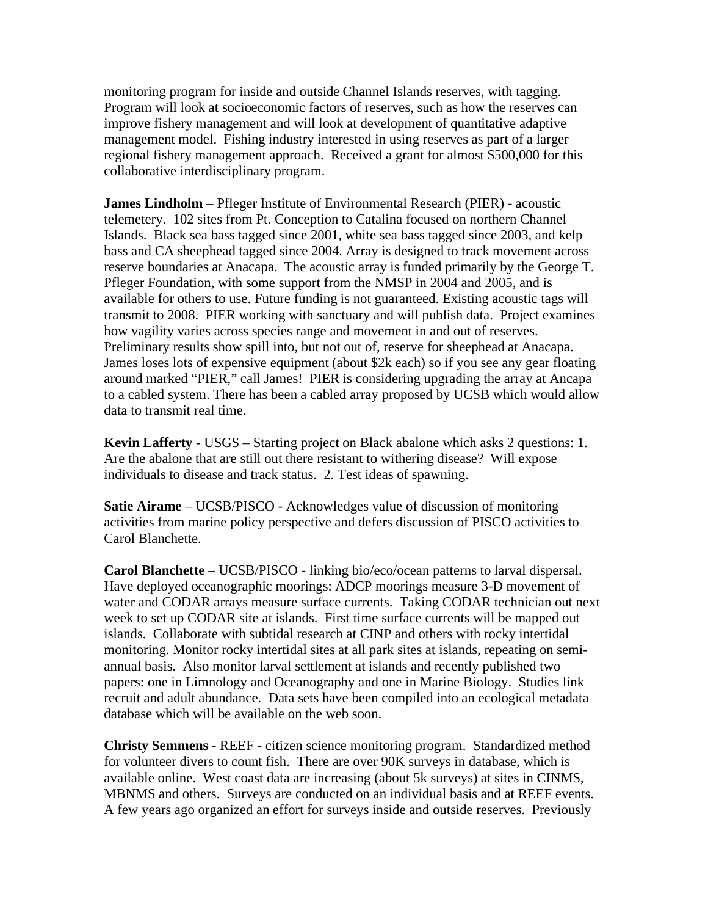monitoring program for inside and outside Channel Islands reserves, with tagging. Program will look at socioeconomic factors of reserves, such as how the reserves can improve fishery management and will look at development of quantitative adaptive management model. Fishing industry interested in using reserves as part of a larger regional fishery management approach. Received a grant for almost $500,000 for this collaborative interdisciplinary program.

**James Lindholm** – Pfleger Institute of Environmental Research (PIER) - acoustic telemetery. 102 sites from Pt. Conception to Catalina focused on northern Channel Islands. Black sea bass tagged since 2001, white sea bass tagged since 2003, and kelp bass and CA sheephead tagged since 2004. Array is designed to track movement across reserve boundaries at Anacapa. The acoustic array is funded primarily by the George T. Pfleger Foundation, with some support from the NMSP in 2004 and 2005, and is available for others to use. Future funding is not guaranteed. Existing acoustic tags will transmit to 2008. PIER working with sanctuary and will publish data. Project examines how vagility varies across species range and movement in and out of reserves. Preliminary results show spill into, but not out of, reserve for sheephead at Anacapa. James loses lots of expensive equipment (about $2k each) so if you see any gear floating around marked "PIER," call James! PIER is considering upgrading the array at Ancapa to a cabled system. There has been a cabled array proposed by UCSB which would allow data to transmit real time.

**Kevin Lafferty** - USGS – Starting project on Black abalone which asks 2 questions: 1. Are the abalone that are still out there resistant to withering disease? Will expose individuals to disease and track status. 2. Test ideas of spawning.

**Satie Airame** – UCSB/PISCO - Acknowledges value of discussion of monitoring activities from marine policy perspective and defers discussion of PISCO activities to Carol Blanchette.

**Carol Blanchette** – UCSB/PISCO - linking bio/eco/ocean patterns to larval dispersal. Have deployed oceanographic moorings: ADCP moorings measure 3-D movement of water and CODAR arrays measure surface currents. Taking CODAR technician out next week to set up CODAR site at islands. First time surface currents will be mapped out islands. Collaborate with subtidal research at CINP and others with rocky intertidal monitoring. Monitor rocky intertidal sites at all park sites at islands, repeating on semi-annual basis. Also monitor larval settlement at islands and recently published two papers: one in Limnology and Oceanography and one in Marine Biology. Studies link recruit and adult abundance. Data sets have been compiled into an ecological metadata database which will be available on the web soon.

**Christy Semmens** - REEF - citizen science monitoring program. Standardized method for volunteer divers to count fish. There are over 90K surveys in database, which is available online. West coast data are increasing (about 5k surveys) at sites in CINMS, MBNMS and others. Surveys are conducted on an individual basis and at REEF events. A few years ago organized an effort for surveys inside and outside reserves. Previously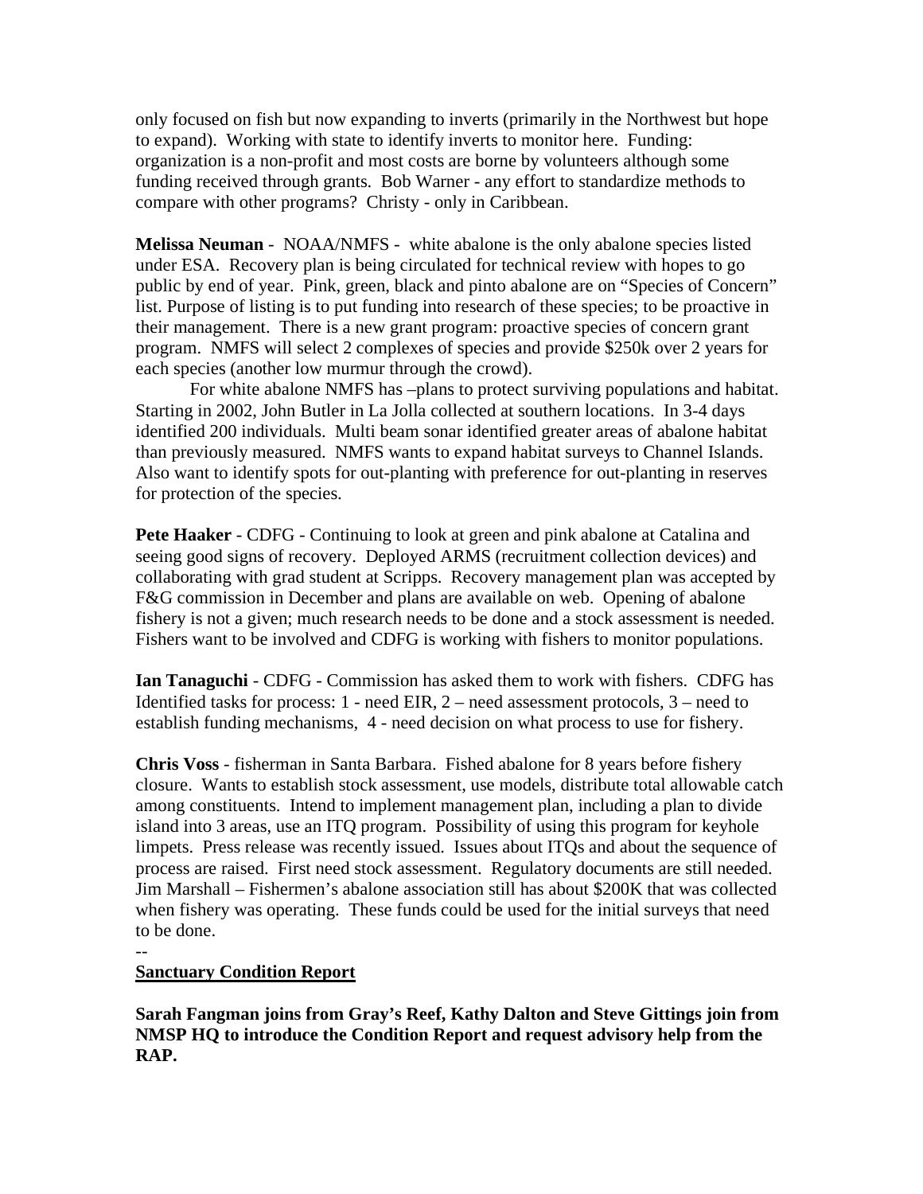only focused on fish but now expanding to inverts (primarily in the Northwest but hope to expand). Working with state to identify inverts to monitor here. Funding: organization is a non-profit and most costs are borne by volunteers although some funding received through grants. Bob Warner - any effort to standardize methods to compare with other programs? Christy - only in Caribbean.

**Melissa Neuman** - NOAA/NMFS - white abalone is the only abalone species listed under ESA. Recovery plan is being circulated for technical review with hopes to go public by end of year. Pink, green, black and pinto abalone are on "Species of Concern" list. Purpose of listing is to put funding into research of these species; to be proactive in their management. There is a new grant program: proactive species of concern grant program. NMFS will select 2 complexes of species and provide \$250k over 2 years for each species (another low murmur through the crowd).

For white abalone NMFS has –plans to protect surviving populations and habitat. Starting in 2002, John Butler in La Jolla collected at southern locations. In 3-4 days identified 200 individuals. Multi beam sonar identified greater areas of abalone habitat than previously measured. NMFS wants to expand habitat surveys to Channel Islands. Also want to identify spots for out-planting with preference for out-planting in reserves for protection of the species.

**Pete Haaker** - CDFG - Continuing to look at green and pink abalone at Catalina and seeing good signs of recovery. Deployed ARMS (recruitment collection devices) and collaborating with grad student at Scripps. Recovery management plan was accepted by F&G commission in December and plans are available on web. Opening of abalone fishery is not a given; much research needs to be done and a stock assessment is needed. Fishers want to be involved and CDFG is working with fishers to monitor populations.

**Ian Tanaguchi** - CDFG - Commission has asked them to work with fishers. CDFG has Identified tasks for process: 1 - need EIR, 2 – need assessment protocols, 3 – need to establish funding mechanisms, 4 - need decision on what process to use for fishery.

**Chris Voss** - fisherman in Santa Barbara. Fished abalone for 8 years before fishery closure. Wants to establish stock assessment, use models, distribute total allowable catch among constituents. Intend to implement management plan, including a plan to divide island into 3 areas, use an ITQ program. Possibility of using this program for keyhole limpets. Press release was recently issued. Issues about ITQs and about the sequence of process are raised. First need stock assessment. Regulatory documents are still needed. Jim Marshall – Fishermen's abalone association still has about \$200K that was collected when fishery was operating. These funds could be used for the initial surveys that need to be done.

--

**<u>Sanctuary Condition Report</u>**

**Sarah Fangman joins from Gray's Reef, Kathy Dalton and Steve Gittings join from NMSP HQ to introduce the Condition Report and request advisory help from the RAP.**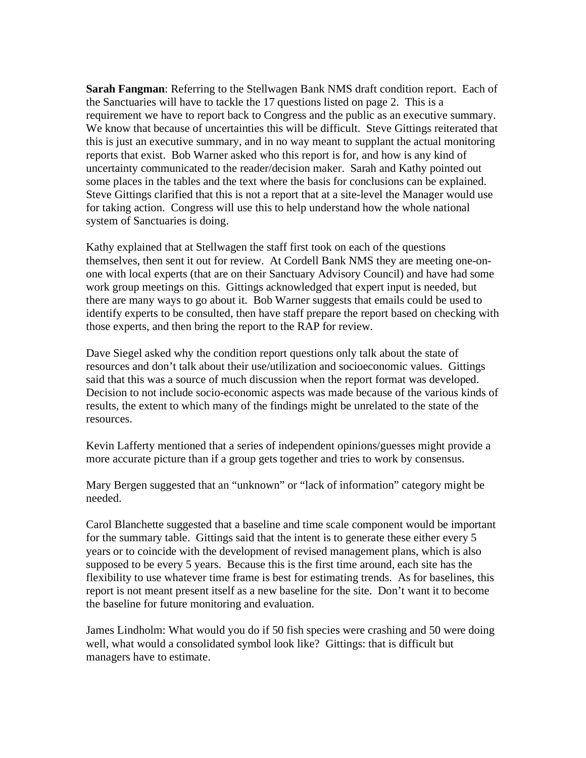**Sarah Fangman**: Referring to the Stellwagen Bank NMS draft condition report. Each of the Sanctuaries will have to tackle the 17 questions listed on page 2. This is a requirement we have to report back to Congress and the public as an executive summary. We know that because of uncertainties this will be difficult. Steve Gittings reiterated that this is just an executive summary, and in no way meant to supplant the actual monitoring reports that exist. Bob Warner asked who this report is for, and how is any kind of uncertainty communicated to the reader/decision maker. Sarah and Kathy pointed out some places in the tables and the text where the basis for conclusions can be explained. Steve Gittings clarified that this is not a report that at a site-level the Manager would use for taking action. Congress will use this to help understand how the whole national system of Sanctuaries is doing.

Kathy explained that at Stellwagen the staff first took on each of the questions themselves, then sent it out for review. At Cordell Bank NMS they are meeting one-on-one with local experts (that are on their Sanctuary Advisory Council) and have had some work group meetings on this. Gittings acknowledged that expert input is needed, but there are many ways to go about it. Bob Warner suggests that emails could be used to identify experts to be consulted, then have staff prepare the report based on checking with those experts, and then bring the report to the RAP for review.

Dave Siegel asked why the condition report questions only talk about the state of resources and don't talk about their use/utilization and socioeconomic values. Gittings said that this was a source of much discussion when the report format was developed. Decision to not include socio-economic aspects was made because of the various kinds of results, the extent to which many of the findings might be unrelated to the state of the resources.

Kevin Lafferty mentioned that a series of independent opinions/guesses might provide a more accurate picture than if a group gets together and tries to work by consensus.

Mary Bergen suggested that an "unknown" or "lack of information" category might be needed.

Carol Blanchette suggested that a baseline and time scale component would be important for the summary table. Gittings said that the intent is to generate these either every 5 years or to coincide with the development of revised management plans, which is also supposed to be every 5 years. Because this is the first time around, each site has the flexibility to use whatever time frame is best for estimating trends. As for baselines, this report is not meant present itself as a new baseline for the site. Don't want it to become the baseline for future monitoring and evaluation.

James Lindholm: What would you do if 50 fish species were crashing and 50 were doing well, what would a consolidated symbol look like? Gittings: that is difficult but managers have to estimate.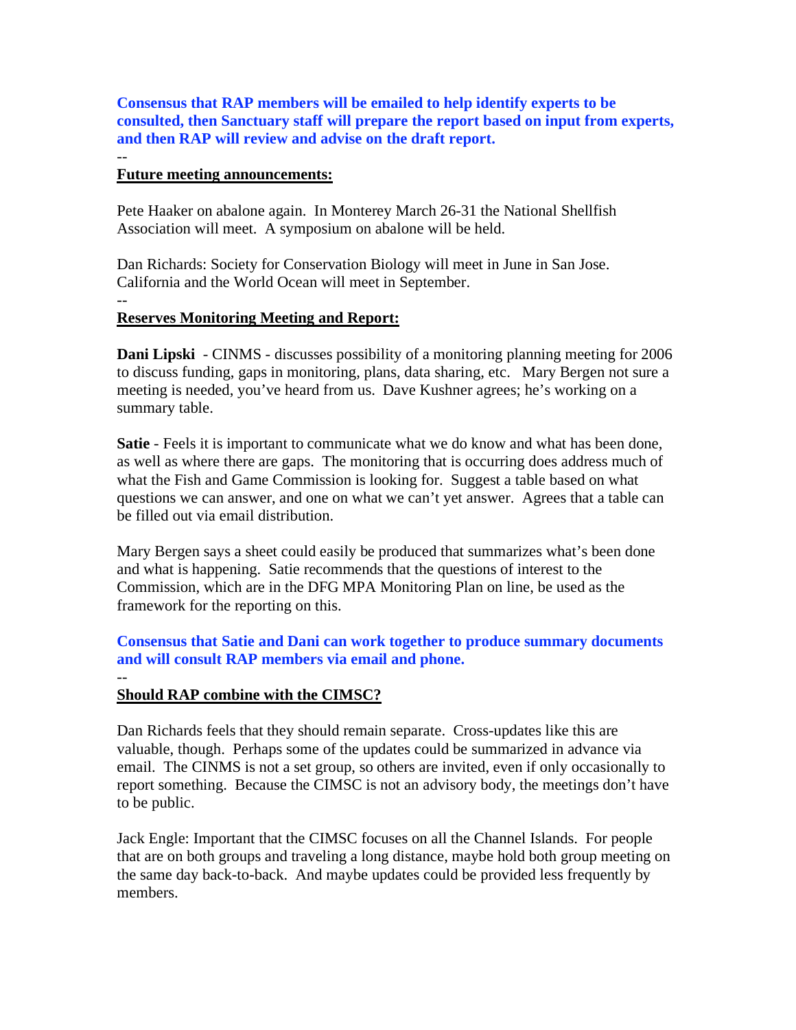**Consensus that RAP members will be emailed to help identify experts to be consulted, then Sanctuary staff will prepare the report based on input from experts, and then RAP will review and advise on the draft report.**

--

**Future meeting announcements:**

Pete Haaker on abalone again. In Monterey March 26-31 the National Shellfish Association will meet. A symposium on abalone will be held.

Dan Richards: Society for Conservation Biology will meet in June in San Jose. California and the World Ocean will meet in September.

--

**Reserves Monitoring Meeting and Report:**

**Dani Lipski** - CINMS - discusses possibility of a monitoring planning meeting for 2006 to discuss funding, gaps in monitoring, plans, data sharing, etc. Mary Bergen not sure a meeting is needed, you've heard from us. Dave Kushner agrees; he's working on a summary table.

**Satie** - Feels it is important to communicate what we do know and what has been done, as well as where there are gaps. The monitoring that is occurring does address much of what the Fish and Game Commission is looking for. Suggest a table based on what questions we can answer, and one on what we can't yet answer. Agrees that a table can be filled out via email distribution.

Mary Bergen says a sheet could easily be produced that summarizes what's been done and what is happening. Satie recommends that the questions of interest to the Commission, which are in the DFG MPA Monitoring Plan on line, be used as the framework for the reporting on this.

**Consensus that Satie and Dani can work together to produce summary documents and will consult RAP members via email and phone.**

--

**Should RAP combine with the CIMSC?**

Dan Richards feels that they should remain separate. Cross-updates like this are valuable, though. Perhaps some of the updates could be summarized in advance via email. The CINMS is not a set group, so others are invited, even if only occasionally to report something. Because the CIMSC is not an advisory body, the meetings don't have to be public.

Jack Engle: Important that the CIMSC focuses on all the Channel Islands. For people that are on both groups and traveling a long distance, maybe hold both group meeting on the same day back-to-back. And maybe updates could be provided less frequently by members.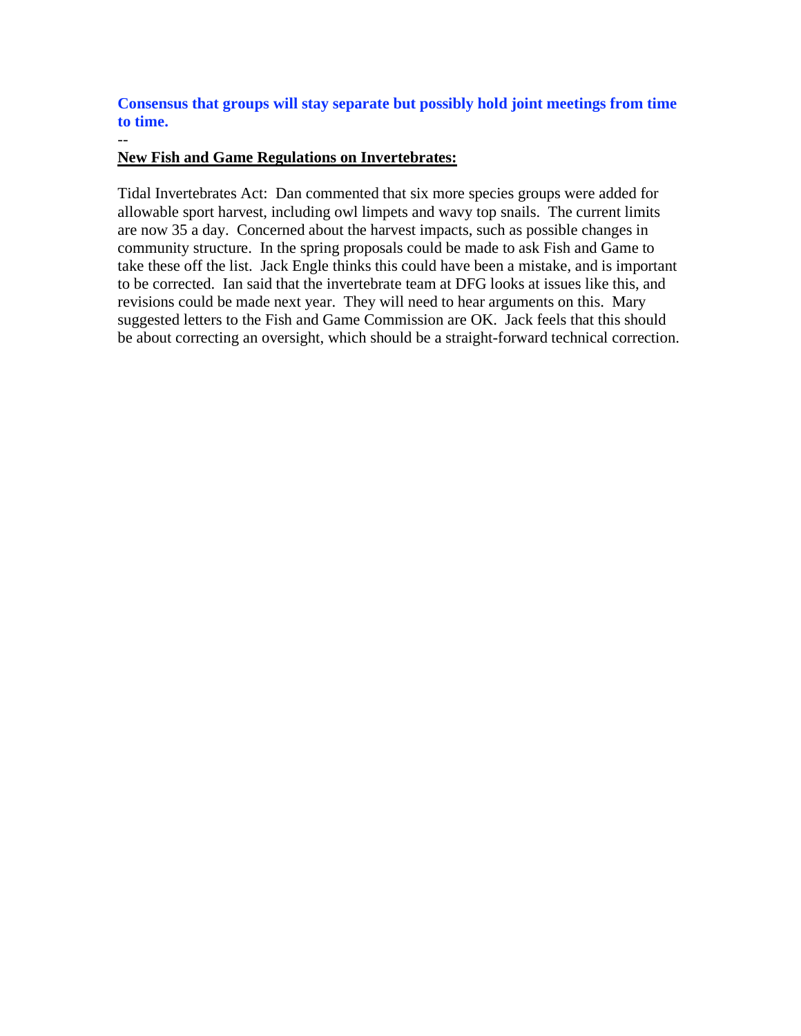**Consensus that groups will stay separate but possibly hold joint meetings from time to time.**

--

**New Fish and Game Regulations on Invertebrates:**

Tidal Invertebrates Act: Dan commented that six more species groups were added for allowable sport harvest, including owl limpets and wavy top snails. The current limits are now 35 a day. Concerned about the harvest impacts, such as possible changes in community structure. In the spring proposals could be made to ask Fish and Game to take these off the list. Jack Engle thinks this could have been a mistake, and is important to be corrected. Ian said that the invertebrate team at DFG looks at issues like this, and revisions could be made next year. They will need to hear arguments on this. Mary suggested letters to the Fish and Game Commission are OK. Jack feels that this should be about correcting an oversight, which should be a straight-forward technical correction.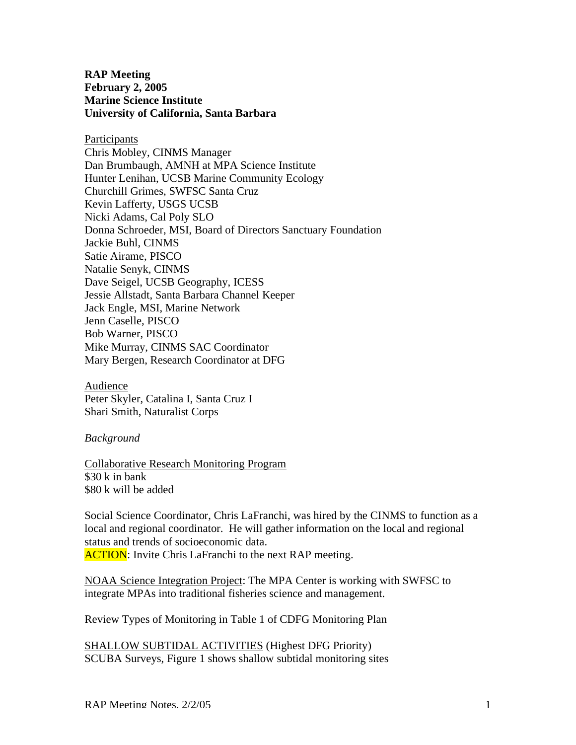**RAP Meeting**
**February 2, 2005**
**Marine Science Institute**
**University of California, Santa Barbara**

Participants
Chris Mobley, CINMS Manager
Dan Brumbaugh, AMNH at MPA Science Institute
Hunter Lenihan, UCSB Marine Community Ecology
Churchill Grimes, SWFSC Santa Cruz
Kevin Lafferty, USGS UCSB
Nicki Adams, Cal Poly SLO
Donna Schroeder, MSI, Board of Directors Sanctuary Foundation
Jackie Buhl, CINMS
Satie Airame, PISCO
Natalie Senyk, CINMS
Dave Seigel, UCSB Geography, ICESS
Jessie Allstadt, Santa Barbara Channel Keeper
Jack Engle, MSI, Marine Network
Jenn Caselle, PISCO
Bob Warner, PISCO
Mike Murray, CINMS SAC Coordinator
Mary Bergen, Research Coordinator at DFG

Audience
Peter Skyler, Catalina I, Santa Cruz I
Shari Smith, Naturalist Corps

*Background*

Collaborative Research Monitoring Program
$30 k in bank
$80 k will be added

Social Science Coordinator, Chris LaFranchi, was hired by the CINMS to function as a local and regional coordinator. He will gather information on the local and regional status and trends of socioeconomic data.
ACTION: Invite Chris LaFranchi to the next RAP meeting.

NOAA Science Integration Project: The MPA Center is working with SWFSC to integrate MPAs into traditional fisheries science and management.

Review Types of Monitoring in Table 1 of CDFG Monitoring Plan

SHALLOW SUBTIDAL ACTIVITIES (Highest DFG Priority)
SCUBA Surveys, Figure 1 shows shallow subtidal monitoring sites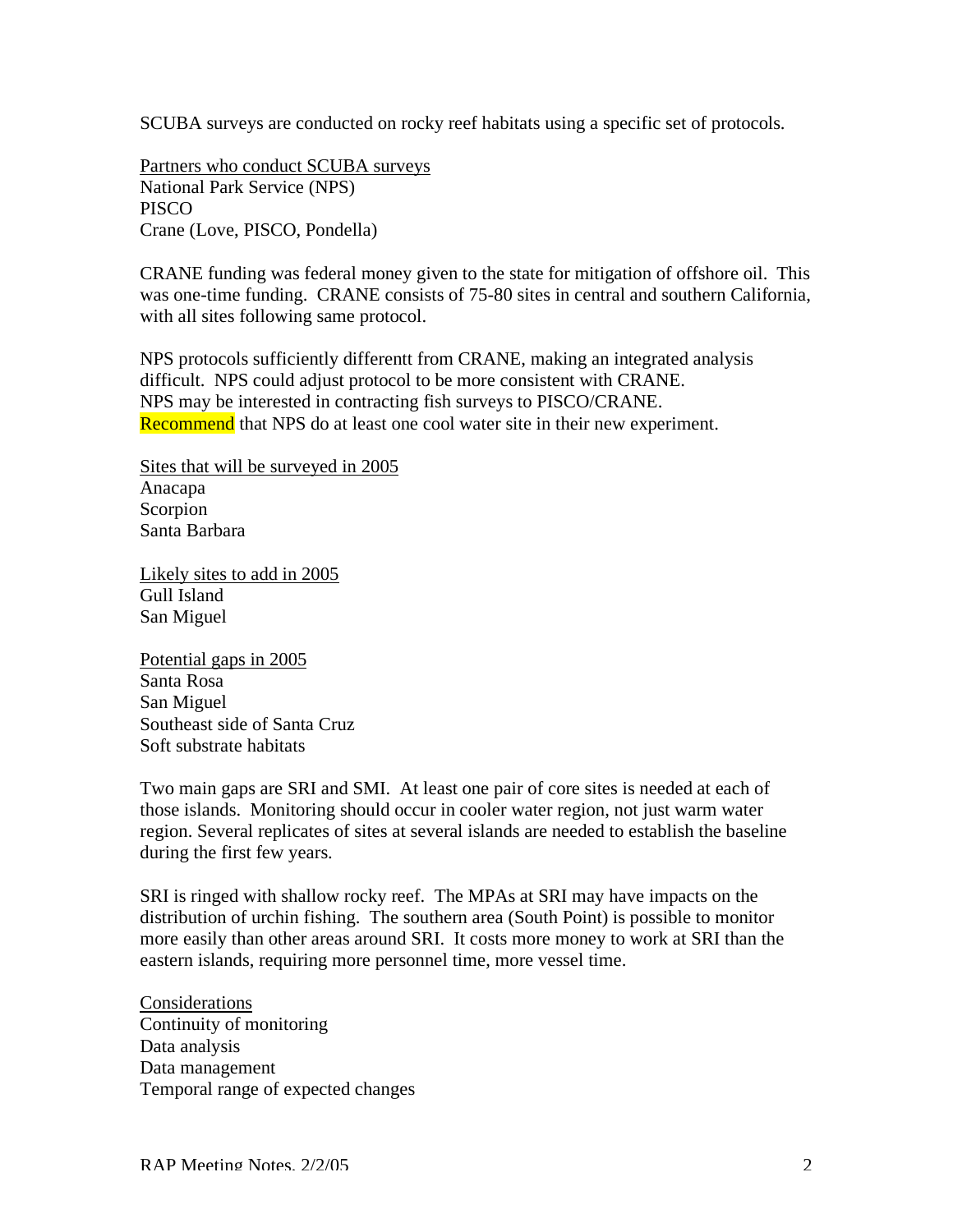SCUBA surveys are conducted on rocky reef habitats using a specific set of protocols.

Partners who conduct SCUBA surveys
National Park Service (NPS)
PISCO
Crane (Love, PISCO, Pondella)

CRANE funding was federal money given to the state for mitigation of offshore oil. This was one-time funding. CRANE consists of 75-80 sites in central and southern California, with all sites following same protocol.

NPS protocols sufficiently differentt from CRANE, making an integrated analysis difficult. NPS could adjust protocol to be more consistent with CRANE.
NPS may be interested in contracting fish surveys to PISCO/CRANE.
Recommend that NPS do at least one cool water site in their new experiment.

Sites that will be surveyed in 2005
Anacapa
Scorpion
Santa Barbara

Likely sites to add in 2005
Gull Island
San Miguel

Potential gaps in 2005
Santa Rosa
San Miguel
Southeast side of Santa Cruz
Soft substrate habitats

Two main gaps are SRI and SMI. At least one pair of core sites is needed at each of those islands. Monitoring should occur in cooler water region, not just warm water region. Several replicates of sites at several islands are needed to establish the baseline during the first few years.

SRI is ringed with shallow rocky reef. The MPAs at SRI may have impacts on the distribution of urchin fishing. The southern area (South Point) is possible to monitor more easily than other areas around SRI. It costs more money to work at SRI than the eastern islands, requiring more personnel time, more vessel time.

Considerations
Continuity of monitoring
Data analysis
Data management
Temporal range of expected changes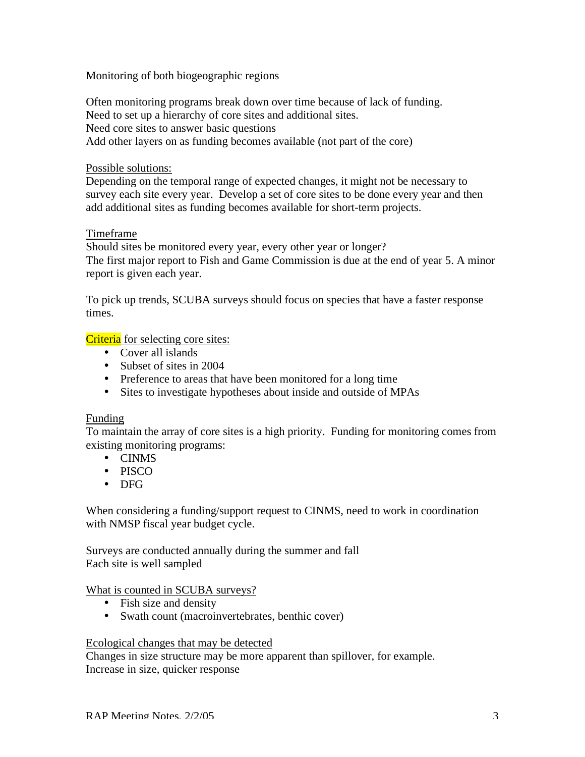Monitoring of both biogeographic regions

Often monitoring programs break down over time because of lack of funding.
Need to set up a hierarchy of core sites and additional sites.
Need core sites to answer basic questions
Add other layers on as funding becomes available (not part of the core)

Possible solutions:
Depending on the temporal range of expected changes, it might not be necessary to survey each site every year. Develop a set of core sites to be done every year and then add additional sites as funding becomes available for short-term projects.

Timeframe
Should sites be monitored every year, every other year or longer?
The first major report to Fish and Game Commission is due at the end of year 5. A minor report is given each year.

To pick up trends, SCUBA surveys should focus on species that have a faster response times.

Criteria for selecting core sites:

- Cover all islands
- Subset of sites in 2004
- Preference to areas that have been monitored for a long time
- Sites to investigate hypotheses about inside and outside of MPAs

Funding
To maintain the array of core sites is a high priority. Funding for monitoring comes from existing monitoring programs:

- CINMS
- PISCO
- DFG

When considering a funding/support request to CINMS, need to work in coordination with NMSP fiscal year budget cycle.

Surveys are conducted annually during the summer and fall
Each site is well sampled

What is counted in SCUBA surveys?

- Fish size and density
- Swath count (macroinvertebrates, benthic cover)

Ecological changes that may be detected
Changes in size structure may be more apparent than spillover, for example.
Increase in size, quicker response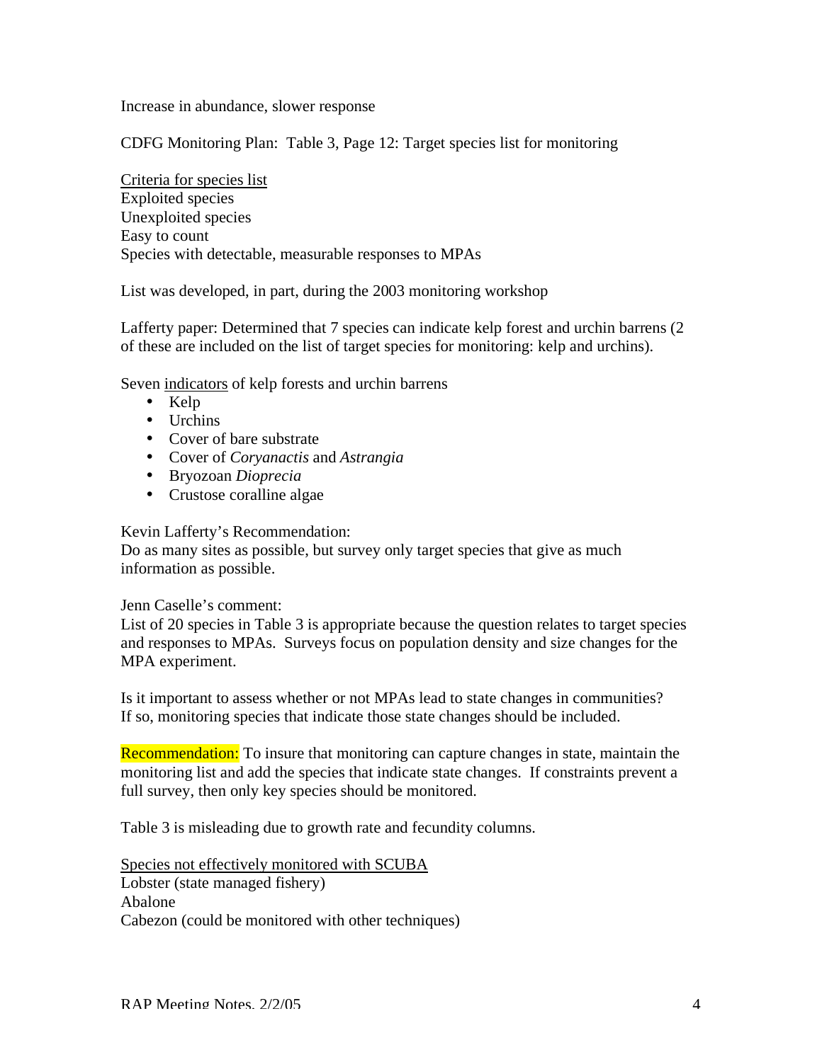Increase in abundance, slower response

CDFG Monitoring Plan: Table 3, Page 12: Target species list for monitoring

Criteria for species list
Exploited species
Unexploited species
Easy to count
Species with detectable, measurable responses to MPAs

List was developed, in part, during the 2003 monitoring workshop

Lafferty paper: Determined that 7 species can indicate kelp forest and urchin barrens (2 of these are included on the list of target species for monitoring: kelp and urchins).

Seven indicators of kelp forests and urchin barrens

- Kelp
- Urchins
- Cover of bare substrate
- Cover of *Coryanactis* and *Astrangia*
- Bryozoan *Dioprecia*
- Crustose coralline algae

Kevin Lafferty's Recommendation:
Do as many sites as possible, but survey only target species that give as much information as possible.

Jenn Caselle's comment:
List of 20 species in Table 3 is appropriate because the question relates to target species and responses to MPAs. Surveys focus on population density and size changes for the MPA experiment.

Is it important to assess whether or not MPAs lead to state changes in communities? If so, monitoring species that indicate those state changes should be included.

**Recommendation:** To insure that monitoring can capture changes in state, maintain the monitoring list and add the species that indicate state changes. If constraints prevent a full survey, then only key species should be monitored.

Table 3 is misleading due to growth rate and fecundity columns.

Species not effectively monitored with SCUBA
Lobster (state managed fishery)
Abalone
Cabezon (could be monitored with other techniques)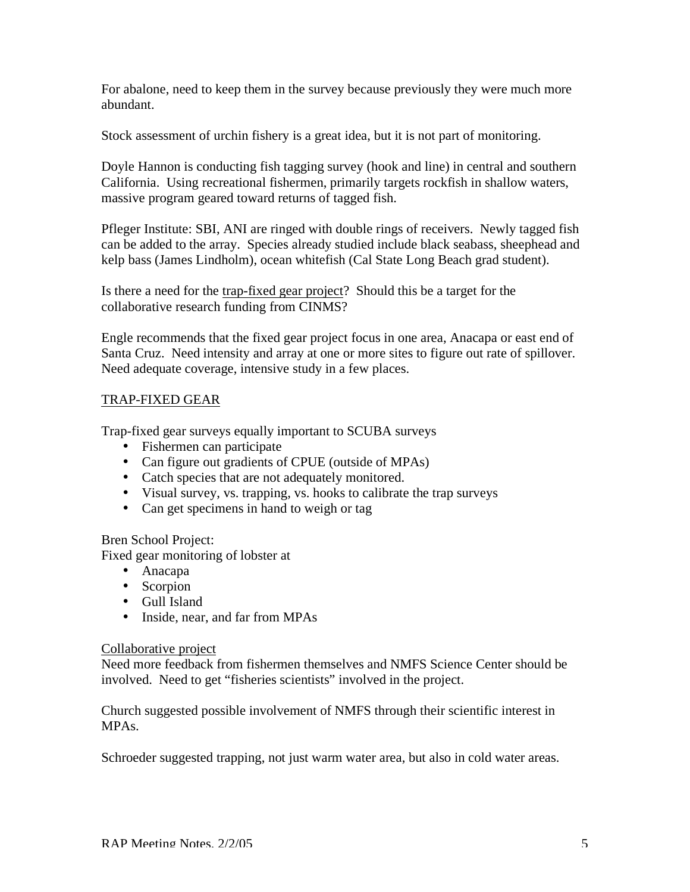For abalone, need to keep them in the survey because previously they were much more abundant.

Stock assessment of urchin fishery is a great idea, but it is not part of monitoring.

Doyle Hannon is conducting fish tagging survey (hook and line) in central and southern California. Using recreational fishermen, primarily targets rockfish in shallow waters, massive program geared toward returns of tagged fish.

Pfleger Institute: SBI, ANI are ringed with double rings of receivers. Newly tagged fish can be added to the array. Species already studied include black seabass, sheephead and kelp bass (James Lindholm), ocean whitefish (Cal State Long Beach grad student).

Is there a need for the <u>trap-fixed gear project</u>? Should this be a target for the collaborative research funding from CINMS?

Engle recommends that the fixed gear project focus in one area, Anacapa or east end of Santa Cruz. Need intensity and array at one or more sites to figure out rate of spillover. Need adequate coverage, intensive study in a few places.

<u>TRAP-FIXED GEAR</u>

Trap-fixed gear surveys equally important to SCUBA surveys

- Fishermen can participate
- Can figure out gradients of CPUE (outside of MPAs)
- Catch species that are not adequately monitored.
- Visual survey, vs. trapping, vs. hooks to calibrate the trap surveys
- Can get specimens in hand to weigh or tag

Bren School Project:
Fixed gear monitoring of lobster at

- Anacapa
- Scorpion
- Gull Island
- Inside, near, and far from MPAs

<u>Collaborative project</u>
Need more feedback from fishermen themselves and NMFS Science Center should be involved. Need to get "fisheries scientists" involved in the project.

Church suggested possible involvement of NMFS through their scientific interest in MPAs.

Schroeder suggested trapping, not just warm water area, but also in cold water areas.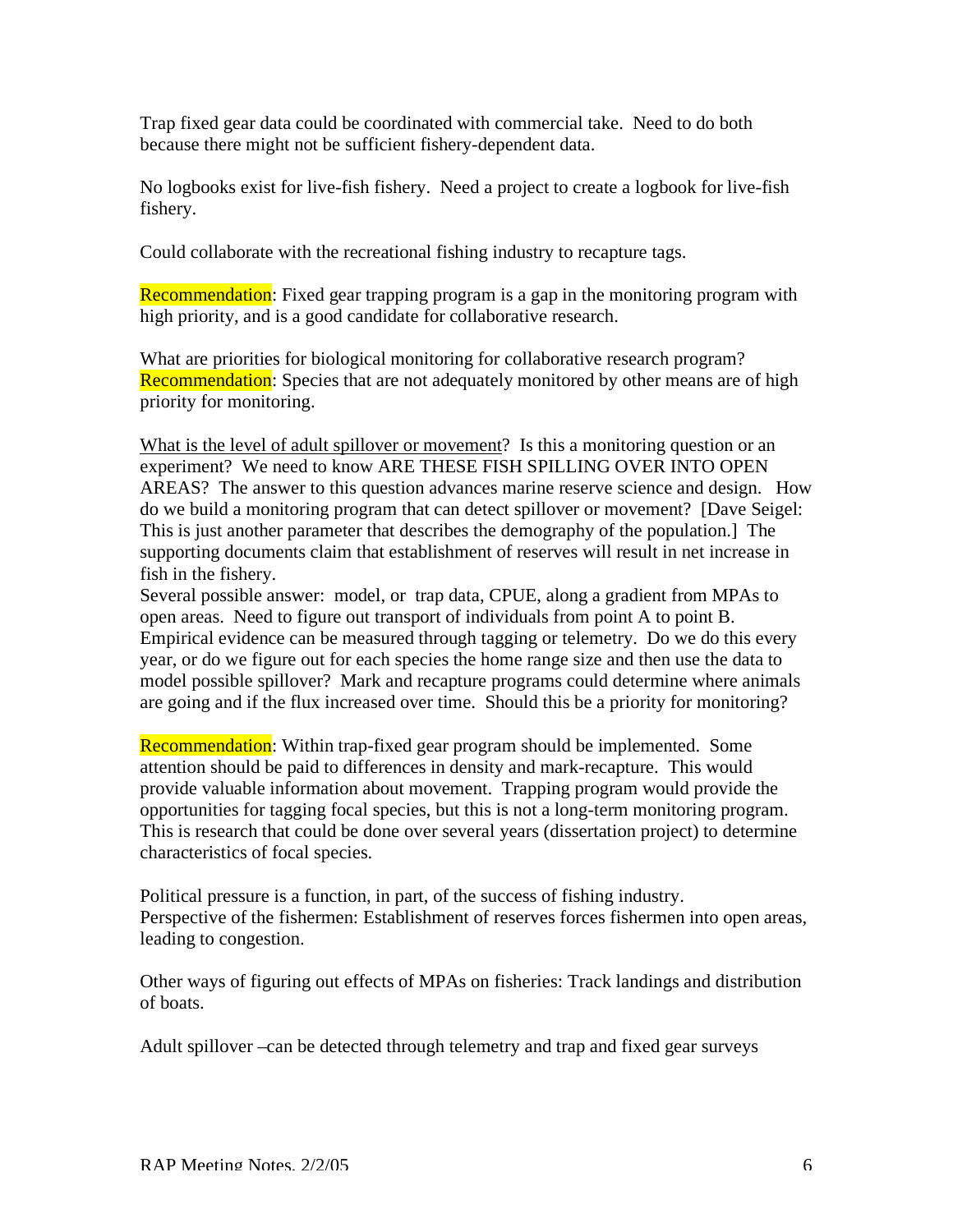Trap fixed gear data could be coordinated with commercial take. Need to do both because there might not be sufficient fishery-dependent data.

No logbooks exist for live-fish fishery. Need a project to create a logbook for live-fish fishery.

Could collaborate with the recreational fishing industry to recapture tags.

Recommendation: Fixed gear trapping program is a gap in the monitoring program with high priority, and is a good candidate for collaborative research.

What are priorities for biological monitoring for collaborative research program?
Recommendation: Species that are not adequately monitored by other means are of high priority for monitoring.

<u>What is the level of adult spillover or movement</u>? Is this a monitoring question or an experiment? We need to know ARE THESE FISH SPILLING OVER INTO OPEN AREAS? The answer to this question advances marine reserve science and design. How do we build a monitoring program that can detect spillover or movement? [Dave Seigel: This is just another parameter that describes the demography of the population.] The supporting documents claim that establishment of reserves will result in net increase in fish in the fishery.
Several possible answer: model, or trap data, CPUE, along a gradient from MPAs to open areas. Need to figure out transport of individuals from point A to point B. Empirical evidence can be measured through tagging or telemetry. Do we do this every year, or do we figure out for each species the home range size and then use the data to model possible spillover? Mark and recapture programs could determine where animals are going and if the flux increased over time. Should this be a priority for monitoring?

Recommendation: Within trap-fixed gear program should be implemented. Some attention should be paid to differences in density and mark-recapture. This would provide valuable information about movement. Trapping program would provide the opportunities for tagging focal species, but this is not a long-term monitoring program. This is research that could be done over several years (dissertation project) to determine characteristics of focal species.

Political pressure is a function, in part, of the success of fishing industry.
Perspective of the fishermen: Establishment of reserves forces fishermen into open areas, leading to congestion.

Other ways of figuring out effects of MPAs on fisheries: Track landings and distribution of boats.

Adult spillover –can be detected through telemetry and trap and fixed gear surveys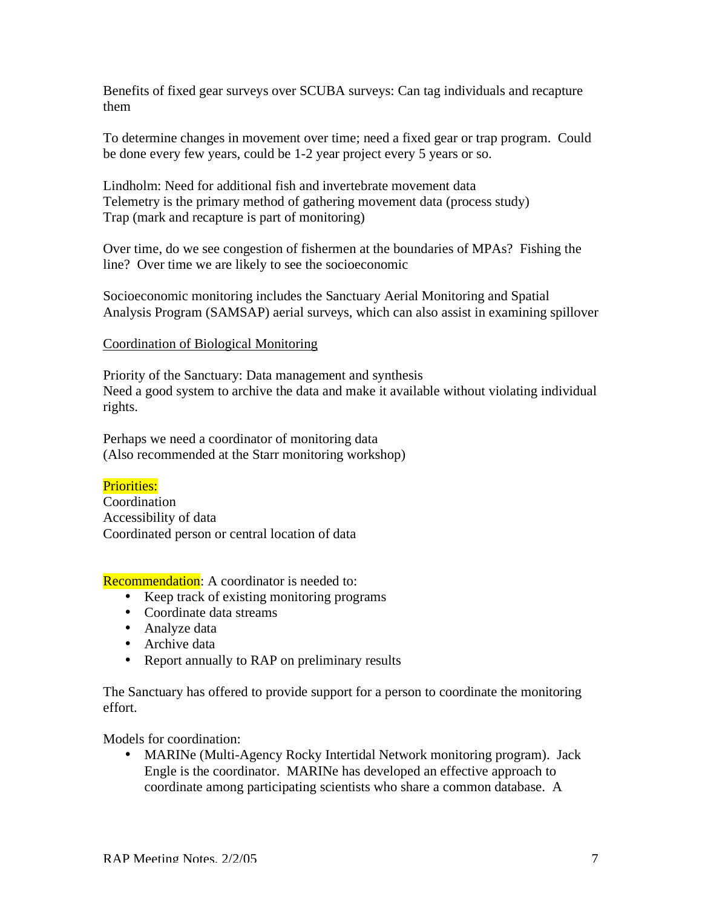Benefits of fixed gear surveys over SCUBA surveys: Can tag individuals and recapture them

To determine changes in movement over time; need a fixed gear or trap program. Could be done every few years, could be 1-2 year project every 5 years or so.

Lindholm: Need for additional fish and invertebrate movement data
Telemetry is the primary method of gathering movement data (process study)
Trap (mark and recapture is part of monitoring)

Over time, do we see congestion of fishermen at the boundaries of MPAs? Fishing the line? Over time we are likely to see the socioeconomic

Socioeconomic monitoring includes the Sanctuary Aerial Monitoring and Spatial Analysis Program (SAMSAP) aerial surveys, which can also assist in examining spillover

<u>Coordination of Biological Monitoring</u>

Priority of the Sanctuary: Data management and synthesis
Need a good system to archive the data and make it available without violating individual rights.

Perhaps we need a coordinator of monitoring data
(Also recommended at the Starr monitoring workshop)

Priorities:
Coordination
Accessibility of data
Coordinated person or central location of data

Recommendation: A coordinator is needed to:

- Keep track of existing monitoring programs
- Coordinate data streams
- Analyze data
- Archive data
- Report annually to RAP on preliminary results

The Sanctuary has offered to provide support for a person to coordinate the monitoring effort.

Models for coordination:

- MARINe (Multi-Agency Rocky Intertidal Network monitoring program). Jack Engle is the coordinator. MARINe has developed an effective approach to coordinate among participating scientists who share a common database. A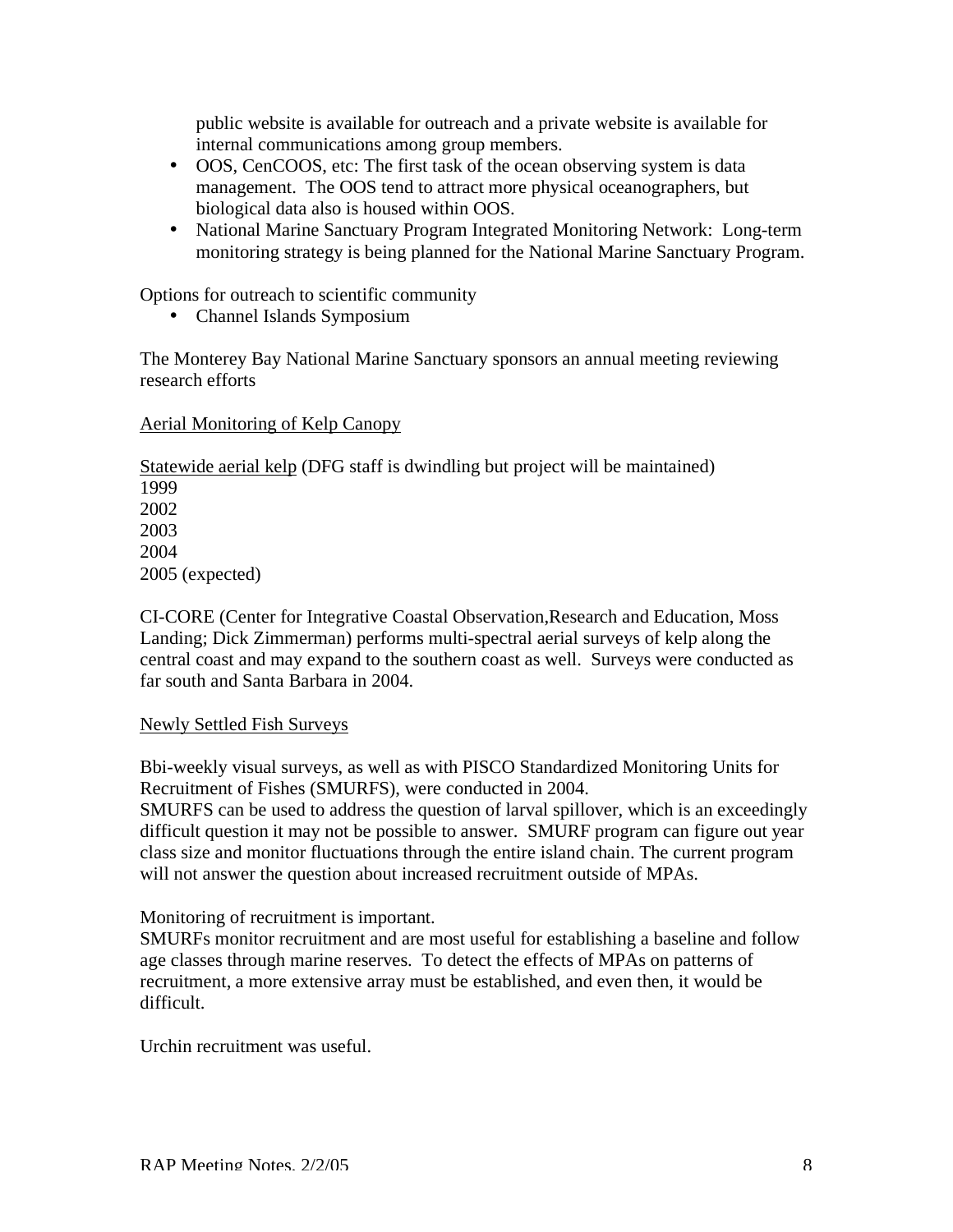public website is available for outreach and a private website is available for internal communications among group members.

- OOS, CenCOOS, etc: The first task of the ocean observing system is data management. The OOS tend to attract more physical oceanographers, but biological data also is housed within OOS.
- National Marine Sanctuary Program Integrated Monitoring Network: Long-term monitoring strategy is being planned for the National Marine Sanctuary Program.

Options for outreach to scientific community

- Channel Islands Symposium

The Monterey Bay National Marine Sanctuary sponsors an annual meeting reviewing research efforts

<u>Aerial Monitoring of Kelp Canopy</u>

<u>Statewide aerial kelp</u> (DFG staff is dwindling but project will be maintained)
1999
2002
2003
2004
2005 (expected)

CI-CORE (Center for Integrative Coastal Observation,Research and Education, Moss Landing; Dick Zimmerman) performs multi-spectral aerial surveys of kelp along the central coast and may expand to the southern coast as well. Surveys were conducted as far south and Santa Barbara in 2004.

<u>Newly Settled Fish Surveys</u>

Bbi-weekly visual surveys, as well as with PISCO Standardized Monitoring Units for Recruitment of Fishes (SMURFS), were conducted in 2004.
SMURFS can be used to address the question of larval spillover, which is an exceedingly difficult question it may not be possible to answer. SMURF program can figure out year class size and monitor fluctuations through the entire island chain. The current program will not answer the question about increased recruitment outside of MPAs.

Monitoring of recruitment is important.
SMURFs monitor recruitment and are most useful for establishing a baseline and follow age classes through marine reserves. To detect the effects of MPAs on patterns of recruitment, a more extensive array must be established, and even then, it would be difficult.

Urchin recruitment was useful.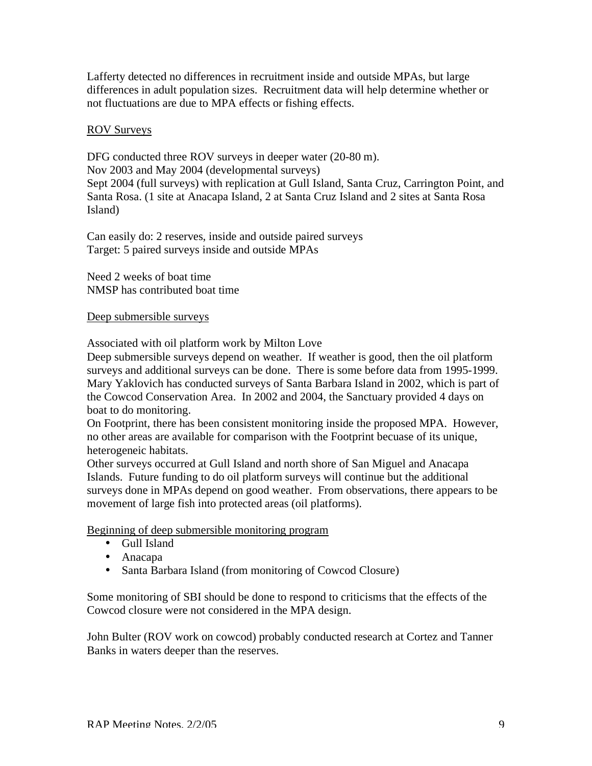Lafferty detected no differences in recruitment inside and outside MPAs, but large differences in adult population sizes. Recruitment data will help determine whether or not fluctuations are due to MPA effects or fishing effects.

<u>ROV Surveys</u>

DFG conducted three ROV surveys in deeper water (20-80 m).
Nov 2003 and May 2004 (developmental surveys)
Sept 2004 (full surveys) with replication at Gull Island, Santa Cruz, Carrington Point, and Santa Rosa. (1 site at Anacapa Island, 2 at Santa Cruz Island and 2 sites at Santa Rosa Island)

Can easily do: 2 reserves, inside and outside paired surveys
Target: 5 paired surveys inside and outside MPAs

Need 2 weeks of boat time
NMSP has contributed boat time

<u>Deep submersible surveys</u>

Associated with oil platform work by Milton Love
Deep submersible surveys depend on weather. If weather is good, then the oil platform surveys and additional surveys can be done. There is some before data from 1995-1999. Mary Yaklovich has conducted surveys of Santa Barbara Island in 2002, which is part of the Cowcod Conservation Area. In 2002 and 2004, the Sanctuary provided 4 days on boat to do monitoring.
On Footprint, there has been consistent monitoring inside the proposed MPA. However, no other areas are available for comparison with the Footprint becuase of its unique, heterogeneic habitats.
Other surveys occurred at Gull Island and north shore of San Miguel and Anacapa Islands. Future funding to do oil platform surveys will continue but the additional surveys done in MPAs depend on good weather. From observations, there appears to be movement of large fish into protected areas (oil platforms).

<u>Beginning of deep submersible monitoring program</u>

- Gull Island
- Anacapa
- Santa Barbara Island (from monitoring of Cowcod Closure)

Some monitoring of SBI should be done to respond to criticisms that the effects of the Cowcod closure were not considered in the MPA design.

John Bulter (ROV work on cowcod) probably conducted research at Cortez and Tanner Banks in waters deeper than the reserves.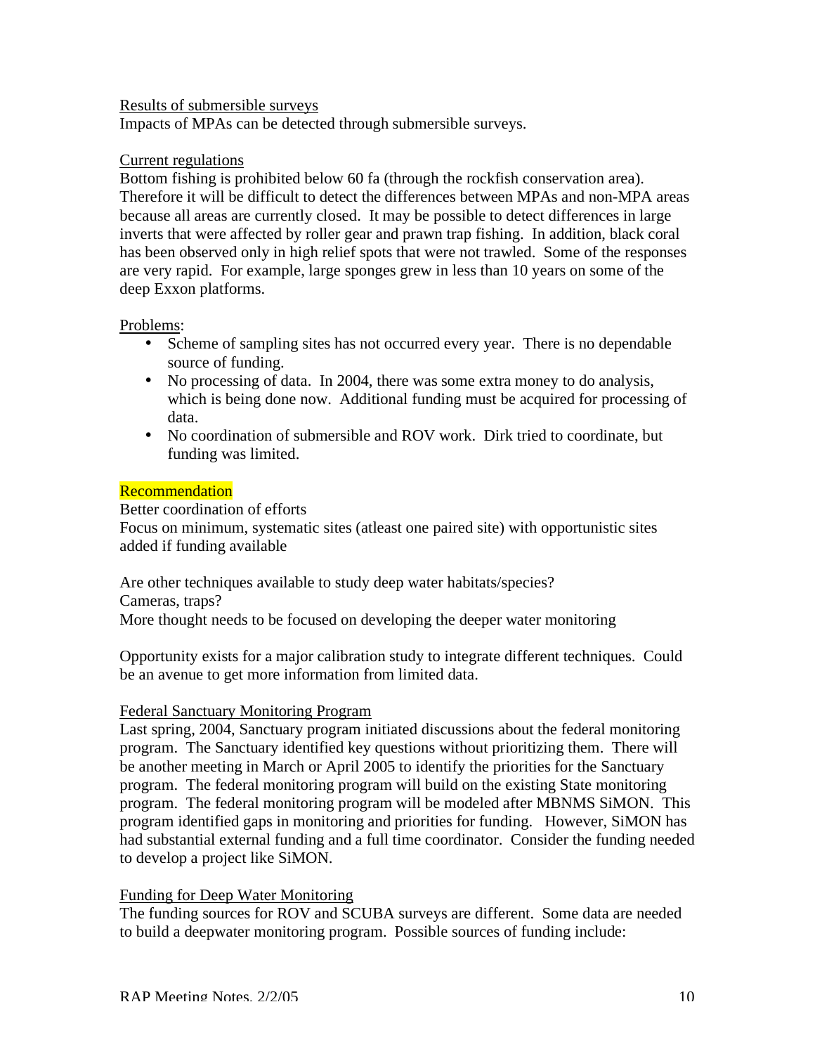Results of submersible surveys

Impacts of MPAs can be detected through submersible surveys.

Current regulations

Bottom fishing is prohibited below 60 fa (through the rockfish conservation area). Therefore it will be difficult to detect the differences between MPAs and non-MPA areas because all areas are currently closed. It may be possible to detect differences in large inverts that were affected by roller gear and prawn trap fishing. In addition, black coral has been observed only in high relief spots that were not trawled. Some of the responses are very rapid. For example, large sponges grew in less than 10 years on some of the deep Exxon platforms.

Problems:

- Scheme of sampling sites has not occurred every year. There is no dependable source of funding.
- No processing of data. In 2004, there was some extra money to do analysis, which is being done now. Additional funding must be acquired for processing of data.
- No coordination of submersible and ROV work. Dirk tried to coordinate, but funding was limited.

Recommendation

Better coordination of efforts

Focus on minimum, systematic sites (atleast one paired site) with opportunistic sites added if funding available

Are other techniques available to study deep water habitats/species?

Cameras, traps?

More thought needs to be focused on developing the deeper water monitoring

Opportunity exists for a major calibration study to integrate different techniques. Could be an avenue to get more information from limited data.

Federal Sanctuary Monitoring Program

Last spring, 2004, Sanctuary program initiated discussions about the federal monitoring program. The Sanctuary identified key questions without prioritizing them. There will be another meeting in March or April 2005 to identify the priorities for the Sanctuary program. The federal monitoring program will build on the existing State monitoring program. The federal monitoring program will be modeled after MBNMS SiMON. This program identified gaps in monitoring and priorities for funding. However, SiMON has had substantial external funding and a full time coordinator. Consider the funding needed to develop a project like SiMON.

Funding for Deep Water Monitoring

The funding sources for ROV and SCUBA surveys are different. Some data are needed to build a deepwater monitoring program. Possible sources of funding include: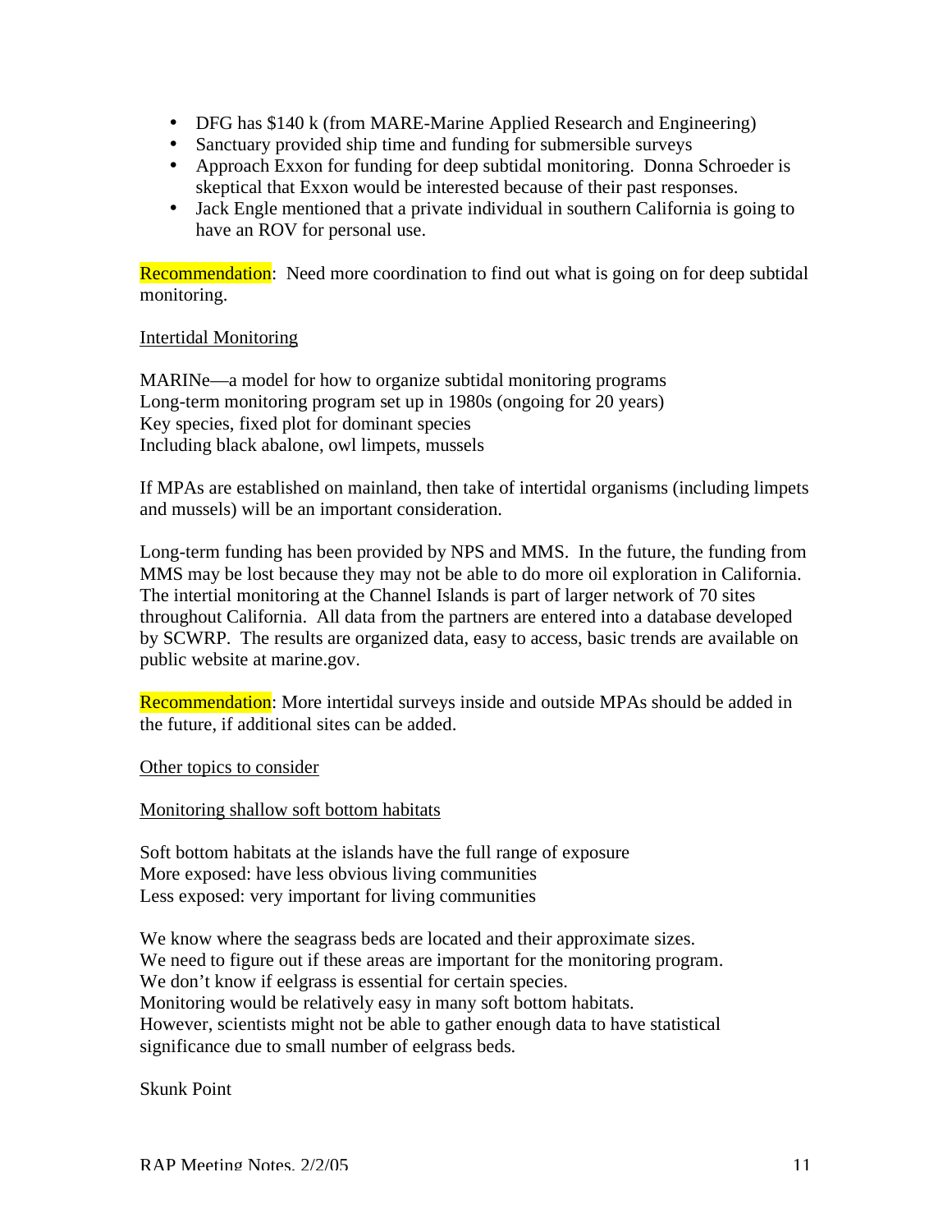- DFG has $140 k (from MARE-Marine Applied Research and Engineering)
- Sanctuary provided ship time and funding for submersible surveys
- Approach Exxon for funding for deep subtidal monitoring. Donna Schroeder is skeptical that Exxon would be interested because of their past responses.
- Jack Engle mentioned that a private individual in southern California is going to have an ROV for personal use.

Recommendation: Need more coordination to find out what is going on for deep subtidal monitoring.

<u>Intertidal Monitoring</u>

MARINe—a model for how to organize subtidal monitoring programs
Long-term monitoring program set up in 1980s (ongoing for 20 years)
Key species, fixed plot for dominant species
Including black abalone, owl limpets, mussels

If MPAs are established on mainland, then take of intertidal organisms (including limpets and mussels) will be an important consideration.

Long-term funding has been provided by NPS and MMS. In the future, the funding from MMS may be lost because they may not be able to do more oil exploration in California. The intertial monitoring at the Channel Islands is part of larger network of 70 sites throughout California. All data from the partners are entered into a database developed by SCWRP. The results are organized data, easy to access, basic trends are available on public website at marine.gov.

Recommendation: More intertidal surveys inside and outside MPAs should be added in the future, if additional sites can be added.

<u>Other topics to consider</u>

<u>Monitoring shallow soft bottom habitats</u>

Soft bottom habitats at the islands have the full range of exposure
More exposed: have less obvious living communities
Less exposed: very important for living communities

We know where the seagrass beds are located and their approximate sizes.
We need to figure out if these areas are important for the monitoring program.
We don't know if eelgrass is essential for certain species.
Monitoring would be relatively easy in many soft bottom habitats.
However, scientists might not be able to gather enough data to have statistical significance due to small number of eelgrass beds.

Skunk Point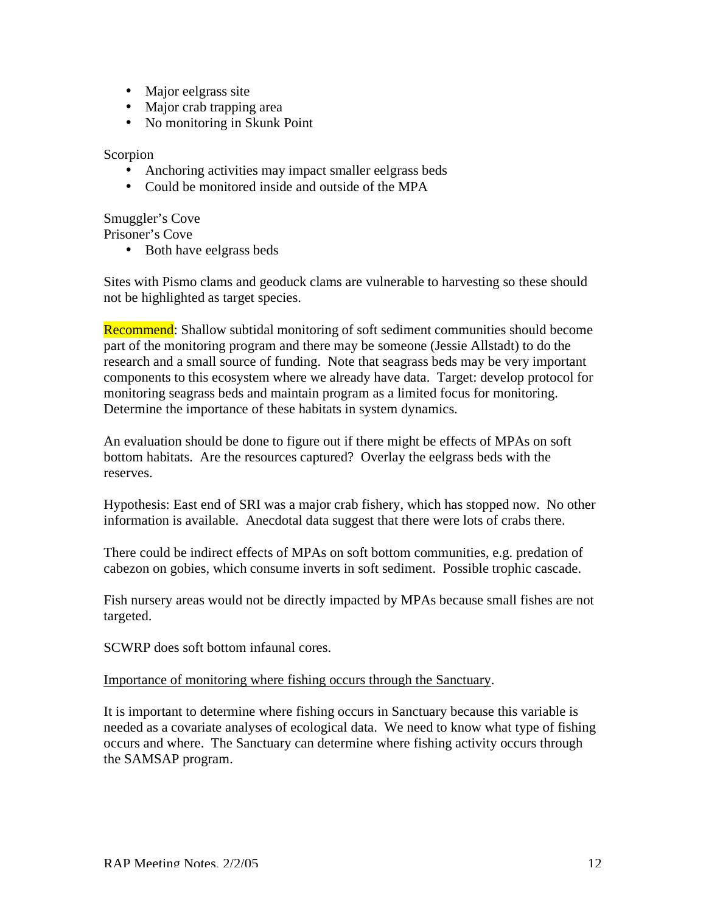- Major eelgrass site
- Major crab trapping area
- No monitoring in Skunk Point

Scorpion

- Anchoring activities may impact smaller eelgrass beds
- Could be monitored inside and outside of the MPA

Smuggler's Cove
Prisoner's Cove

- Both have eelgrass beds

Sites with Pismo clams and geoduck clams are vulnerable to harvesting so these should not be highlighted as target species.

Recommend: Shallow subtidal monitoring of soft sediment communities should become part of the monitoring program and there may be someone (Jessie Allstadt) to do the research and a small source of funding. Note that seagrass beds may be very important components to this ecosystem where we already have data. Target: develop protocol for monitoring seagrass beds and maintain program as a limited focus for monitoring. Determine the importance of these habitats in system dynamics.

An evaluation should be done to figure out if there might be effects of MPAs on soft bottom habitats. Are the resources captured? Overlay the eelgrass beds with the reserves.

Hypothesis: East end of SRI was a major crab fishery, which has stopped now. No other information is available. Anecdotal data suggest that there were lots of crabs there.

There could be indirect effects of MPAs on soft bottom communities, e.g. predation of cabezon on gobies, which consume inverts in soft sediment. Possible trophic cascade.

Fish nursery areas would not be directly impacted by MPAs because small fishes are not targeted.

SCWRP does soft bottom infaunal cores.

<u>Importance of monitoring where fishing occurs through the Sanctuary</u>.

It is important to determine where fishing occurs in Sanctuary because this variable is needed as a covariate analyses of ecological data. We need to know what type of fishing occurs and where. The Sanctuary can determine where fishing activity occurs through the SAMSAP program.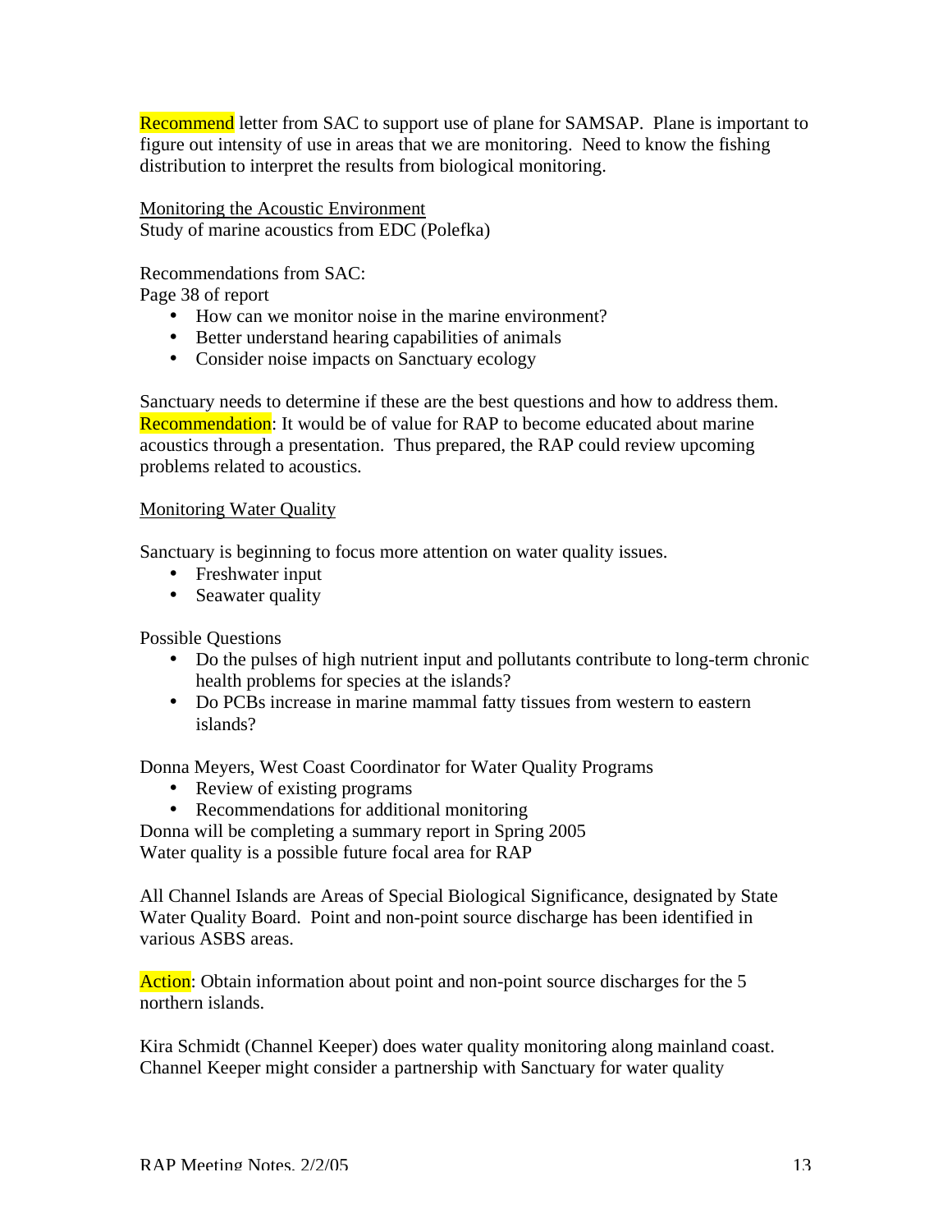Recommend letter from SAC to support use of plane for SAMSAP. Plane is important to figure out intensity of use in areas that we are monitoring. Need to know the fishing distribution to interpret the results from biological monitoring.

<u>Monitoring the Acoustic Environment</u>
Study of marine acoustics from EDC (Polefka)

Recommendations from SAC:
Page 38 of report

- How can we monitor noise in the marine environment?
- Better understand hearing capabilities of animals
- Consider noise impacts on Sanctuary ecology

Sanctuary needs to determine if these are the best questions and how to address them.
Recommendation: It would be of value for RAP to become educated about marine acoustics through a presentation. Thus prepared, the RAP could review upcoming problems related to acoustics.

<u>Monitoring Water Quality</u>

Sanctuary is beginning to focus more attention on water quality issues.

- Freshwater input
- Seawater quality

Possible Questions

- Do the pulses of high nutrient input and pollutants contribute to long-term chronic health problems for species at the islands?
- Do PCBs increase in marine mammal fatty tissues from western to eastern islands?

Donna Meyers, West Coast Coordinator for Water Quality Programs

- Review of existing programs
- Recommendations for additional monitoring

Donna will be completing a summary report in Spring 2005
Water quality is a possible future focal area for RAP

All Channel Islands are Areas of Special Biological Significance, designated by State Water Quality Board. Point and non-point source discharge has been identified in various ASBS areas.

Action: Obtain information about point and non-point source discharges for the 5 northern islands.

Kira Schmidt (Channel Keeper) does water quality monitoring along mainland coast. Channel Keeper might consider a partnership with Sanctuary for water quality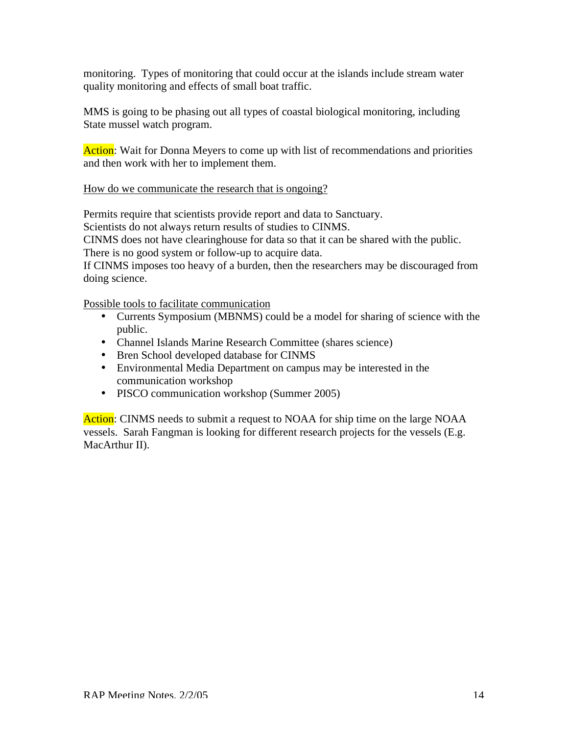monitoring. Types of monitoring that could occur at the islands include stream water quality monitoring and effects of small boat traffic.

MMS is going to be phasing out all types of coastal biological monitoring, including State mussel watch program.

Action: Wait for Donna Meyers to come up with list of recommendations and priorities and then work with her to implement them.

<u>How do we communicate the research that is ongoing?</u>

Permits require that scientists provide report and data to Sanctuary.
Scientists do not always return results of studies to CINMS.
CINMS does not have clearinghouse for data so that it can be shared with the public.
There is no good system or follow-up to acquire data.
If CINMS imposes too heavy of a burden, then the researchers may be discouraged from doing science.

<u>Possible tools to facilitate communication</u>

- Currents Symposium (MBNMS) could be a model for sharing of science with the public.
- Channel Islands Marine Research Committee (shares science)
- Bren School developed database for CINMS
- Environmental Media Department on campus may be interested in the communication workshop
- PISCO communication workshop (Summer 2005)

Action: CINMS needs to submit a request to NOAA for ship time on the large NOAA vessels. Sarah Fangman is looking for different research projects for the vessels (E.g. MacArthur II).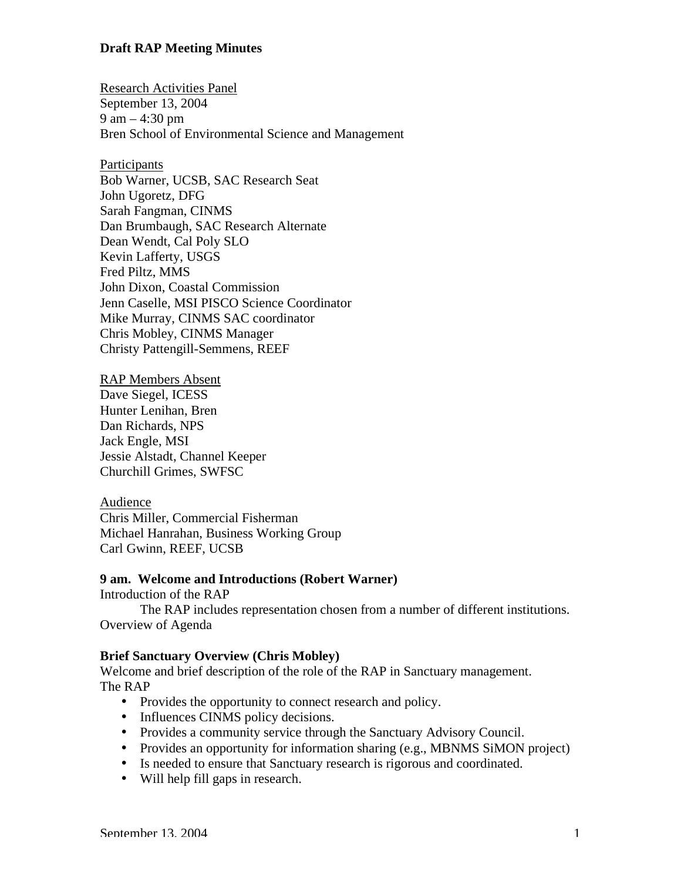**Draft RAP Meeting Minutes**

Research Activities Panel
September 13, 2004
9 am – 4:30 pm
Bren School of Environmental Science and Management

Participants
Bob Warner, UCSB, SAC Research Seat
John Ugoretz, DFG
Sarah Fangman, CINMS
Dan Brumbaugh, SAC Research Alternate
Dean Wendt, Cal Poly SLO
Kevin Lafferty, USGS
Fred Piltz, MMS
John Dixon, Coastal Commission
Jenn Caselle, MSI PISCO Science Coordinator
Mike Murray, CINMS SAC coordinator
Chris Mobley, CINMS Manager
Christy Pattengill-Semmens, REEF

RAP Members Absent
Dave Siegel, ICESS
Hunter Lenihan, Bren
Dan Richards, NPS
Jack Engle, MSI
Jessie Alstadt, Channel Keeper
Churchill Grimes, SWFSC

Audience
Chris Miller, Commercial Fisherman
Michael Hanrahan, Business Working Group
Carl Gwinn, REEF, UCSB

**9 am. Welcome and Introductions (Robert Warner)**

Introduction of the RAP

The RAP includes representation chosen from a number of different institutions.

Overview of Agenda

**Brief Sanctuary Overview (Chris Mobley)**

Welcome and brief description of the role of the RAP in Sanctuary management.

The RAP

- Provides the opportunity to connect research and policy.
- Influences CINMS policy decisions.
- Provides a community service through the Sanctuary Advisory Council.
- Provides an opportunity for information sharing (e.g., MBNMS SiMON project)
- Is needed to ensure that Sanctuary research is rigorous and coordinated.
- Will help fill gaps in research.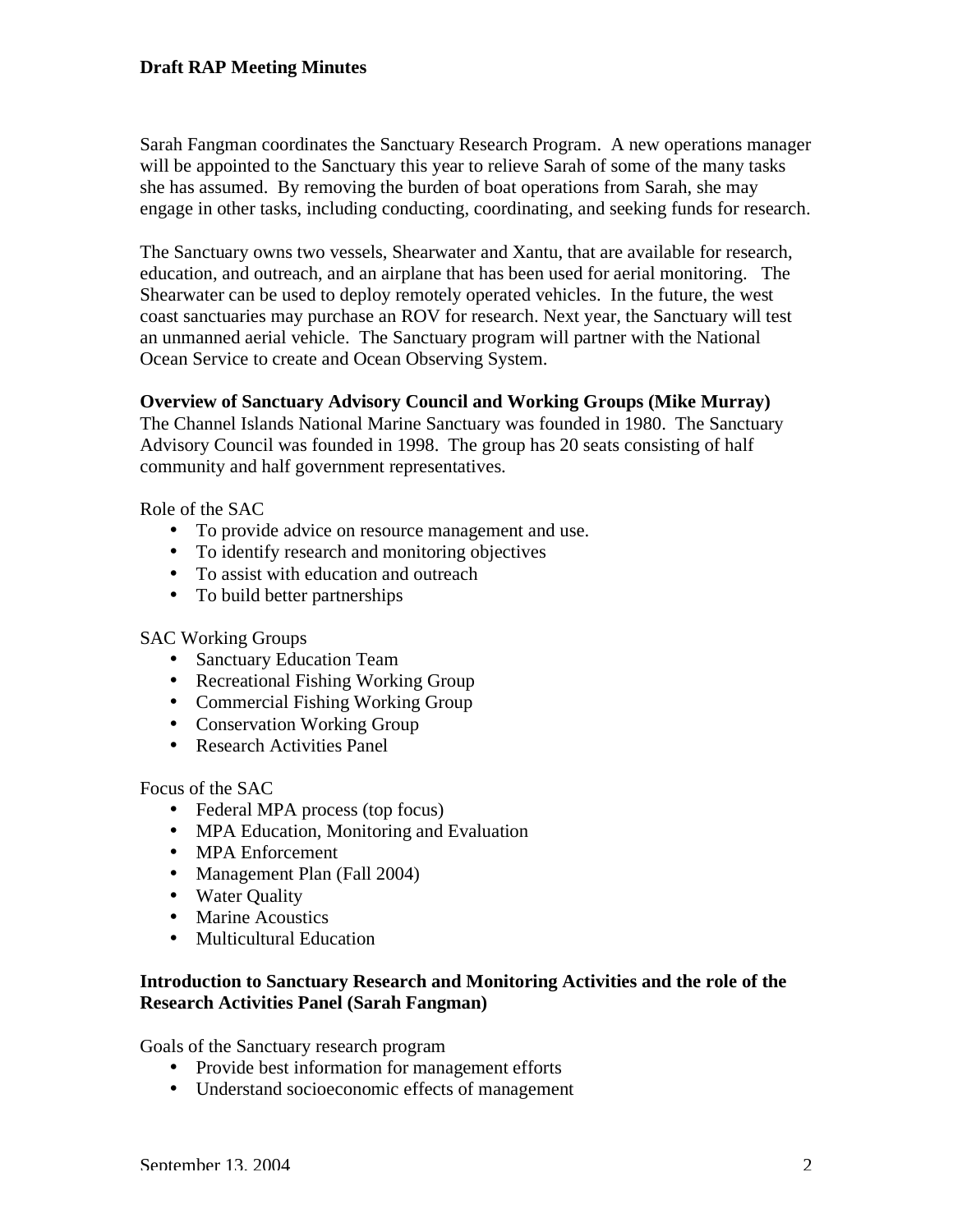Sarah Fangman coordinates the Sanctuary Research Program. A new operations manager will be appointed to the Sanctuary this year to relieve Sarah of some of the many tasks she has assumed. By removing the burden of boat operations from Sarah, she may engage in other tasks, including conducting, coordinating, and seeking funds for research.

The Sanctuary owns two vessels, Shearwater and Xantu, that are available for research, education, and outreach, and an airplane that has been used for aerial monitoring. The Shearwater can be used to deploy remotely operated vehicles. In the future, the west coast sanctuaries may purchase an ROV for research. Next year, the Sanctuary will test an unmanned aerial vehicle. The Sanctuary program will partner with the National Ocean Service to create and Ocean Observing System.

**Overview of Sanctuary Advisory Council and Working Groups (Mike Murray)**
The Channel Islands National Marine Sanctuary was founded in 1980. The Sanctuary Advisory Council was founded in 1998. The group has 20 seats consisting of half community and half government representatives.

Role of the SAC

- To provide advice on resource management and use.
- To identify research and monitoring objectives
- To assist with education and outreach
- To build better partnerships

SAC Working Groups

- Sanctuary Education Team
- Recreational Fishing Working Group
- Commercial Fishing Working Group
- Conservation Working Group
- Research Activities Panel

Focus of the SAC

- Federal MPA process (top focus)
- MPA Education, Monitoring and Evaluation
- MPA Enforcement
- Management Plan (Fall 2004)
- Water Quality
- Marine Acoustics
- Multicultural Education

**Introduction to Sanctuary Research and Monitoring Activities and the role of the Research Activities Panel (Sarah Fangman)**

Goals of the Sanctuary research program

- Provide best information for management efforts
- Understand socioeconomic effects of management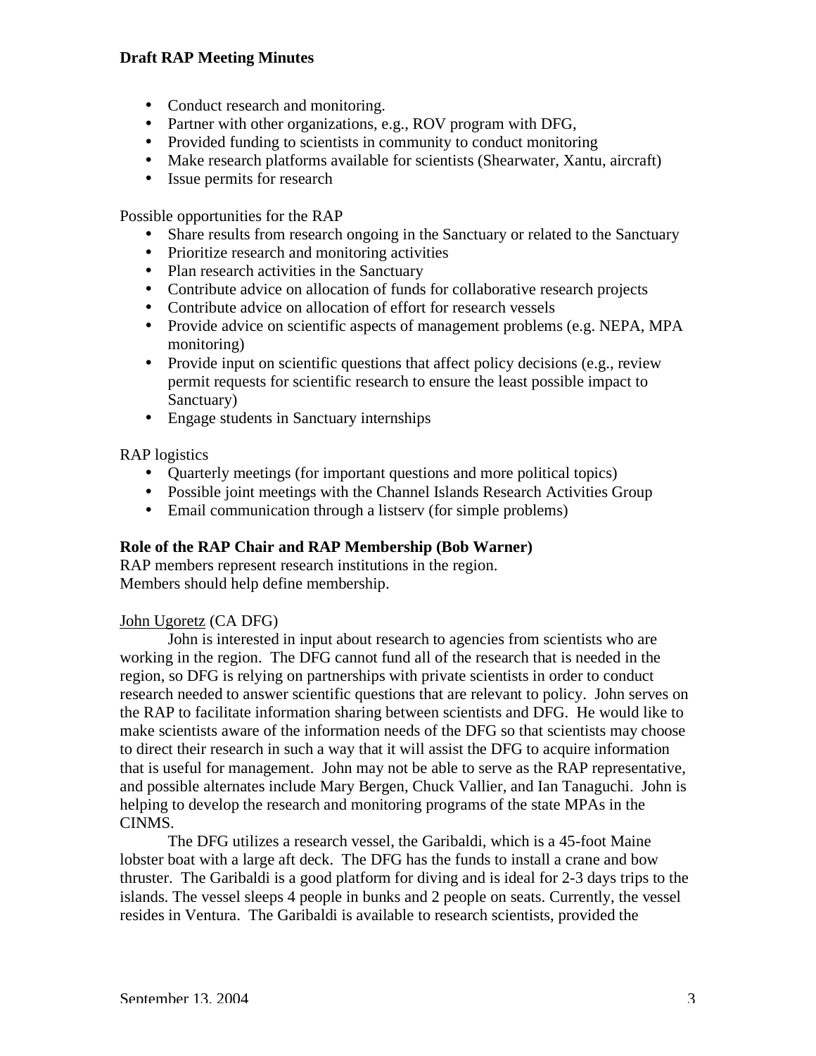- Conduct research and monitoring.
- Partner with other organizations, e.g., ROV program with DFG,
- Provided funding to scientists in community to conduct monitoring
- Make research platforms available for scientists (Shearwater, Xantu, aircraft)
- Issue permits for research

Possible opportunities for the RAP

- Share results from research ongoing in the Sanctuary or related to the Sanctuary
- Prioritize research and monitoring activities
- Plan research activities in the Sanctuary
- Contribute advice on allocation of funds for collaborative research projects
- Contribute advice on allocation of effort for research vessels
- Provide advice on scientific aspects of management problems (e.g. NEPA, MPA monitoring)
- Provide input on scientific questions that affect policy decisions (e.g., review permit requests for scientific research to ensure the least possible impact to Sanctuary)
- Engage students in Sanctuary internships

RAP logistics

- Quarterly meetings (for important questions and more political topics)
- Possible joint meetings with the Channel Islands Research Activities Group
- Email communication through a listserv (for simple problems)

**Role of the RAP Chair and RAP Membership (Bob Warner)**
RAP members represent research institutions in the region.
Members should help define membership.

John Ugoretz (CA DFG)

John is interested in input about research to agencies from scientists who are working in the region. The DFG cannot fund all of the research that is needed in the region, so DFG is relying on partnerships with private scientists in order to conduct research needed to answer scientific questions that are relevant to policy. John serves on the RAP to facilitate information sharing between scientists and DFG. He would like to make scientists aware of the information needs of the DFG so that scientists may choose to direct their research in such a way that it will assist the DFG to acquire information that is useful for management. John may not be able to serve as the RAP representative, and possible alternates include Mary Bergen, Chuck Vallier, and Ian Tanaguchi. John is helping to develop the research and monitoring programs of the state MPAs in the CINMS.

The DFG utilizes a research vessel, the Garibaldi, which is a 45-foot Maine lobster boat with a large aft deck. The DFG has the funds to install a crane and bow thruster. The Garibaldi is a good platform for diving and is ideal for 2-3 days trips to the islands. The vessel sleeps 4 people in bunks and 2 people on seats. Currently, the vessel resides in Ventura. The Garibaldi is available to research scientists, provided the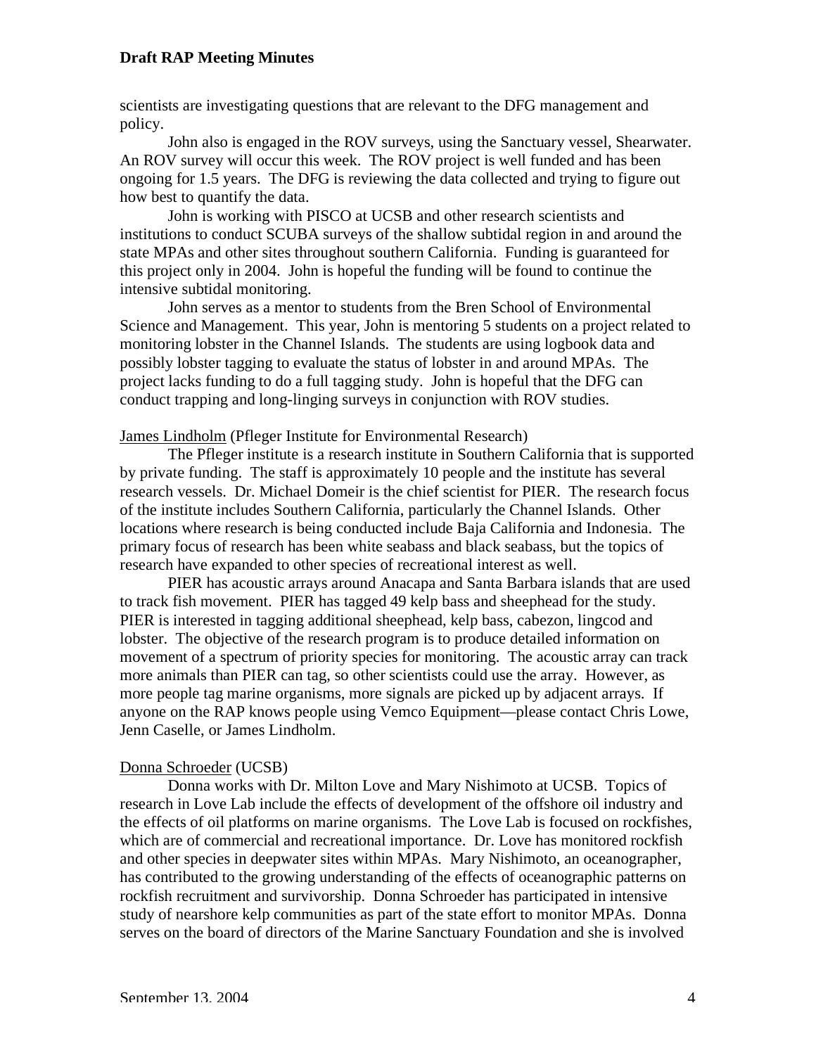scientists are investigating questions that are relevant to the DFG management and policy.

John also is engaged in the ROV surveys, using the Sanctuary vessel, Shearwater. An ROV survey will occur this week. The ROV project is well funded and has been ongoing for 1.5 years. The DFG is reviewing the data collected and trying to figure out how best to quantify the data.

John is working with PISCO at UCSB and other research scientists and institutions to conduct SCUBA surveys of the shallow subtidal region in and around the state MPAs and other sites throughout southern California. Funding is guaranteed for this project only in 2004. John is hopeful the funding will be found to continue the intensive subtidal monitoring.

John serves as a mentor to students from the Bren School of Environmental Science and Management. This year, John is mentoring 5 students on a project related to monitoring lobster in the Channel Islands. The students are using logbook data and possibly lobster tagging to evaluate the status of lobster in and around MPAs. The project lacks funding to do a full tagging study. John is hopeful that the DFG can conduct trapping and long-linging surveys in conjunction with ROV studies.

James Lindholm (Pfleger Institute for Environmental Research)

The Pfleger institute is a research institute in Southern California that is supported by private funding. The staff is approximately 10 people and the institute has several research vessels. Dr. Michael Domeir is the chief scientist for PIER. The research focus of the institute includes Southern California, particularly the Channel Islands. Other locations where research is being conducted include Baja California and Indonesia. The primary focus of research has been white seabass and black seabass, but the topics of research have expanded to other species of recreational interest as well.

PIER has acoustic arrays around Anacapa and Santa Barbara islands that are used to track fish movement. PIER has tagged 49 kelp bass and sheephead for the study. PIER is interested in tagging additional sheephead, kelp bass, cabezon, lingcod and lobster. The objective of the research program is to produce detailed information on movement of a spectrum of priority species for monitoring. The acoustic array can track more animals than PIER can tag, so other scientists could use the array. However, as more people tag marine organisms, more signals are picked up by adjacent arrays. If anyone on the RAP knows people using Vemco Equipment—please contact Chris Lowe, Jenn Caselle, or James Lindholm.

Donna Schroeder (UCSB)

Donna works with Dr. Milton Love and Mary Nishimoto at UCSB. Topics of research in Love Lab include the effects of development of the offshore oil industry and the effects of oil platforms on marine organisms. The Love Lab is focused on rockfishes, which are of commercial and recreational importance. Dr. Love has monitored rockfish and other species in deepwater sites within MPAs. Mary Nishimoto, an oceanographer, has contributed to the growing understanding of the effects of oceanographic patterns on rockfish recruitment and survivorship. Donna Schroeder has participated in intensive study of nearshore kelp communities as part of the state effort to monitor MPAs. Donna serves on the board of directors of the Marine Sanctuary Foundation and she is involved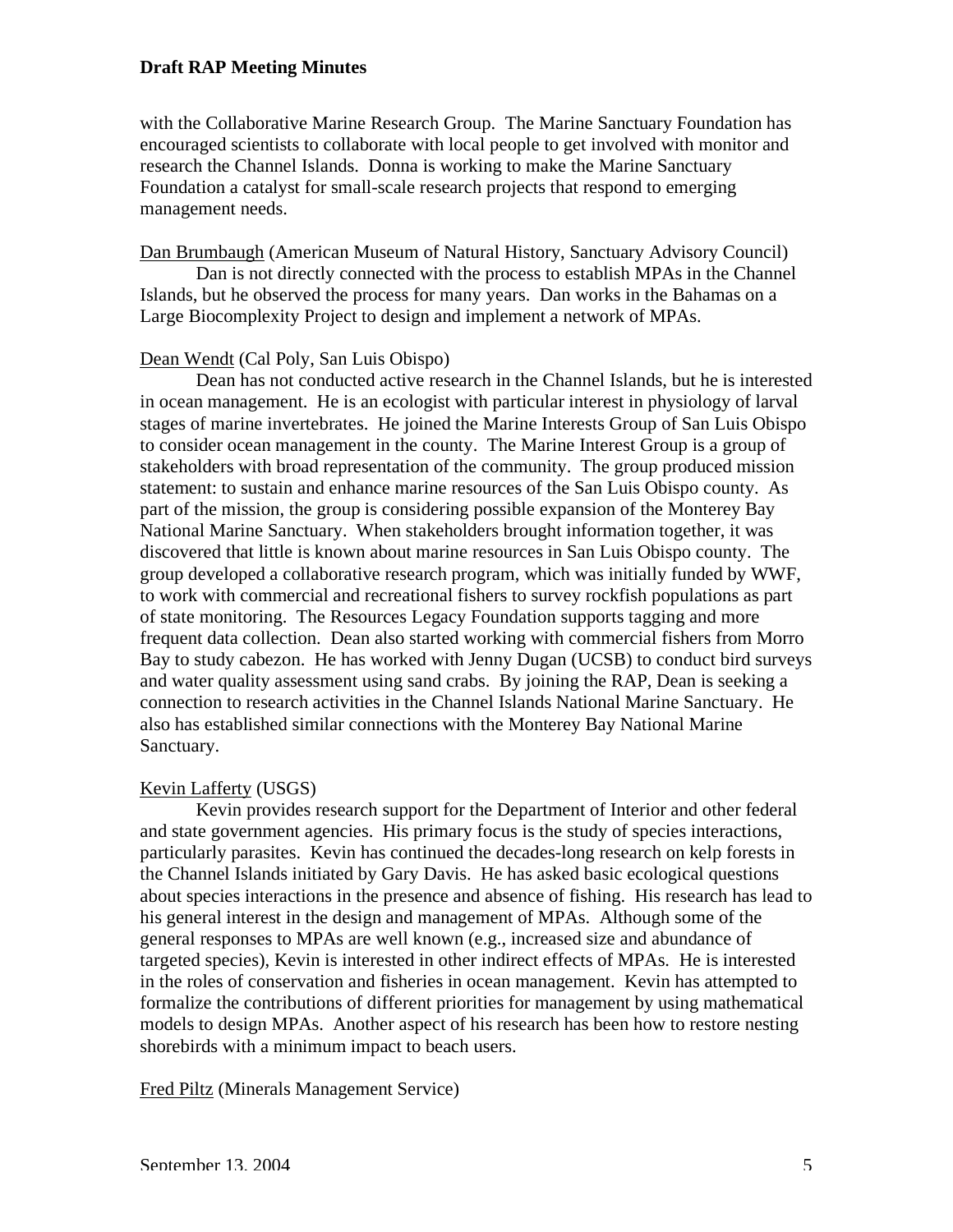with the Collaborative Marine Research Group. The Marine Sanctuary Foundation has encouraged scientists to collaborate with local people to get involved with monitor and research the Channel Islands. Donna is working to make the Marine Sanctuary Foundation a catalyst for small-scale research projects that respond to emerging management needs.

<u>Dan Brumbaugh</u> (American Museum of Natural History, Sanctuary Advisory Council)

Dan is not directly connected with the process to establish MPAs in the Channel Islands, but he observed the process for many years. Dan works in the Bahamas on a Large Biocomplexity Project to design and implement a network of MPAs.

<u>Dean Wendt</u> (Cal Poly, San Luis Obispo)

Dean has not conducted active research in the Channel Islands, but he is interested in ocean management. He is an ecologist with particular interest in physiology of larval stages of marine invertebrates. He joined the Marine Interests Group of San Luis Obispo to consider ocean management in the county. The Marine Interest Group is a group of stakeholders with broad representation of the community. The group produced mission statement: to sustain and enhance marine resources of the San Luis Obispo county. As part of the mission, the group is considering possible expansion of the Monterey Bay National Marine Sanctuary. When stakeholders brought information together, it was discovered that little is known about marine resources in San Luis Obispo county. The group developed a collaborative research program, which was initially funded by WWF, to work with commercial and recreational fishers to survey rockfish populations as part of state monitoring. The Resources Legacy Foundation supports tagging and more frequent data collection. Dean also started working with commercial fishers from Morro Bay to study cabezon. He has worked with Jenny Dugan (UCSB) to conduct bird surveys and water quality assessment using sand crabs. By joining the RAP, Dean is seeking a connection to research activities in the Channel Islands National Marine Sanctuary. He also has established similar connections with the Monterey Bay National Marine Sanctuary.

<u>Kevin Lafferty</u> (USGS)

Kevin provides research support for the Department of Interior and other federal and state government agencies. His primary focus is the study of species interactions, particularly parasites. Kevin has continued the decades-long research on kelp forests in the Channel Islands initiated by Gary Davis. He has asked basic ecological questions about species interactions in the presence and absence of fishing. His research has lead to his general interest in the design and management of MPAs. Although some of the general responses to MPAs are well known (e.g., increased size and abundance of targeted species), Kevin is interested in other indirect effects of MPAs. He is interested in the roles of conservation and fisheries in ocean management. Kevin has attempted to formalize the contributions of different priorities for management by using mathematical models to design MPAs. Another aspect of his research has been how to restore nesting shorebirds with a minimum impact to beach users.

<u>Fred Piltz</u> (Minerals Management Service)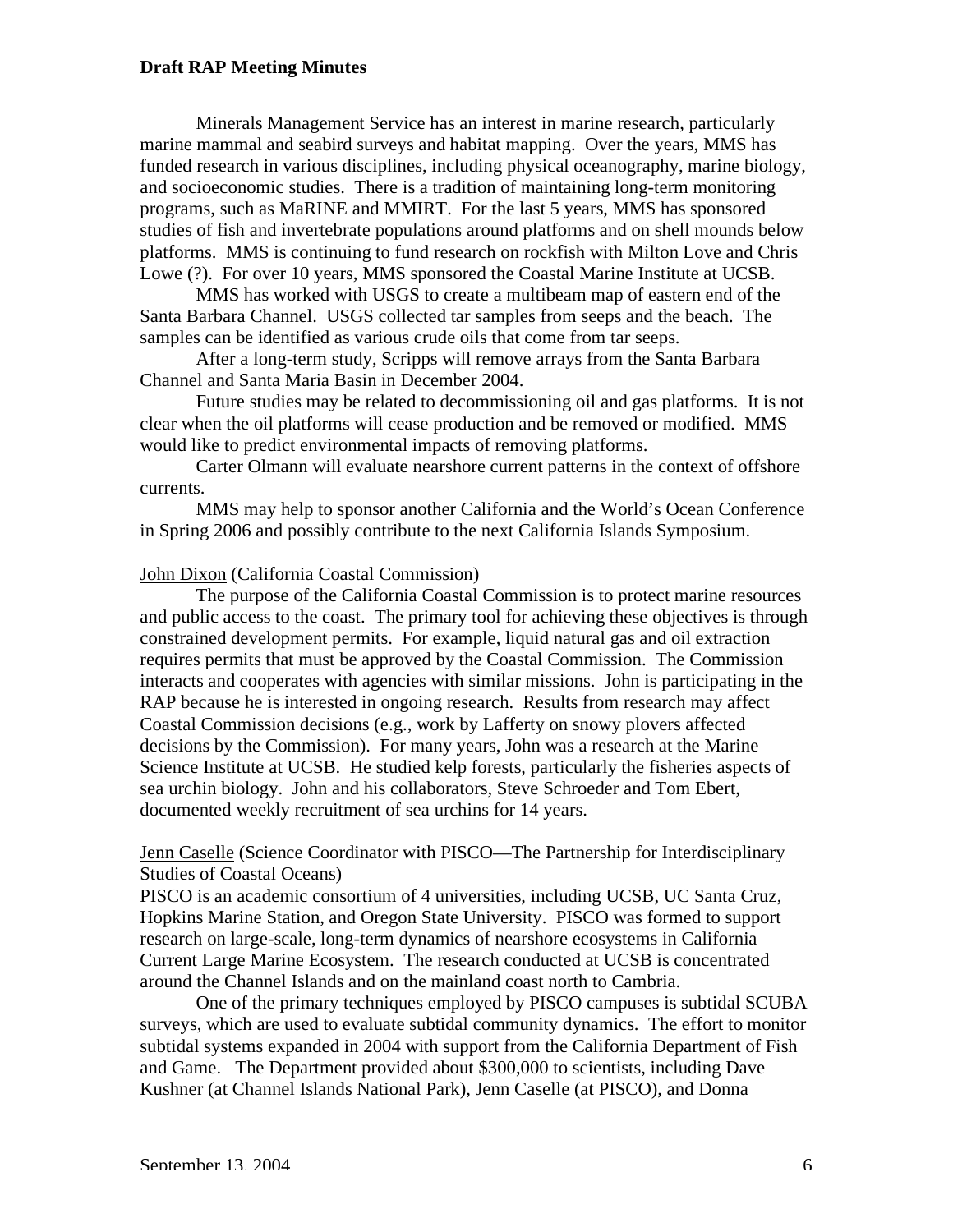Minerals Management Service has an interest in marine research, particularly marine mammal and seabird surveys and habitat mapping. Over the years, MMS has funded research in various disciplines, including physical oceanography, marine biology, and socioeconomic studies. There is a tradition of maintaining long-term monitoring programs, such as MaRINE and MMIRT. For the last 5 years, MMS has sponsored studies of fish and invertebrate populations around platforms and on shell mounds below platforms. MMS is continuing to fund research on rockfish with Milton Love and Chris Lowe (?). For over 10 years, MMS sponsored the Coastal Marine Institute at UCSB.

MMS has worked with USGS to create a multibeam map of eastern end of the Santa Barbara Channel. USGS collected tar samples from seeps and the beach. The samples can be identified as various crude oils that come from tar seeps.

After a long-term study, Scripps will remove arrays from the Santa Barbara Channel and Santa Maria Basin in December 2004.

Future studies may be related to decommissioning oil and gas platforms. It is not clear when the oil platforms will cease production and be removed or modified. MMS would like to predict environmental impacts of removing platforms.

Carter Olmann will evaluate nearshore current patterns in the context of offshore currents.

MMS may help to sponsor another California and the World's Ocean Conference in Spring 2006 and possibly contribute to the next California Islands Symposium.

John Dixon (California Coastal Commission)

The purpose of the California Coastal Commission is to protect marine resources and public access to the coast. The primary tool for achieving these objectives is through constrained development permits. For example, liquid natural gas and oil extraction requires permits that must be approved by the Coastal Commission. The Commission interacts and cooperates with agencies with similar missions. John is participating in the RAP because he is interested in ongoing research. Results from research may affect Coastal Commission decisions (e.g., work by Lafferty on snowy plovers affected decisions by the Commission). For many years, John was a research at the Marine Science Institute at UCSB. He studied kelp forests, particularly the fisheries aspects of sea urchin biology. John and his collaborators, Steve Schroeder and Tom Ebert, documented weekly recruitment of sea urchins for 14 years.

Jenn Caselle (Science Coordinator with PISCO—The Partnership for Interdisciplinary Studies of Coastal Oceans)

PISCO is an academic consortium of 4 universities, including UCSB, UC Santa Cruz, Hopkins Marine Station, and Oregon State University. PISCO was formed to support research on large-scale, long-term dynamics of nearshore ecosystems in California Current Large Marine Ecosystem. The research conducted at UCSB is concentrated around the Channel Islands and on the mainland coast north to Cambria.

One of the primary techniques employed by PISCO campuses is subtidal SCUBA surveys, which are used to evaluate subtidal community dynamics. The effort to monitor subtidal systems expanded in 2004 with support from the California Department of Fish and Game. The Department provided about $300,000 to scientists, including Dave Kushner (at Channel Islands National Park), Jenn Caselle (at PISCO), and Donna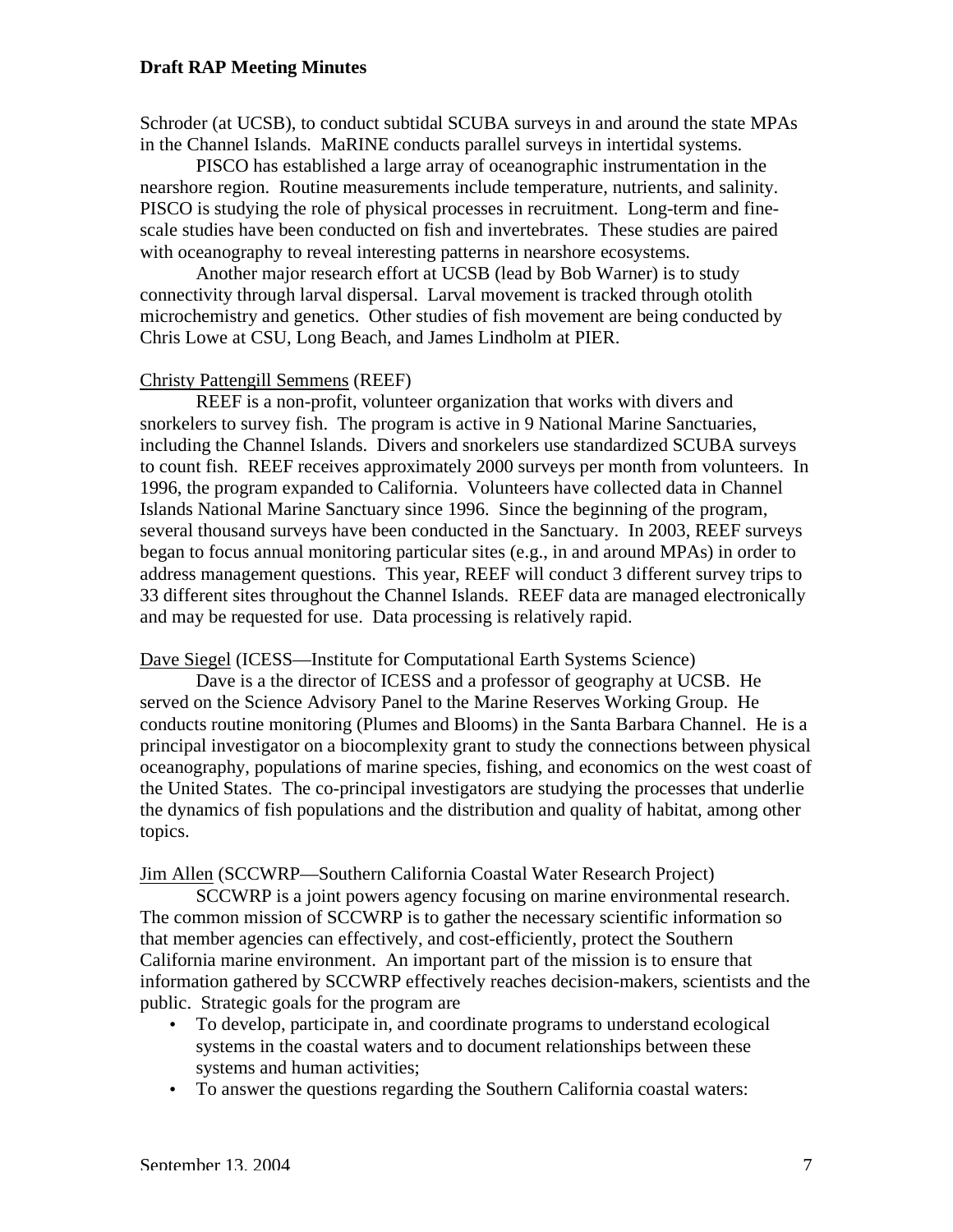Schroder (at UCSB), to conduct subtidal SCUBA surveys in and around the state MPAs in the Channel Islands. MaRINE conducts parallel surveys in intertidal systems.

PISCO has established a large array of oceanographic instrumentation in the nearshore region. Routine measurements include temperature, nutrients, and salinity. PISCO is studying the role of physical processes in recruitment. Long-term and fine-scale studies have been conducted on fish and invertebrates. These studies are paired with oceanography to reveal interesting patterns in nearshore ecosystems.

Another major research effort at UCSB (lead by Bob Warner) is to study connectivity through larval dispersal. Larval movement is tracked through otolith microchemistry and genetics. Other studies of fish movement are being conducted by Chris Lowe at CSU, Long Beach, and James Lindholm at PIER.

Christy Pattengill Semmens (REEF)

REEF is a non-profit, volunteer organization that works with divers and snorkelers to survey fish. The program is active in 9 National Marine Sanctuaries, including the Channel Islands. Divers and snorkelers use standardized SCUBA surveys to count fish. REEF receives approximately 2000 surveys per month from volunteers. In 1996, the program expanded to California. Volunteers have collected data in Channel Islands National Marine Sanctuary since 1996. Since the beginning of the program, several thousand surveys have been conducted in the Sanctuary. In 2003, REEF surveys began to focus annual monitoring particular sites (e.g., in and around MPAs) in order to address management questions. This year, REEF will conduct 3 different survey trips to 33 different sites throughout the Channel Islands. REEF data are managed electronically and may be requested for use. Data processing is relatively rapid.

Dave Siegel (ICESS—Institute for Computational Earth Systems Science)

Dave is a the director of ICESS and a professor of geography at UCSB. He served on the Science Advisory Panel to the Marine Reserves Working Group. He conducts routine monitoring (Plumes and Blooms) in the Santa Barbara Channel. He is a principal investigator on a biocomplexity grant to study the connections between physical oceanography, populations of marine species, fishing, and economics on the west coast of the United States. The co-principal investigators are studying the processes that underlie the dynamics of fish populations and the distribution and quality of habitat, among other topics.

Jim Allen (SCCWRP—Southern California Coastal Water Research Project)

SCCWRP is a joint powers agency focusing on marine environmental research. The common mission of SCCWRP is to gather the necessary scientific information so that member agencies can effectively, and cost-efficiently, protect the Southern California marine environment. An important part of the mission is to ensure that information gathered by SCCWRP effectively reaches decision-makers, scientists and the public. Strategic goals for the program are

- To develop, participate in, and coordinate programs to understand ecological systems in the coastal waters and to document relationships between these systems and human activities;
- To answer the questions regarding the Southern California coastal waters: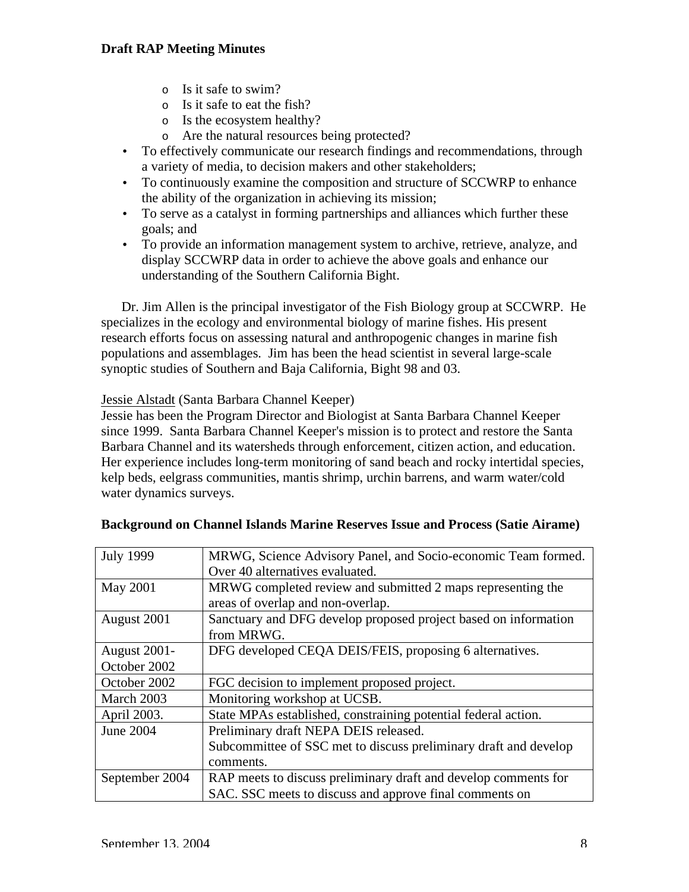- Is it safe to swim?
  - Is it safe to eat the fish?
  - Is the ecosystem healthy?
  - Are the natural resources being protected?
- To effectively communicate our research findings and recommendations, through a variety of media, to decision makers and other stakeholders;
- To continuously examine the composition and structure of SCCWRP to enhance the ability of the organization in achieving its mission;
- To serve as a catalyst in forming partnerships and alliances which further these goals; and
- To provide an information management system to archive, retrieve, analyze, and display SCCWRP data in order to achieve the above goals and enhance our understanding of the Southern California Bight.

Dr. Jim Allen is the principal investigator of the Fish Biology group at SCCWRP. He specializes in the ecology and environmental biology of marine fishes. His present research efforts focus on assessing natural and anthropogenic changes in marine fish populations and assemblages. Jim has been the head scientist in several large-scale synoptic studies of Southern and Baja California, Bight 98 and 03.

Jessie Alstadt (Santa Barbara Channel Keeper)
Jessie has been the Program Director and Biologist at Santa Barbara Channel Keeper since 1999. Santa Barbara Channel Keeper's mission is to protect and restore the Santa Barbara Channel and its watersheds through enforcement, citizen action, and education. Her experience includes long-term monitoring of sand beach and rocky intertidal species, kelp beds, eelgrass communities, mantis shrimp, urchin barrens, and warm water/cold water dynamics surveys.

**Background on Channel Islands Marine Reserves Issue and Process (Satie Airame)**

| | |
|---|---|
| July 1999 | MRWG, Science Advisory Panel, and Socio-economic Team formed. Over 40 alternatives evaluated. |
| May 2001 | MRWG completed review and submitted 2 maps representing the areas of overlap and non-overlap. |
| August 2001 | Sanctuary and DFG develop proposed project based on information from MRWG. |
| August 2001-October 2002 | DFG developed CEQA DEIS/FEIS, proposing 6 alternatives. |
| October 2002 | FGC decision to implement proposed project. |
| March 2003 | Monitoring workshop at UCSB. |
| April 2003. | State MPAs established, constraining potential federal action. |
| June 2004 | Preliminary draft NEPA DEIS released.<br>Subcommittee of SSC met to discuss preliminary draft and develop comments. |
| September 2004 | RAP meets to discuss preliminary draft and develop comments for SAC. SSC meets to discuss and approve final comments on |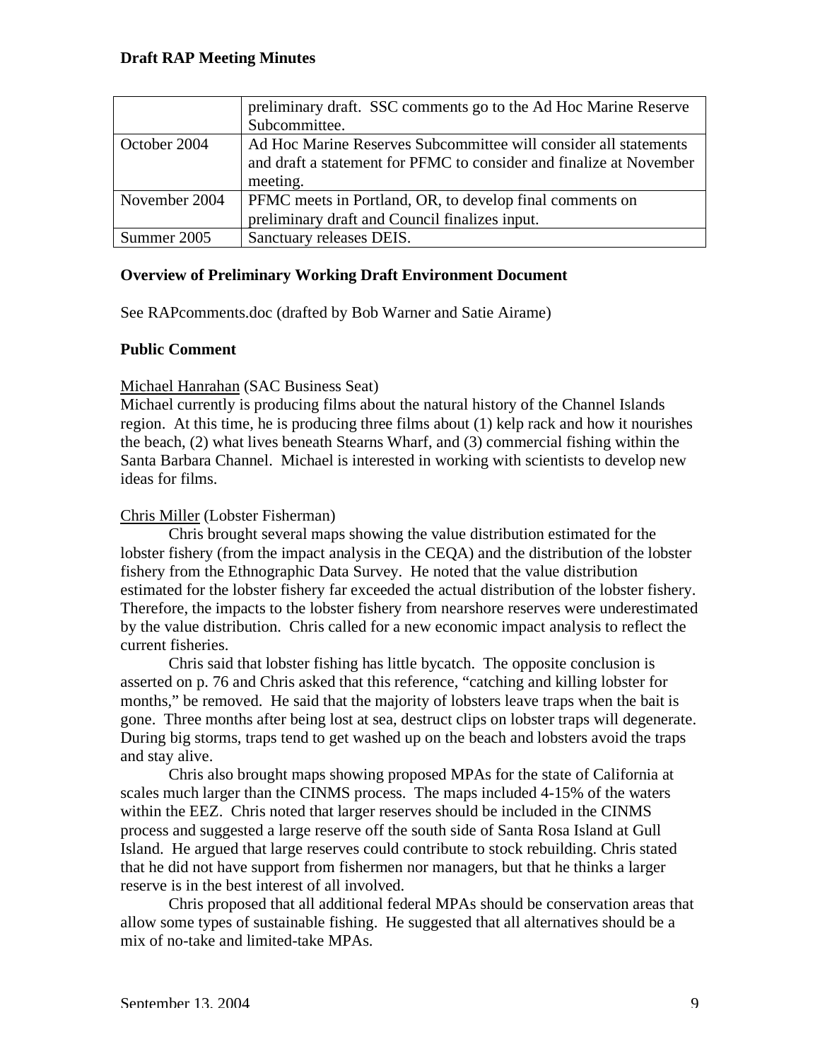| | |
|---|---|
| | preliminary draft. SSC comments go to the Ad Hoc Marine Reserve Subcommittee. |
| October 2004 | Ad Hoc Marine Reserves Subcommittee will consider all statements and draft a statement for PFMC to consider and finalize at November meeting. |
| November 2004 | PFMC meets in Portland, OR, to develop final comments on preliminary draft and Council finalizes input. |
| Summer 2005 | Sanctuary releases DEIS. |

**Overview of Preliminary Working Draft Environment Document**

See RAPcomments.doc (drafted by Bob Warner and Satie Airame)

**Public Comment**

Michael Hanrahan (SAC Business Seat)
Michael currently is producing films about the natural history of the Channel Islands region. At this time, he is producing three films about (1) kelp rack and how it nourishes the beach, (2) what lives beneath Stearns Wharf, and (3) commercial fishing within the Santa Barbara Channel. Michael is interested in working with scientists to develop new ideas for films.

Chris Miller (Lobster Fisherman)

Chris brought several maps showing the value distribution estimated for the lobster fishery (from the impact analysis in the CEQA) and the distribution of the lobster fishery from the Ethnographic Data Survey. He noted that the value distribution estimated for the lobster fishery far exceeded the actual distribution of the lobster fishery. Therefore, the impacts to the lobster fishery from nearshore reserves were underestimated by the value distribution. Chris called for a new economic impact analysis to reflect the current fisheries.

Chris said that lobster fishing has little bycatch. The opposite conclusion is asserted on p. 76 and Chris asked that this reference, "catching and killing lobster for months," be removed. He said that the majority of lobsters leave traps when the bait is gone. Three months after being lost at sea, destruct clips on lobster traps will degenerate. During big storms, traps tend to get washed up on the beach and lobsters avoid the traps and stay alive.

Chris also brought maps showing proposed MPAs for the state of California at scales much larger than the CINMS process. The maps included 4-15% of the waters within the EEZ. Chris noted that larger reserves should be included in the CINMS process and suggested a large reserve off the south side of Santa Rosa Island at Gull Island. He argued that large reserves could contribute to stock rebuilding. Chris stated that he did not have support from fishermen nor managers, but that he thinks a larger reserve is in the best interest of all involved.

Chris proposed that all additional federal MPAs should be conservation areas that allow some types of sustainable fishing. He suggested that all alternatives should be a mix of no-take and limited-take MPAs.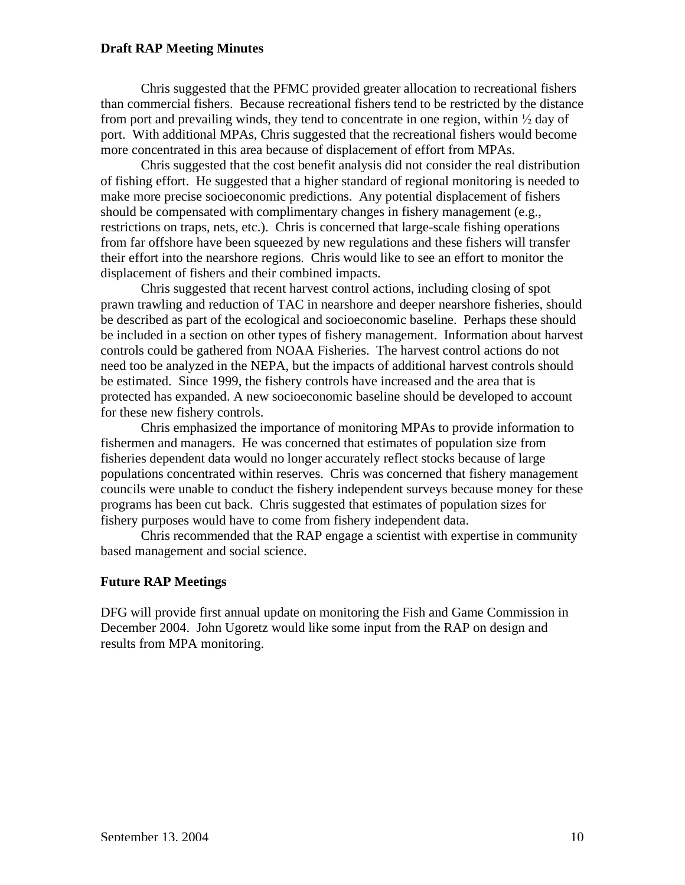Chris suggested that the PFMC provided greater allocation to recreational fishers than commercial fishers. Because recreational fishers tend to be restricted by the distance from port and prevailing winds, they tend to concentrate in one region, within ½ day of port. With additional MPAs, Chris suggested that the recreational fishers would become more concentrated in this area because of displacement of effort from MPAs.

Chris suggested that the cost benefit analysis did not consider the real distribution of fishing effort. He suggested that a higher standard of regional monitoring is needed to make more precise socioeconomic predictions. Any potential displacement of fishers should be compensated with complimentary changes in fishery management (e.g., restrictions on traps, nets, etc.). Chris is concerned that large-scale fishing operations from far offshore have been squeezed by new regulations and these fishers will transfer their effort into the nearshore regions. Chris would like to see an effort to monitor the displacement of fishers and their combined impacts.

Chris suggested that recent harvest control actions, including closing of spot prawn trawling and reduction of TAC in nearshore and deeper nearshore fisheries, should be described as part of the ecological and socioeconomic baseline. Perhaps these should be included in a section on other types of fishery management. Information about harvest controls could be gathered from NOAA Fisheries. The harvest control actions do not need too be analyzed in the NEPA, but the impacts of additional harvest controls should be estimated. Since 1999, the fishery controls have increased and the area that is protected has expanded. A new socioeconomic baseline should be developed to account for these new fishery controls.

Chris emphasized the importance of monitoring MPAs to provide information to fishermen and managers. He was concerned that estimates of population size from fisheries dependent data would no longer accurately reflect stocks because of large populations concentrated within reserves. Chris was concerned that fishery management councils were unable to conduct the fishery independent surveys because money for these programs has been cut back. Chris suggested that estimates of population sizes for fishery purposes would have to come from fishery independent data.

Chris recommended that the RAP engage a scientist with expertise in community based management and social science.

**Future RAP Meetings**

DFG will provide first annual update on monitoring the Fish and Game Commission in December 2004. John Ugoretz would like some input from the RAP on design and results from MPA monitoring.